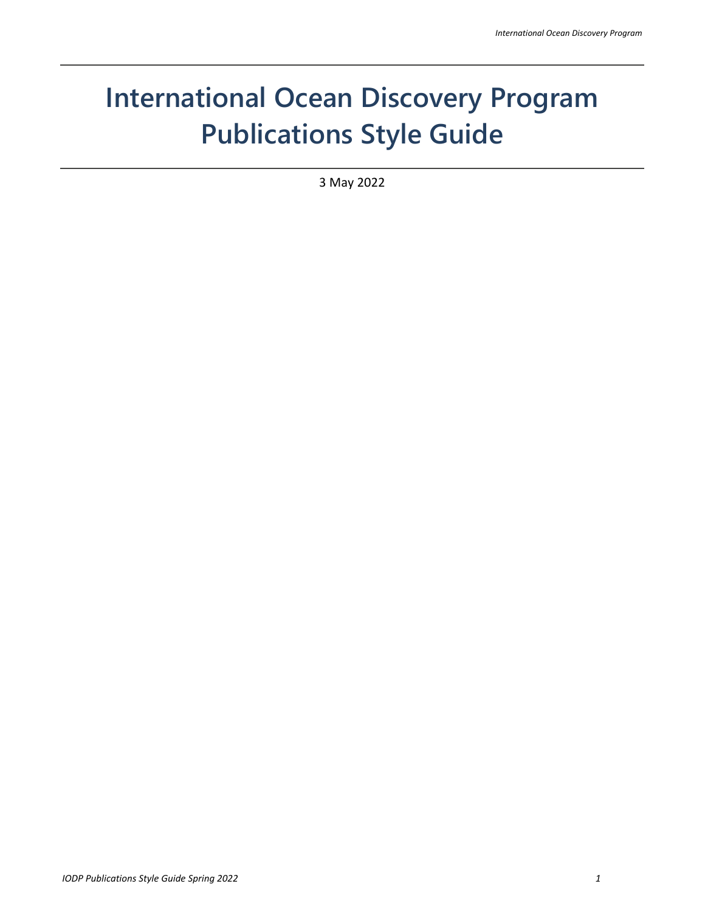# International Ocean Discovery Program Publications Style Guide

3 May 2022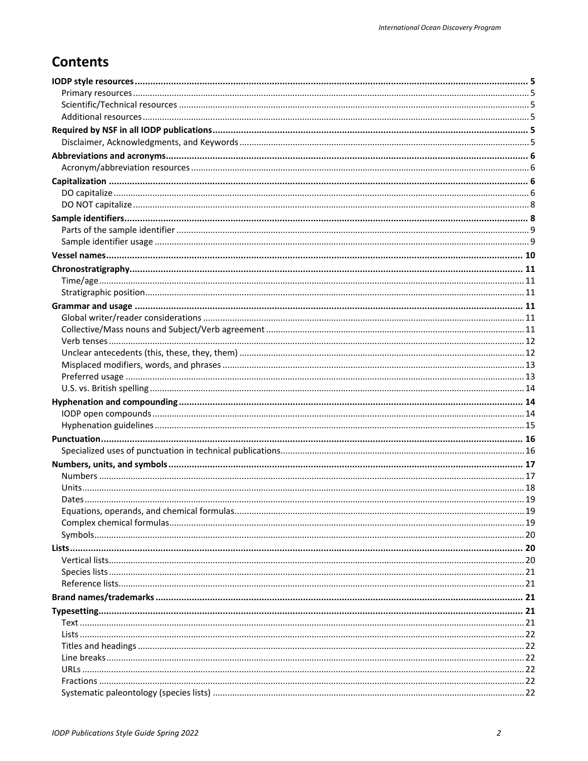# Contents

**IODP style resources** .......... **5**
- Primary resources .......... 5
- Scientific/Technical resources .......... 5
- Additional resources .......... 5

**Required by NSF in all IODP publications** .......... **5**
- Disclaimer, Acknowledgments, and Keywords .......... 5

**Abbreviations and acronyms** .......... **6**
- Acronym/abbreviation resources .......... 6

**Capitalization** .......... **6**
- DO capitalize .......... 6
- DO NOT capitalize .......... 8

**Sample identifiers** .......... **8**
- Parts of the sample identifier .......... 9
- Sample identifier usage .......... 9

**Vessel names** .......... **10**

**Chronostratigraphy** .......... **11**
- Time/age .......... 11
- Stratigraphic position .......... 11

**Grammar and usage** .......... **11**
- Global writer/reader considerations .......... 11
- Collective/Mass nouns and Subject/Verb agreement .......... 11
- Verb tenses .......... 12
- Unclear antecedents (this, these, they, them) .......... 12
- Misplaced modifiers, words, and phrases .......... 13
- Preferred usage .......... 13
- U.S. vs. British spelling .......... 14

**Hyphenation and compounding** .......... **14**
- IODP open compounds .......... 14
- Hyphenation guidelines .......... 15

**Punctuation** .......... **16**
- Specialized uses of punctuation in technical publications .......... 16

**Numbers, units, and symbols** .......... **17**
- Numbers .......... 17
- Units .......... 18
- Dates .......... 19
- Equations, operands, and chemical formulas .......... 19
- Complex chemical formulas .......... 19
- Symbols .......... 20

**Lists** .......... **20**
- Vertical lists .......... 20
- Species lists .......... 21
- Reference lists .......... 21

**Brand names/trademarks** .......... **21**

**Typesetting** .......... **21**
- Text .......... 21
- Lists .......... 22
- Titles and headings .......... 22
- Line breaks .......... 22
- URLs .......... 22
- Fractions .......... 22
- Systematic paleontology (species lists) .......... 22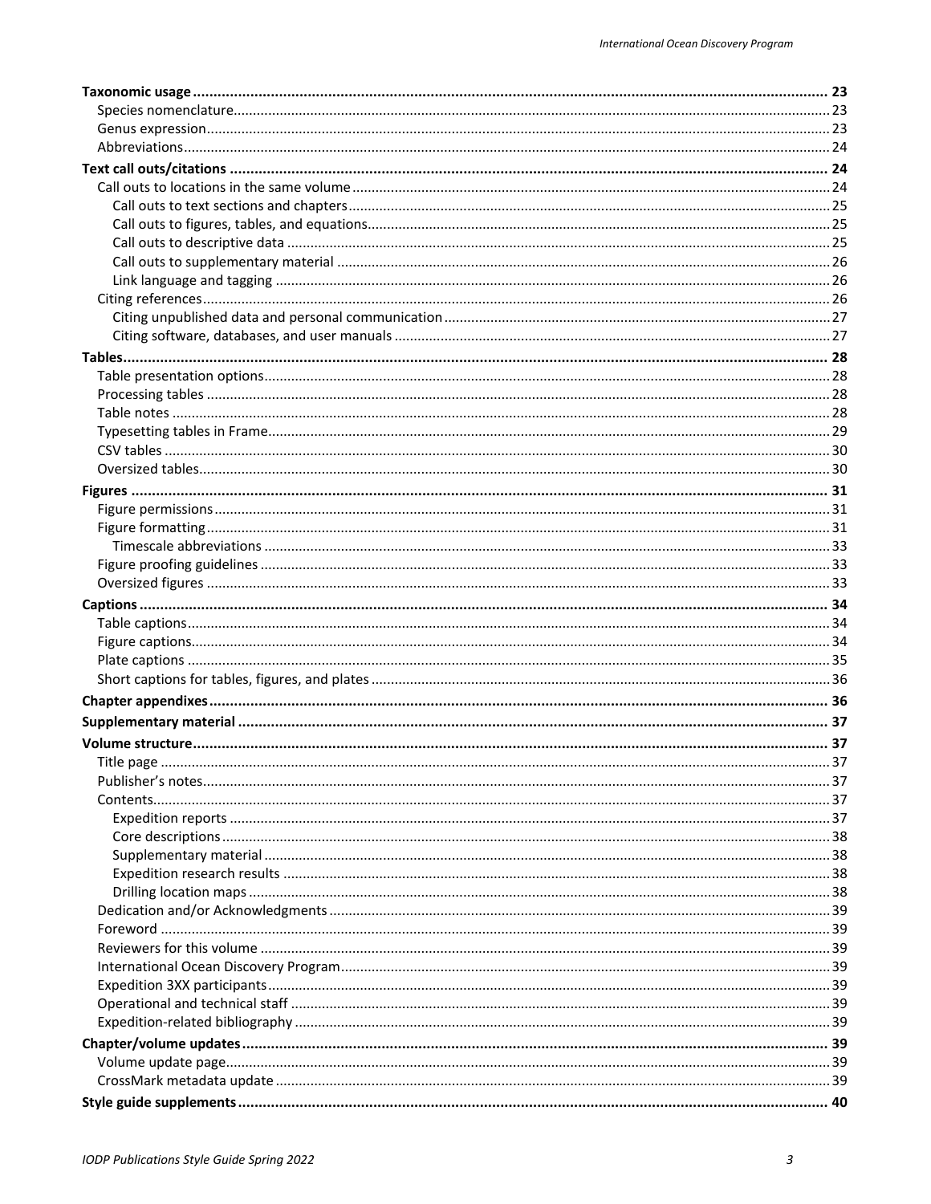- **Taxonomic usage** ..... 23
  - Species nomenclature ..... 23
  - Genus expression ..... 23
  - Abbreviations ..... 24
- **Text call outs/citations** ..... 24
  - Call outs to locations in the same volume ..... 24
    - Call outs to text sections and chapters ..... 25
    - Call outs to figures, tables, and equations ..... 25
    - Call outs to descriptive data ..... 25
    - Call outs to supplementary material ..... 26
    - Link language and tagging ..... 26
  - Citing references ..... 26
    - Citing unpublished data and personal communication ..... 27
    - Citing software, databases, and user manuals ..... 27
- **Tables** ..... 28
  - Table presentation options ..... 28
  - Processing tables ..... 28
  - Table notes ..... 28
  - Typesetting tables in Frame ..... 29
  - CSV tables ..... 30
  - Oversized tables ..... 30
- **Figures** ..... 31
  - Figure permissions ..... 31
  - Figure formatting ..... 31
    - Timescale abbreviations ..... 33
  - Figure proofing guidelines ..... 33
  - Oversized figures ..... 33
- **Captions** ..... 34
  - Table captions ..... 34
  - Figure captions ..... 34
  - Plate captions ..... 35
  - Short captions for tables, figures, and plates ..... 36
- **Chapter appendixes** ..... 36
- **Supplementary material** ..... 37
- **Volume structure** ..... 37
  - Title page ..... 37
  - Publisher's notes ..... 37
  - Contents ..... 37
    - Expedition reports ..... 37
    - Core descriptions ..... 38
    - Supplementary material ..... 38
    - Expedition research results ..... 38
    - Drilling location maps ..... 38
  - Dedication and/or Acknowledgments ..... 39
  - Foreword ..... 39
  - Reviewers for this volume ..... 39
  - International Ocean Discovery Program ..... 39
  - Expedition 3XX participants ..... 39
  - Operational and technical staff ..... 39
  - Expedition-related bibliography ..... 39
- **Chapter/volume updates** ..... 39
  - Volume update page ..... 39
  - CrossMark metadata update ..... 39
- **Style guide supplements** ..... 40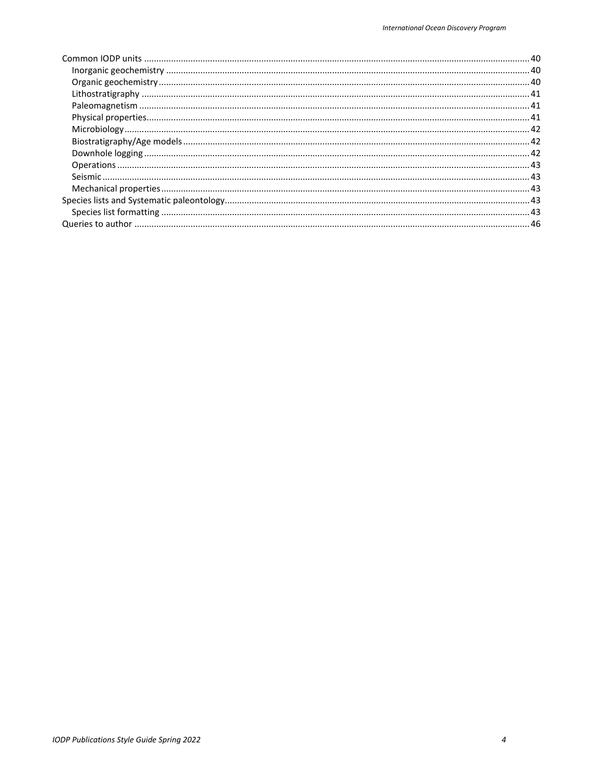- Common IODP units ... 40
  - Inorganic geochemistry ... 40
  - Organic geochemistry ... 40
  - Lithostratigraphy ... 41
  - Paleomagnetism ... 41
  - Physical properties ... 41
  - Microbiology ... 42
  - Biostratigraphy/Age models ... 42
  - Downhole logging ... 42
  - Operations ... 43
  - Seismic ... 43
  - Mechanical properties ... 43
- Species lists and Systematic paleontology ... 43
  - Species list formatting ... 43
- Queries to author ... 46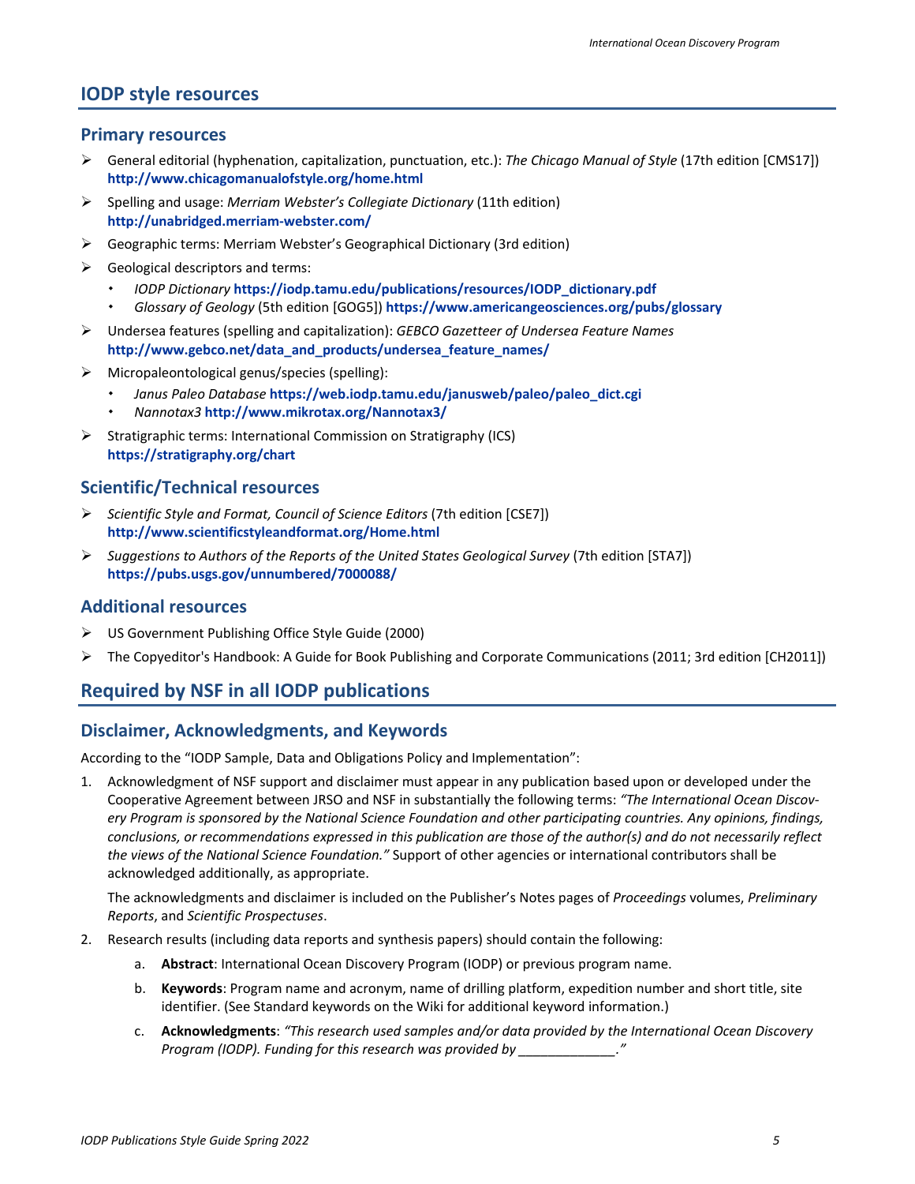## IODP style resources

### Primary resources

- General editorial (hyphenation, capitalization, punctuation, etc.): *The Chicago Manual of Style* (17th edition [CMS17]) **http://www.chicagomanualofstyle.org/home.html**
- Spelling and usage: *Merriam Webster's Collegiate Dictionary* (11th edition) **http://unabridged.merriam-webster.com/**
- Geographic terms: Merriam Webster's Geographical Dictionary (3rd edition)
- Geological descriptors and terms:
  - *IODP Dictionary* **https://iodp.tamu.edu/publications/resources/IODP_dictionary.pdf**
  - *Glossary of Geology* (5th edition [GOG5]) **https://www.americangeosciences.org/pubs/glossary**
- Undersea features (spelling and capitalization): *GEBCO Gazetteer of Undersea Feature Names* **http://www.gebco.net/data_and_products/undersea_feature_names/**
- Micropaleontological genus/species (spelling):
  - *Janus Paleo Database* **https://web.iodp.tamu.edu/janusweb/paleo/paleo_dict.cgi**
  - *Nannotax3* **http://www.mikrotax.org/Nannotax3/**
- Stratigraphic terms: International Commission on Stratigraphy (ICS) **https://stratigraphy.org/chart**

### Scientific/Technical resources

- *Scientific Style and Format, Council of Science Editors* (7th edition [CSE7]) **http://www.scientificstyleandformat.org/Home.html**
- *Suggestions to Authors of the Reports of the United States Geological Survey* (7th edition [STA7]) **https://pubs.usgs.gov/unnumbered/7000088/**

### Additional resources

- US Government Publishing Office Style Guide (2000)
- The Copyeditor's Handbook: A Guide for Book Publishing and Corporate Communications (2011; 3rd edition [CH2011])

## Required by NSF in all IODP publications

### Disclaimer, Acknowledgments, and Keywords

According to the "IODP Sample, Data and Obligations Policy and Implementation":

1. Acknowledgment of NSF support and disclaimer must appear in any publication based upon or developed under the Cooperative Agreement between JRSO and NSF in substantially the following terms: *"The International Ocean Discovery Program is sponsored by the National Science Foundation and other participating countries. Any opinions, findings, conclusions, or recommendations expressed in this publication are those of the author(s) and do not necessarily reflect the views of the National Science Foundation."* Support of other agencies or international contributors shall be acknowledged additionally, as appropriate.

   The acknowledgments and disclaimer is included on the Publisher's Notes pages of *Proceedings* volumes, *Preliminary Reports*, and *Scientific Prospectuses*.

2. Research results (including data reports and synthesis papers) should contain the following:

   a. **Abstract**: International Ocean Discovery Program (IODP) or previous program name.

   b. **Keywords**: Program name and acronym, name of drilling platform, expedition number and short title, site identifier. (See Standard keywords on the Wiki for additional keyword information.)

   c. **Acknowledgments**: *"This research used samples and/or data provided by the International Ocean Discovery Program (IODP). Funding for this research was provided by _____________."*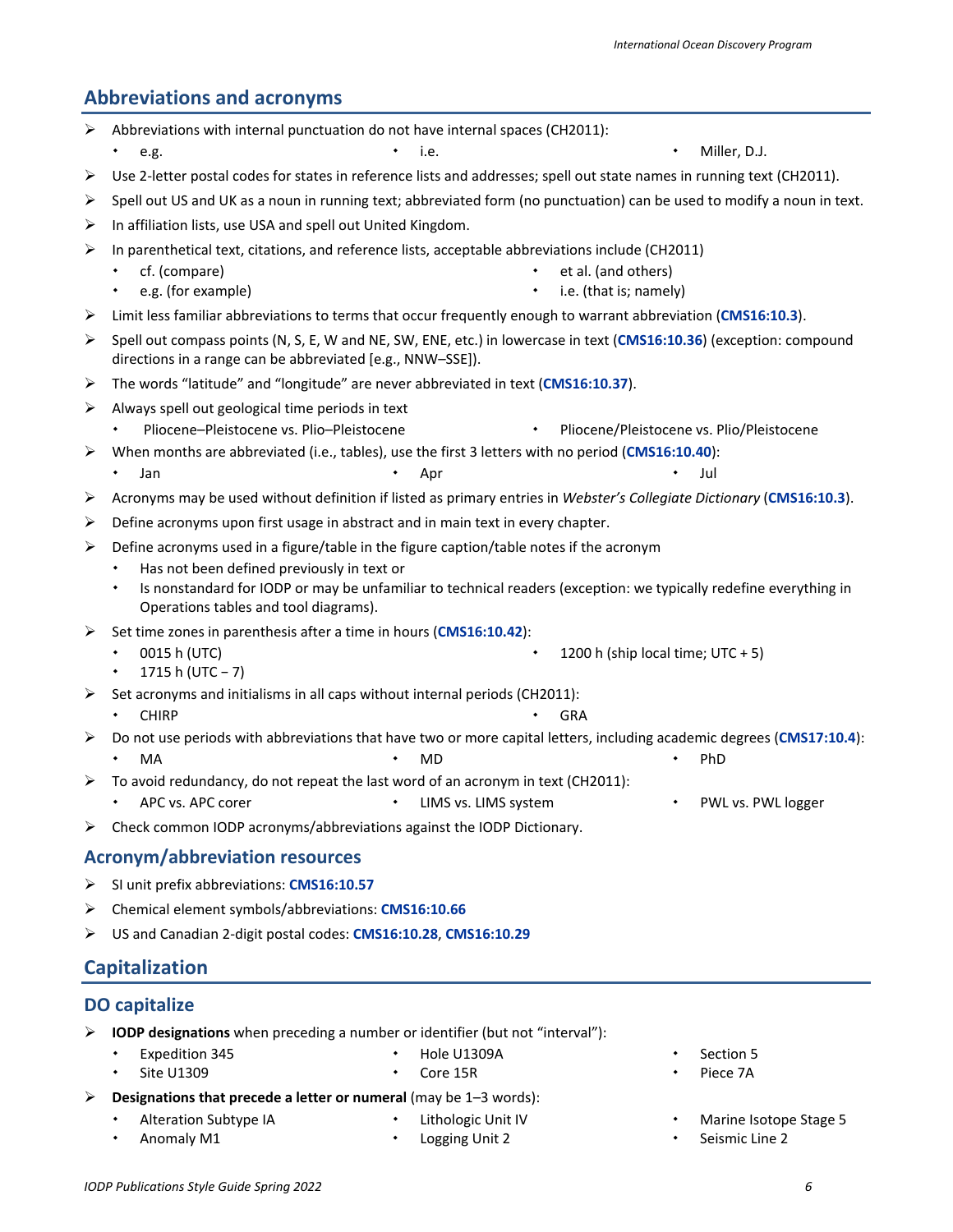## Abbreviations and acronyms

- Abbreviations with internal punctuation do not have internal spaces (CH2011):
  - e.g.
  - i.e.
  - Miller, D.J.
- Use 2-letter postal codes for states in reference lists and addresses; spell out state names in running text (CH2011).
- Spell out US and UK as a noun in running text; abbreviated form (no punctuation) can be used to modify a noun in text.
- In affiliation lists, use USA and spell out United Kingdom.
- In parenthetical text, citations, and reference lists, acceptable abbreviations include (CH2011)
  - cf. (compare)
  - et al. (and others)
  - e.g. (for example)
  - i.e. (that is; namely)
- Limit less familiar abbreviations to terms that occur frequently enough to warrant abbreviation (**CMS16:10.3**).
- Spell out compass points (N, S, E, W and NE, SW, ENE, etc.) in lowercase in text (**CMS16:10.36**) (exception: compound directions in a range can be abbreviated [e.g., NNW–SSE]).
- The words "latitude" and "longitude" are never abbreviated in text (**CMS16:10.37**).
- Always spell out geological time periods in text
  - Pliocene–Pleistocene vs. Plio–Pleistocene
  - Pliocene/Pleistocene vs. Plio/Pleistocene
- When months are abbreviated (i.e., tables), use the first 3 letters with no period (**CMS16:10.40**):
  - Jan
  - Apr
  - Jul
- Acronyms may be used without definition if listed as primary entries in *Webster's Collegiate Dictionary* (**CMS16:10.3**).
- Define acronyms upon first usage in abstract and in main text in every chapter.
- Define acronyms used in a figure/table in the figure caption/table notes if the acronym
  - Has not been defined previously in text or
  - Is nonstandard for IODP or may be unfamiliar to technical readers (exception: we typically redefine everything in Operations tables and tool diagrams).
- Set time zones in parenthesis after a time in hours (**CMS16:10.42**):
  - 0015 h (UTC)
  - 1200 h (ship local time; UTC + 5)
  - 1715 h (UTC − 7)
- Set acronyms and initialisms in all caps without internal periods (CH2011):
  - CHIRP
  - GRA
- Do not use periods with abbreviations that have two or more capital letters, including academic degrees (**CMS17:10.4**):
  - MA
  - MD
  - PhD
- To avoid redundancy, do not repeat the last word of an acronym in text (CH2011):
  - APC vs. APC corer
  - LIMS vs. LIMS system
  - PWL vs. PWL logger
- Check common IODP acronyms/abbreviations against the IODP Dictionary.

### Acronym/abbreviation resources

- SI unit prefix abbreviations: **CMS16:10.57**
- Chemical element symbols/abbreviations: **CMS16:10.66**
- US and Canadian 2-digit postal codes: **CMS16:10.28**, **CMS16:10.29**

## Capitalization

### DO capitalize

- **IODP designations** when preceding a number or identifier (but not "interval"):
  - Expedition 345
  - Hole U1309A
  - Section 5
  - Site U1309
  - Core 15R
  - Piece 7A
- **Designations that precede a letter or numeral** (may be 1–3 words):
  - Alteration Subtype IA
  - Lithologic Unit IV
  - Marine Isotope Stage 5
  - Anomaly M1
  - Logging Unit 2
  - Seismic Line 2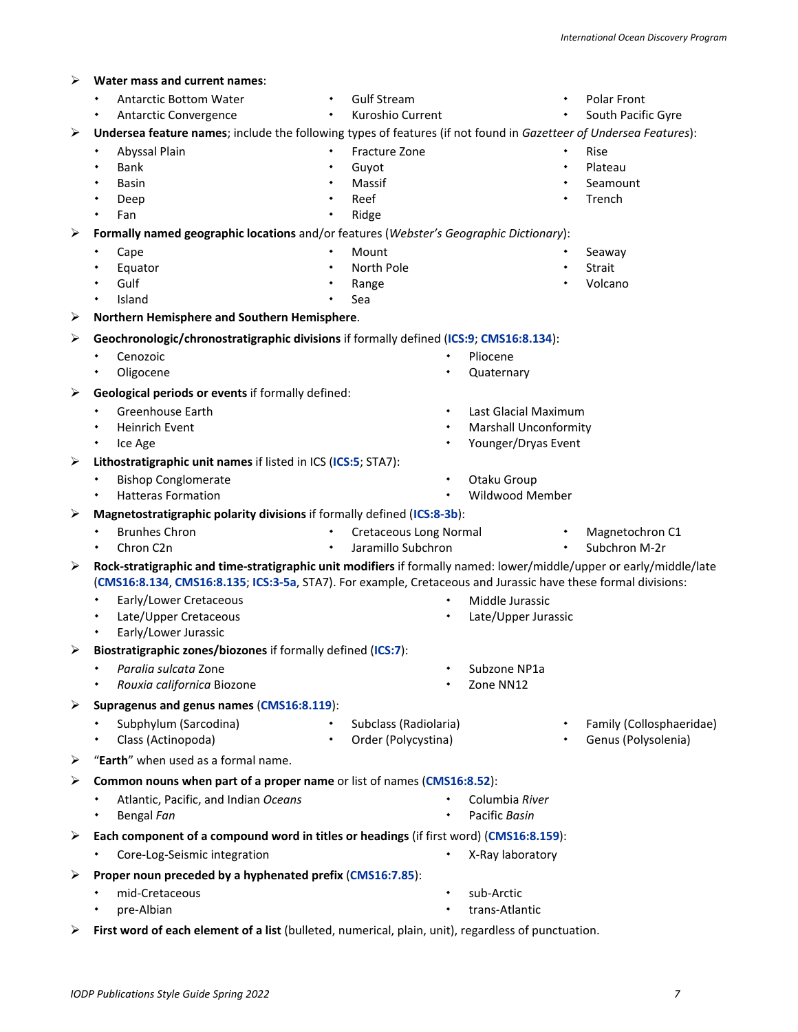- **Water mass and current names**:
  - Antarctic Bottom Water
  - Antarctic Convergence
  - Gulf Stream
  - Kuroshio Current
  - Polar Front
  - South Pacific Gyre
- **Undersea feature names**; include the following types of features (if not found in *Gazetteer of Undersea Features*):
  - Abyssal Plain
  - Bank
  - Basin
  - Deep
  - Fan
  - Fracture Zone
  - Guyot
  - Massif
  - Reef
  - Ridge
  - Rise
  - Plateau
  - Seamount
  - Trench
- **Formally named geographic locations** and/or features (*Webster's Geographic Dictionary*):
  - Cape
  - Equator
  - Gulf
  - Island
  - Mount
  - North Pole
  - Range
  - Sea
  - Seaway
  - Strait
  - Volcano
- **Northern Hemisphere and Southern Hemisphere**.
- **Geochronologic/chronostratigraphic divisions** if formally defined (**ICS:9**; **CMS16:8.134**):
  - Cenozoic
  - Oligocene
  - Pliocene
  - Quaternary
- **Geological periods or events** if formally defined:
  - Greenhouse Earth
  - Heinrich Event
  - Ice Age
  - Last Glacial Maximum
  - Marshall Unconformity
  - Younger/Dryas Event
- **Lithostratigraphic unit names** if listed in ICS (**ICS:5**; STA7):
  - Bishop Conglomerate
  - Hatteras Formation
  - Otaku Group
  - Wildwood Member
- **Magnetostratigraphic polarity divisions** if formally defined (**ICS:8-3b**):
  - Brunhes Chron
  - Chron C2n
  - Cretaceous Long Normal
  - Jaramillo Subchron
  - Magnetochron C1
  - Subchron M-2r
- **Rock-stratigraphic and time-stratigraphic unit modifiers** if formally named: lower/middle/upper or early/middle/late (**CMS16:8.134**, **CMS16:8.135**; **ICS:3-5a**, STA7). For example, Cretaceous and Jurassic have these formal divisions:
  - Early/Lower Cretaceous
  - Late/Upper Cretaceous
  - Early/Lower Jurassic
  - Middle Jurassic
  - Late/Upper Jurassic
- **Biostratigraphic zones/biozones** if formally defined (**ICS:7**):
  - *Paralia sulcata* Zone
  - *Rouxia californica* Biozone
  - Subzone NP1a
  - Zone NN12
- **Supragenus and genus names** (**CMS16:8.119**):
  - Subphylum (Sarcodina)
  - Class (Actinopoda)
  - Subclass (Radiolaria)
  - Order (Polycystina)
  - Family (Collosphaeridae)
  - Genus (Polysolenia)
- "**Earth**" when used as a formal name.
- **Common nouns when part of a proper name** or list of names (**CMS16:8.52**):
  - Atlantic, Pacific, and Indian *Oceans*
  - Bengal *Fan*
  - Columbia *River*
  - Pacific *Basin*
- **Each component of a compound word in titles or headings** (if first word) (**CMS16:8.159**):
  - Core-Log-Seismic integration
  - X-Ray laboratory
- **Proper noun preceded by a hyphenated prefix** (**CMS16:7.85**):
  - mid-Cretaceous
  - pre-Albian
  - sub-Arctic
  - trans-Atlantic
- **First word of each element of a list** (bulleted, numerical, plain, unit), regardless of punctuation.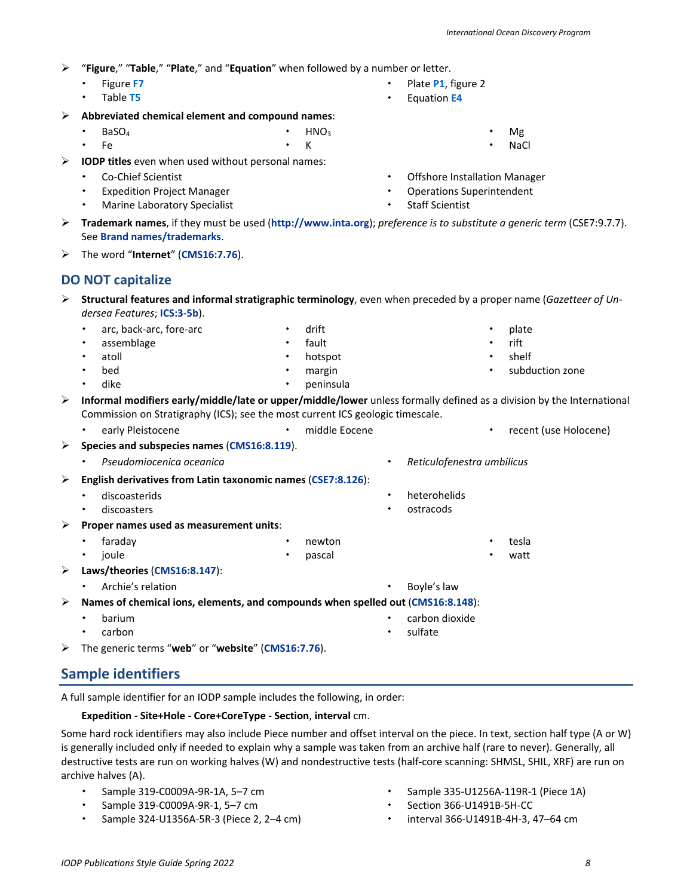- "**Figure**," "**Table**," "**Plate**," and "**Equation**" when followed by a number or letter.
  - Figure **F7**
  - Table **T5**
  - Plate **P1**, figure 2
  - Equation **E4**
- **Abbreviated chemical element and compound names**:
  - $BaSO_4$
  - Fe
  - $HNO_3$
  - K
  - Mg
  - NaCl
- **IODP titles** even when used without personal names:
  - Co-Chief Scientist
  - Expedition Project Manager
  - Marine Laboratory Specialist
  - Offshore Installation Manager
  - Operations Superintendent
  - Staff Scientist
- **Trademark names**, if they must be used (**http://www.inta.org**); *preference is to substitute a generic term* (CSE7:9.7.7). See **Brand names/trademarks**.
- The word "**Internet**" (**CMS16:7.76**).

## DO NOT capitalize

- **Structural features and informal stratigraphic terminology**, even when preceded by a proper name (*Gazetteer of Undersea Features*; **ICS:3-5b**).
  - arc, back-arc, fore-arc
  - assemblage
  - atoll
  - bed
  - dike
  - drift
  - fault
  - hotspot
  - margin
  - peninsula
  - plate
  - rift
  - shelf
  - subduction zone
- **Informal modifiers early/middle/late or upper/middle/lower** unless formally defined as a division by the International Commission on Stratigraphy (ICS); see the most current ICS geologic timescale.
  - early Pleistocene
  - middle Eocene
  - recent (use Holocene)
- **Species and subspecies names** (**CMS16:8.119**).
  - *Pseudomiocenica oceanica*
  - *Reticulofenestra umbilicus*
- **English derivatives from Latin taxonomic names** (**CSE7:8.126**):
  - discoasterids
  - discoasters
  - heterohelids
  - ostracods
- **Proper names used as measurement units**:
  - faraday
  - joule
  - newton
  - pascal
  - tesla
  - watt
- **Laws/theories** (**CMS16:8.147**):
  - Archie's relation
  - Boyle's law
- **Names of chemical ions, elements, and compounds when spelled out** (**CMS16:8.148**):
  - barium
  - carbon
  - carbon dioxide
  - sulfate
- The generic terms "**web**" or "**website**" (**CMS16:7.76**).

## Sample identifiers

A full sample identifier for an IODP sample includes the following, in order:

**Expedition** - **Site+Hole** - **Core+CoreType** - **Section**, **interval** cm.

Some hard rock identifiers may also include Piece number and offset interval on the piece. In text, section half type (A or W) is generally included only if needed to explain why a sample was taken from an archive half (rare to never). Generally, all destructive tests are run on working halves (W) and nondestructive tests (half-core scanning: SHMSL, SHIL, XRF) are run on archive halves (A).

- Sample 319-C0009A-9R-1A, 5–7 cm
- Sample 319-C0009A-9R-1, 5–7 cm
- Sample 324-U1356A-5R-3 (Piece 2, 2–4 cm)
- Sample 335-U1256A-119R-1 (Piece 1A)
- Section 366-U1491B-5H-CC
- interval 366-U1491B-4H-3, 47–64 cm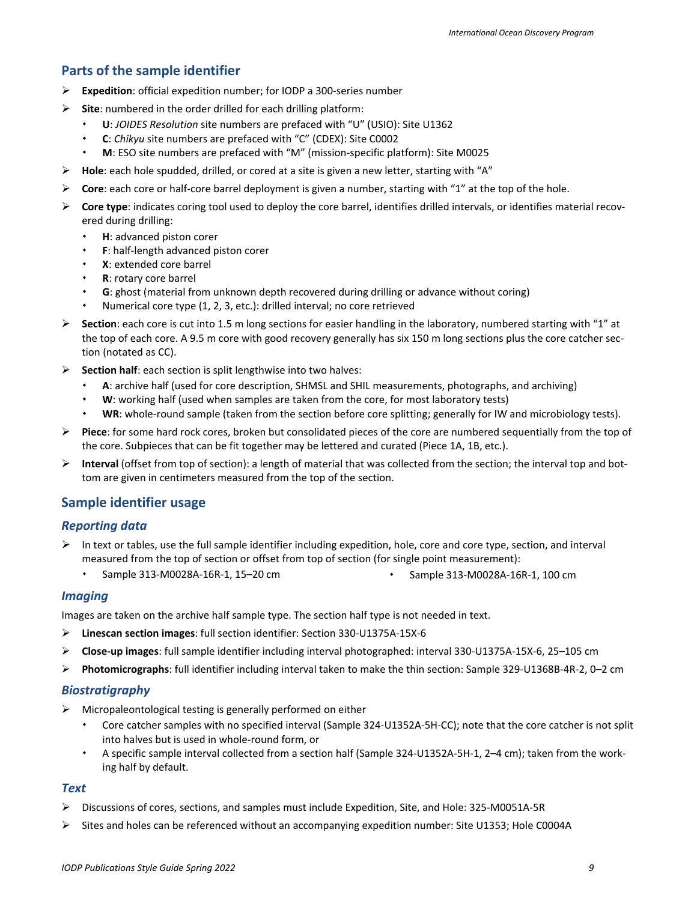## Parts of the sample identifier

- **Expedition**: official expedition number; for IODP a 300-series number
- **Site**: numbered in the order drilled for each drilling platform:
  - **U**: *JOIDES Resolution* site numbers are prefaced with "U" (USIO): Site U1362
  - **C**: *Chikyu* site numbers are prefaced with "C" (CDEX): Site C0002
  - **M**: ESO site numbers are prefaced with "M" (mission-specific platform): Site M0025
- **Hole**: each hole spudded, drilled, or cored at a site is given a new letter, starting with "A"
- **Core**: each core or half-core barrel deployment is given a number, starting with "1" at the top of the hole.
- **Core type**: indicates coring tool used to deploy the core barrel, identifies drilled intervals, or identifies material recovered during drilling:
  - **H**: advanced piston corer
  - **F**: half-length advanced piston corer
  - **X**: extended core barrel
  - **R**: rotary core barrel
  - **G**: ghost (material from unknown depth recovered during drilling or advance without coring)
  - Numerical core type (1, 2, 3, etc.): drilled interval; no core retrieved
- **Section**: each core is cut into 1.5 m long sections for easier handling in the laboratory, numbered starting with "1" at the top of each core. A 9.5 m core with good recovery generally has six 150 m long sections plus the core catcher section (notated as CC).
- **Section half**: each section is split lengthwise into two halves:
  - **A**: archive half (used for core description, SHMSL and SHIL measurements, photographs, and archiving)
  - **W**: working half (used when samples are taken from the core, for most laboratory tests)
  - **WR**: whole-round sample (taken from the section before core splitting; generally for IW and microbiology tests).
- **Piece**: for some hard rock cores, broken but consolidated pieces of the core are numbered sequentially from the top of the core. Subpieces that can be fit together may be lettered and curated (Piece 1A, 1B, etc.).
- **Interval** (offset from top of section): a length of material that was collected from the section; the interval top and bottom are given in centimeters measured from the top of the section.

## Sample identifier usage

### *Reporting data*

- In text or tables, use the full sample identifier including expedition, hole, core and core type, section, and interval measured from the top of section or offset from top of section (for single point measurement):
  - Sample 313-M0028A-16R-1, 15–20 cm
  - Sample 313-M0028A-16R-1, 100 cm

### *Imaging*

Images are taken on the archive half sample type. The section half type is not needed in text.

- **Linescan section images**: full section identifier: Section 330-U1375A-15X-6
- **Close-up images**: full sample identifier including interval photographed: interval 330-U1375A-15X-6, 25–105 cm
- **Photomicrographs**: full identifier including interval taken to make the thin section: Sample 329-U1368B-4R-2, 0–2 cm

### *Biostratigraphy*

- Micropaleontological testing is generally performed on either
  - Core catcher samples with no specified interval (Sample 324-U1352A-5H-CC); note that the core catcher is not split into halves but is used in whole-round form, or
  - A specific sample interval collected from a section half (Sample 324-U1352A-5H-1, 2–4 cm); taken from the working half by default.

### *Text*

- Discussions of cores, sections, and samples must include Expedition, Site, and Hole: 325-M0051A-5R
- Sites and holes can be referenced without an accompanying expedition number: Site U1353; Hole C0004A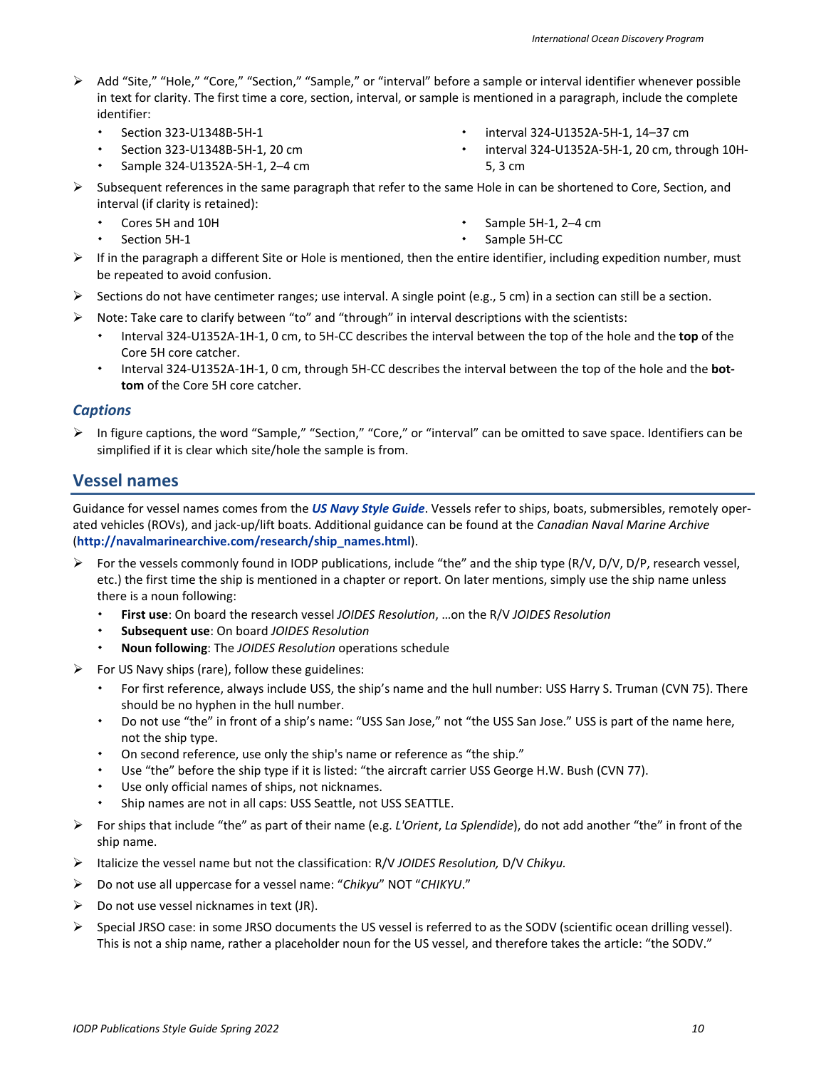- Add “Site,” “Hole,” “Core,” “Section,” “Sample,” or “interval” before a sample or interval identifier whenever possible in text for clarity. The first time a core, section, interval, or sample is mentioned in a paragraph, include the complete identifier:
  - Section 323-U1348B-5H-1
  - Section 323-U1348B-5H-1, 20 cm
  - Sample 324-U1352A-5H-1, 2–4 cm
  - interval 324-U1352A-5H-1, 14–37 cm
  - interval 324-U1352A-5H-1, 20 cm, through 10H-5, 3 cm
- Subsequent references in the same paragraph that refer to the same Hole in can be shortened to Core, Section, and interval (if clarity is retained):
  - Cores 5H and 10H
  - Section 5H-1
  - Sample 5H-1, 2–4 cm
  - Sample 5H-CC
- If in the paragraph a different Site or Hole is mentioned, then the entire identifier, including expedition number, must be repeated to avoid confusion.
- Sections do not have centimeter ranges; use interval. A single point (e.g., 5 cm) in a section can still be a section.
- Note: Take care to clarify between “to” and “through” in interval descriptions with the scientists:
  - Interval 324-U1352A-1H-1, 0 cm, to 5H-CC describes the interval between the top of the hole and the **top** of the Core 5H core catcher.
  - Interval 324-U1352A-1H-1, 0 cm, through 5H-CC describes the interval between the top of the hole and the **bottom** of the Core 5H core catcher.

### *Captions*

- In figure captions, the word “Sample,” “Section,” “Core,” or “interval” can be omitted to save space. Identifiers can be simplified if it is clear which site/hole the sample is from.

## Vessel names

Guidance for vessel names comes from the ***US Navy Style Guide***. Vessels refer to ships, boats, submersibles, remotely operated vehicles (ROVs), and jack-up/lift boats. Additional guidance can be found at the *Canadian Naval Marine Archive* (**http://navalmarinearchive.com/research/ship_names.html**).

- For the vessels commonly found in IODP publications, include “the” and the ship type (R/V, D/V, D/P, research vessel, etc.) the first time the ship is mentioned in a chapter or report. On later mentions, simply use the ship name unless there is a noun following:
  - **First use**: On board the research vessel *JOIDES Resolution*, …on the R/V *JOIDES Resolution*
  - **Subsequent use**: On board *JOIDES Resolution*
  - **Noun following**: The *JOIDES Resolution* operations schedule
- For US Navy ships (rare), follow these guidelines:
  - For first reference, always include USS, the ship’s name and the hull number: USS Harry S. Truman (CVN 75). There should be no hyphen in the hull number.
  - Do not use “the” in front of a ship’s name: “USS San Jose,” not “the USS San Jose.” USS is part of the name here, not the ship type.
  - On second reference, use only the ship's name or reference as “the ship.”
  - Use “the” before the ship type if it is listed: “the aircraft carrier USS George H.W. Bush (CVN 77).
  - Use only official names of ships, not nicknames.
  - Ship names are not in all caps: USS Seattle, not USS SEATTLE.
- For ships that include “the” as part of their name (e.g. *L'Orient*, *La Splendide*), do not add another “the” in front of the ship name.
- Italicize the vessel name but not the classification: R/V *JOIDES Resolution,* D/V *Chikyu.*
- Do not use all uppercase for a vessel name: “*Chikyu*” NOT “*CHIKYU*.”
- Do not use vessel nicknames in text (JR).
- Special JRSO case: in some JRSO documents the US vessel is referred to as the SODV (scientific ocean drilling vessel). This is not a ship name, rather a placeholder noun for the US vessel, and therefore takes the article: “the SODV.”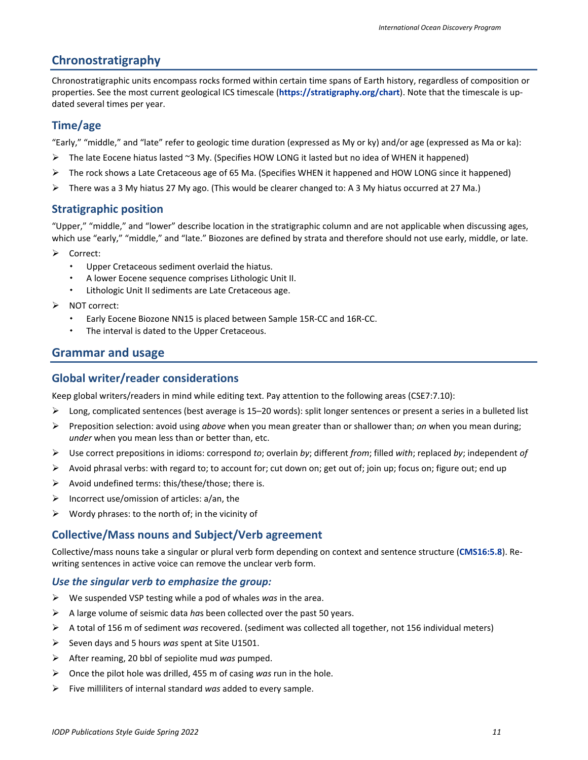## Chronostratigraphy

Chronostratigraphic units encompass rocks formed within certain time spans of Earth history, regardless of composition or properties. See the most current geological ICS timescale (**https://stratigraphy.org/chart**). Note that the timescale is updated several times per year.

### Time/age

"Early," "middle," and "late" refer to geologic time duration (expressed as My or ky) and/or age (expressed as Ma or ka):

- The late Eocene hiatus lasted ~3 My. (Specifies HOW LONG it lasted but no idea of WHEN it happened)
- The rock shows a Late Cretaceous age of 65 Ma. (Specifies WHEN it happened and HOW LONG since it happened)
- There was a 3 My hiatus 27 My ago. (This would be clearer changed to: A 3 My hiatus occurred at 27 Ma.)

### Stratigraphic position

"Upper," "middle," and "lower" describe location in the stratigraphic column and are not applicable when discussing ages, which use "early," "middle," and "late." Biozones are defined by strata and therefore should not use early, middle, or late.

- Correct:
  - Upper Cretaceous sediment overlaid the hiatus.
  - A lower Eocene sequence comprises Lithologic Unit II.
  - Lithologic Unit II sediments are Late Cretaceous age.
- NOT correct:
  - Early Eocene Biozone NN15 is placed between Sample 15R-CC and 16R-CC.
  - The interval is dated to the Upper Cretaceous.

## Grammar and usage

### Global writer/reader considerations

Keep global writers/readers in mind while editing text. Pay attention to the following areas (CSE7:7.10):

- Long, complicated sentences (best average is 15–20 words): split longer sentences or present a series in a bulleted list
- Preposition selection: avoid using *above* when you mean greater than or shallower than; *on* when you mean during; *under* when you mean less than or better than, etc.
- Use correct prepositions in idioms: correspond *to*; overlain *by*; different *from*; filled *with*; replaced *by*; independent *of*
- Avoid phrasal verbs: with regard to; to account for; cut down on; get out of; join up; focus on; figure out; end up
- Avoid undefined terms: this/these/those; there is.
- Incorrect use/omission of articles: a/an, the
- Wordy phrases: to the north of; in the vicinity of

### Collective/Mass nouns and Subject/Verb agreement

Collective/mass nouns take a singular or plural verb form depending on context and sentence structure (**CMS16:5.8**). Rewriting sentences in active voice can remove the unclear verb form.

#### *Use the singular verb to emphasize the group:*

- We suspended VSP testing while a pod of whales *was* in the area.
- A large volume of seismic data *has* been collected over the past 50 years.
- A total of 156 m of sediment *was* recovered. (sediment was collected all together, not 156 individual meters)
- Seven days and 5 hours *was* spent at Site U1501.
- After reaming, 20 bbl of sepiolite mud *was* pumped.
- Once the pilot hole was drilled, 455 m of casing *was* run in the hole.
- Five milliliters of internal standard *was* added to every sample.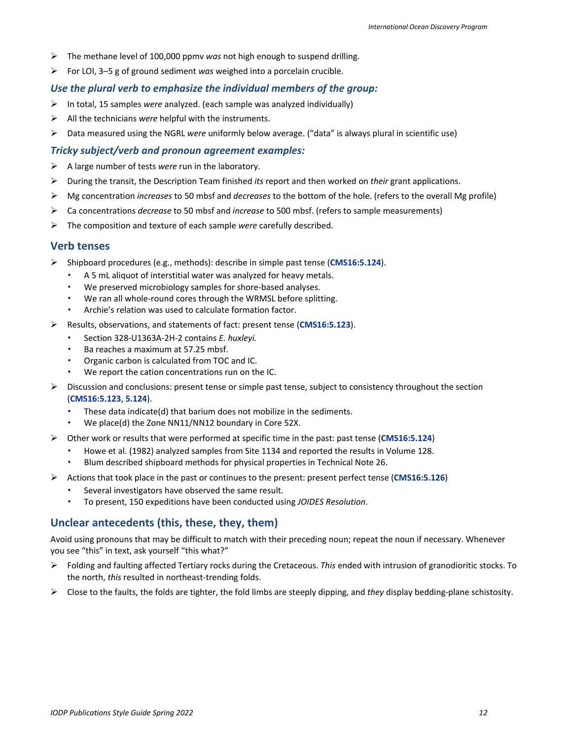- The methane level of 100,000 ppmv *was* not high enough to suspend drilling.
- For LOI, 3–5 g of ground sediment *was* weighed into a porcelain crucible.

### *Use the plural verb to emphasize the individual members of the group:*

- In total, 15 samples *were* analyzed. (each sample was analyzed individually)
- All the technicians *were* helpful with the instruments.
- Data measured using the NGRL *were* uniformly below average. ("data" is always plural in scientific use)

### *Tricky subject/verb and pronoun agreement examples:*

- A large number of tests *were* run in the laboratory.
- During the transit, the Description Team finished *its* report and then worked on *their* grant applications.
- Mg concentration *increases* to 50 mbsf and *decreases* to the bottom of the hole. (refers to the overall Mg profile)
- Ca concentrations *decrease* to 50 mbsf and *increase* to 500 mbsf. (refers to sample measurements)
- The composition and texture of each sample *were* carefully described.

## Verb tenses

- Shipboard procedures (e.g., methods): describe in simple past tense (**CMS16:5.124**).
  - A 5 mL aliquot of interstitial water was analyzed for heavy metals.
  - We preserved microbiology samples for shore-based analyses.
  - We ran all whole-round cores through the WRMSL before splitting.
  - Archie's relation was used to calculate formation factor.
- Results, observations, and statements of fact: present tense (**CMS16:5.123**).
  - Section 328-U1363A-2H-2 contains *E. huxleyi.*
  - Ba reaches a maximum at 57.25 mbsf.
  - Organic carbon is calculated from TOC and IC.
  - We report the cation concentrations run on the IC.
- Discussion and conclusions: present tense or simple past tense, subject to consistency throughout the section (**CMS16:5.123**, **5.124**).
  - These data indicate(d) that barium does not mobilize in the sediments.
  - We place(d) the Zone NN11/NN12 boundary in Core 52X.
- Other work or results that were performed at specific time in the past: past tense (**CMS16:5.124**)
  - Howe et al. (1982) analyzed samples from Site 1134 and reported the results in Volume 128.
  - Blum described shipboard methods for physical properties in Technical Note 26.
- Actions that took place in the past or continues to the present: present perfect tense (**CMS16:5.126**)
  - Several investigators have observed the same result.
  - To present, 150 expeditions have been conducted using *JOIDES Resolution*.

## Unclear antecedents (this, these, they, them)

Avoid using pronouns that may be difficult to match with their preceding noun; repeat the noun if necessary. Whenever you see "this" in text, ask yourself "this what?"

- Folding and faulting affected Tertiary rocks during the Cretaceous. *This* ended with intrusion of granodioritic stocks. To the north, *this* resulted in northeast-trending folds.
- Close to the faults, the folds are tighter, the fold limbs are steeply dipping, and *they* display bedding-plane schistosity.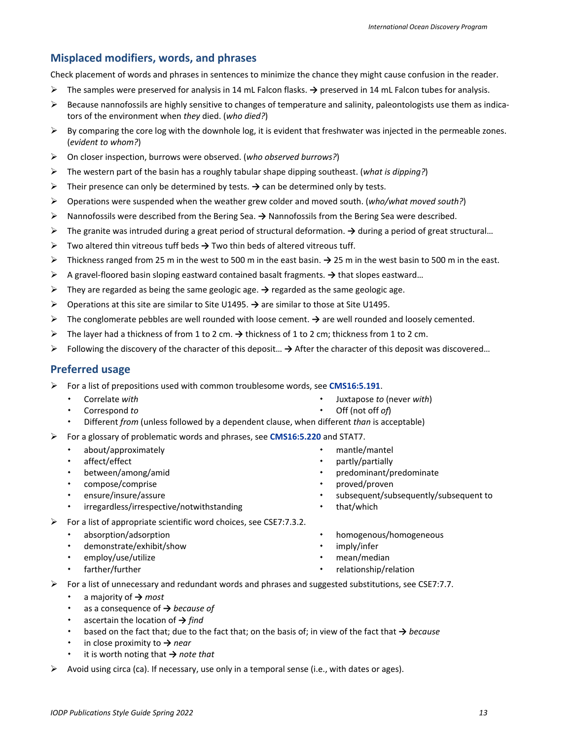## Misplaced modifiers, words, and phrases

Check placement of words and phrases in sentences to minimize the chance they might cause confusion in the reader.

- The samples were preserved for analysis in 14 mL Falcon flasks. → preserved in 14 mL Falcon tubes for analysis.
- Because nannofossils are highly sensitive to changes of temperature and salinity, paleontologists use them as indicators of the environment when *they* died. (*who died?*)
- By comparing the core log with the downhole log, it is evident that freshwater was injected in the permeable zones. (*evident to whom?*)
- On closer inspection, burrows were observed. (*who observed burrows?*)
- The western part of the basin has a roughly tabular shape dipping southeast. (*what is dipping?*)
- Their presence can only be determined by tests. → can be determined only by tests.
- Operations were suspended when the weather grew colder and moved south. (*who/what moved south?*)
- Nannofossils were described from the Bering Sea. → Nannofossils from the Bering Sea were described.
- The granite was intruded during a great period of structural deformation. → during a period of great structural…
- Two altered thin vitreous tuff beds → Two thin beds of altered vitreous tuff.
- Thickness ranged from 25 m in the west to 500 m in the east basin. → 25 m in the west basin to 500 m in the east.
- A gravel-floored basin sloping eastward contained basalt fragments. → that slopes eastward…
- They are regarded as being the same geologic age. → regarded as the same geologic age.
- Operations at this site are similar to Site U1495. → are similar to those at Site U1495.
- The conglomerate pebbles are well rounded with loose cement. → are well rounded and loosely cemented.
- The layer had a thickness of from 1 to 2 cm. → thickness of 1 to 2 cm; thickness from 1 to 2 cm.
- Following the discovery of the character of this deposit… → After the character of this deposit was discovered…

## Preferred usage

- For a list of prepositions used with common troublesome words, see **CMS16:5.191**.
  - Correlate *with*
  - Correspond *to*
  - Juxtapose *to* (never *with*)
  - Off (not off *of*)
  - Different *from* (unless followed by a dependent clause, when different *than* is acceptable)
- For a glossary of problematic words and phrases, see **CMS16:5.220** and STAT7.
  - about/approximately
  - affect/effect
  - between/among/amid
  - compose/comprise
  - ensure/insure/assure
  - irregardless/irrespective/notwithstanding
  - mantle/mantel
  - partly/partially
  - predominant/predominate
  - proved/proven
  - subsequent/subsequently/subsequent to
  - that/which
- For a list of appropriate scientific word choices, see CSE7:7.3.2.
  - absorption/adsorption
  - demonstrate/exhibit/show
  - employ/use/utilize
  - farther/further
  - homogenous/homogeneous
  - imply/infer
  - mean/median
  - relationship/relation
- For a list of unnecessary and redundant words and phrases and suggested substitutions, see CSE7:7.7.
  - a majority of → *most*
  - as a consequence of → *because of*
  - ascertain the location of → *find*
  - based on the fact that; due to the fact that; on the basis of; in view of the fact that → *because*
  - in close proximity to → *near*
  - it is worth noting that → *note that*
- Avoid using circa (ca). If necessary, use only in a temporal sense (i.e., with dates or ages).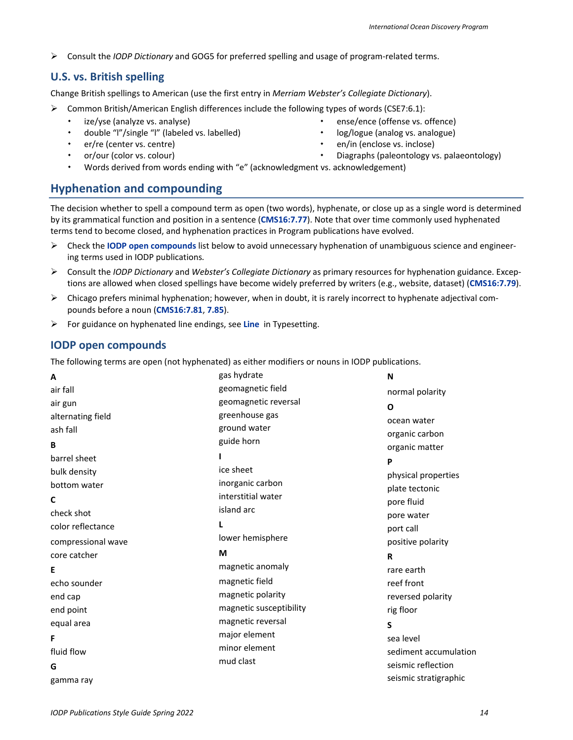- Consult the *IODP Dictionary* and GOG5 for preferred spelling and usage of program-related terms.

## U.S. vs. British spelling

Change British spellings to American (use the first entry in *Merriam Webster's Collegiate Dictionary*).

- Common British/American English differences include the following types of words (CSE7:6.1):
  - ize/yse (analyze vs. analyse)
  - double "l"/single "l" (labeled vs. labelled)
  - er/re (center vs. centre)
  - or/our (color vs. colour)
  - ense/ence (offense vs. offence)
  - log/logue (analog vs. analogue)
  - en/in (enclose vs. inclose)
  - Diagraphs (paleontology vs. palaeontology)
  - Words derived from words ending with "e" (acknowledgment vs. acknowledgement)

# Hyphenation and compounding

The decision whether to spell a compound term as open (two words), hyphenate, or close up as a single word is determined by its grammatical function and position in a sentence (**CMS16:7.77**). Note that over time commonly used hyphenated terms tend to become closed, and hyphenation practices in Program publications have evolved.

- Check the **IODP open compounds** list below to avoid unnecessary hyphenation of unambiguous science and engineering terms used in IODP publications.
- Consult the *IODP Dictionary* and *Webster's Collegiate Dictionary* as primary resources for hyphenation guidance. Exceptions are allowed when closed spellings have become widely preferred by writers (e.g., website, dataset) (**CMS16:7.79**).
- Chicago prefers minimal hyphenation; however, when in doubt, it is rarely incorrect to hyphenate adjectival compounds before a noun (**CMS16:7.81**, **7.85**).
- For guidance on hyphenated line endings, see **Line** in Typesetting.

## IODP open compounds

The following terms are open (not hyphenated) as either modifiers or nouns in IODP publications.

**A**
air fall
air gun
alternating field
ash fall

**B**
barrel sheet
bulk density
bottom water

**C**
check shot
color reflectance
compressional wave
core catcher

**E**
echo sounder
end cap
end point
equal area

**F**
fluid flow

**G**
gamma ray
gas hydrate
geomagnetic field
geomagnetic reversal
greenhouse gas
ground water
guide horn

**I**
ice sheet
inorganic carbon
interstitial water
island arc

**L**
lower hemisphere

**M**
magnetic anomaly
magnetic field
magnetic polarity
magnetic susceptibility
magnetic reversal
major element
minor element
mud clast

**N**
normal polarity

**O**
ocean water
organic carbon
organic matter

**P**
physical properties
plate tectonic
pore fluid
pore water
port call
positive polarity

**R**
rare earth
reef front
reversed polarity
rig floor

**S**
sea level
sediment accumulation
seismic reflection
seismic stratigraphic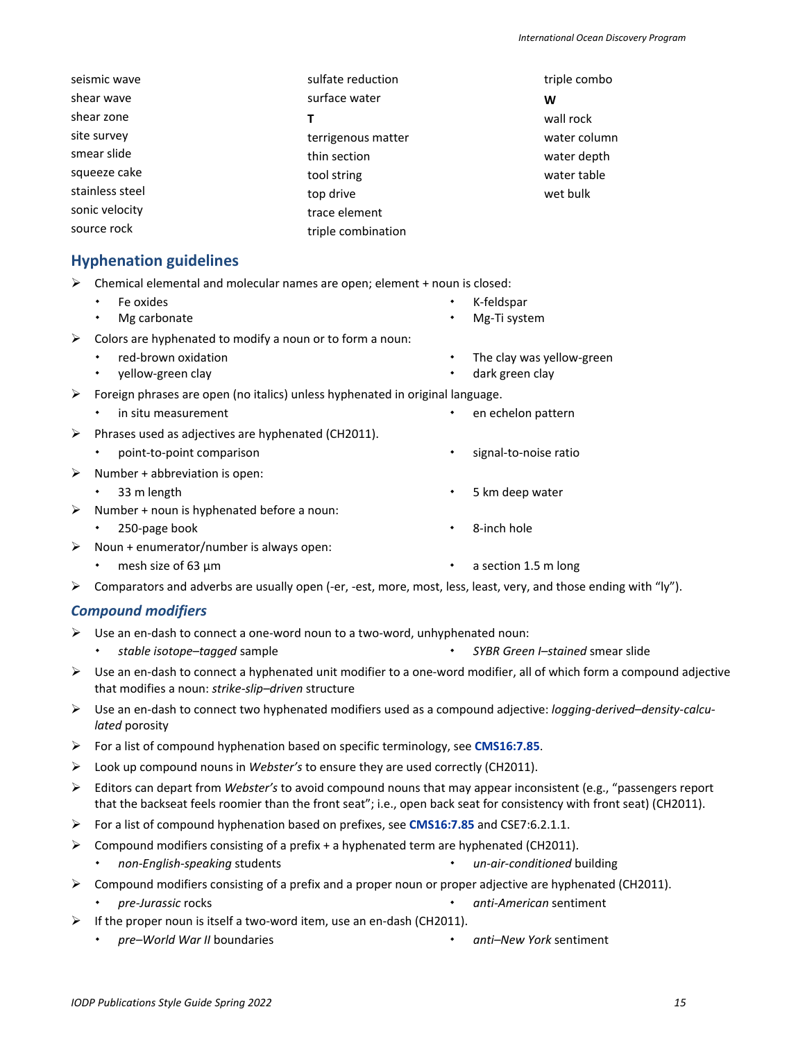seismic wave
shear wave
shear zone
site survey
smear slide
squeeze cake
stainless steel
sonic velocity
source rock
sulfate reduction
surface water

**T**

terrigenous matter
thin section
tool string
top drive
trace element
triple combination
triple combo

**W**

wall rock
water column
water depth
water table
wet bulk

## Hyphenation guidelines

- Chemical elemental and molecular names are open; element + noun is closed:
  - Fe oxides
  - Mg carbonate
  - K-feldspar
  - Mg-Ti system
- Colors are hyphenated to modify a noun or to form a noun:
  - red-brown oxidation
  - yellow-green clay
  - The clay was yellow-green
  - dark green clay
- Foreign phrases are open (no italics) unless hyphenated in original language.
  - in situ measurement
  - en echelon pattern
- Phrases used as adjectives are hyphenated (CH2011).
  - point-to-point comparison
  - signal-to-noise ratio
- Number + abbreviation is open:
  - 33 m length
  - 5 km deep water
- Number + noun is hyphenated before a noun:
  - 250-page book
  - 8-inch hole
- Noun + enumerator/number is always open:
  - mesh size of 63 µm
  - a section 1.5 m long
- Comparators and adverbs are usually open (-er, -est, more, most, less, least, very, and those ending with "ly").

### *Compound modifiers*

- Use an en-dash to connect a one-word noun to a two-word, unhyphenated noun:
  - *stable isotope–tagged* sample
  - *SYBR Green I–stained* smear slide
- Use an en-dash to connect a hyphenated unit modifier to a one-word modifier, all of which form a compound adjective that modifies a noun: *strike-slip–driven* structure
- Use an en-dash to connect two hyphenated modifiers used as a compound adjective: *logging-derived–density-calculated* porosity
- For a list of compound hyphenation based on specific terminology, see **CMS16:7.85**.
- Look up compound nouns in *Webster's* to ensure they are used correctly (CH2011).
- Editors can depart from *Webster's* to avoid compound nouns that may appear inconsistent (e.g., "passengers report that the backseat feels roomier than the front seat"; i.e., open back seat for consistency with front seat) (CH2011).
- For a list of compound hyphenation based on prefixes, see **CMS16:7.85** and CSE7:6.2.1.1.
- Compound modifiers consisting of a prefix + a hyphenated term are hyphenated (CH2011).
  - *non-English-speaking* students
  - *un-air-conditioned* building
- Compound modifiers consisting of a prefix and a proper noun or proper adjective are hyphenated (CH2011).
  - *pre-Jurassic* rocks
  - *anti-American* sentiment
- If the proper noun is itself a two-word item, use an en-dash (CH2011).
  - *pre–World War II* boundaries
  - *anti–New York* sentiment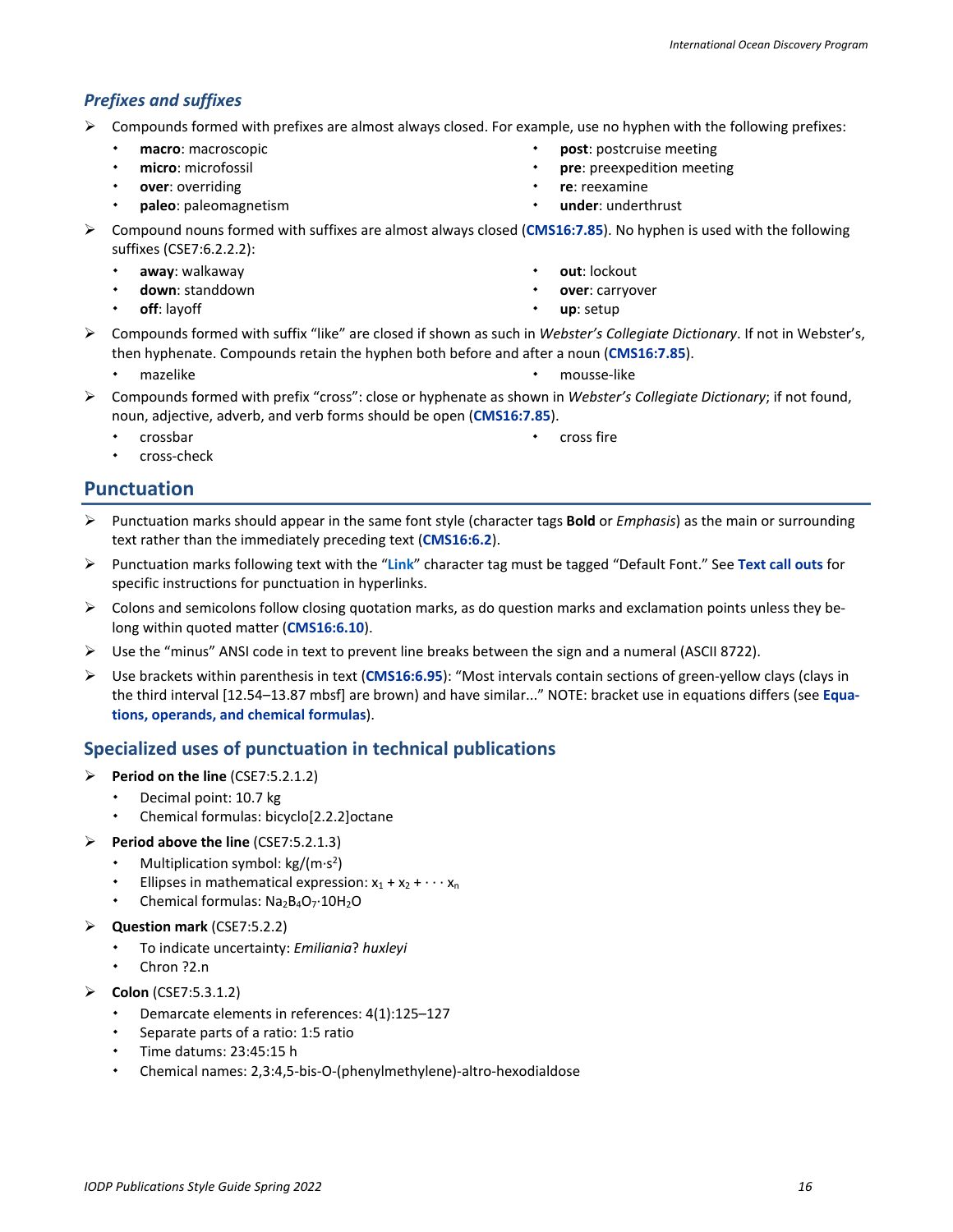### *Prefixes and suffixes*

- Compounds formed with prefixes are almost always closed. For example, use no hyphen with the following prefixes:
  - **macro**: macroscopic
  - **micro**: microfossil
  - **over**: overriding
  - **paleo**: paleomagnetism
  - **post**: postcruise meeting
  - **pre**: preexpedition meeting
  - **re**: reexamine
  - **under**: underthrust
- Compound nouns formed with suffixes are almost always closed (**CMS16:7.85**). No hyphen is used with the following suffixes (CSE7:6.2.2.2):
  - **away**: walkaway
  - **down**: standdown
  - **off**: layoff
  - **out**: lockout
  - **over**: carryover
  - **up**: setup
- Compounds formed with suffix “like” are closed if shown as such in *Webster’s Collegiate Dictionary*. If not in Webster’s, then hyphenate. Compounds retain the hyphen both before and after a noun (**CMS16:7.85**).
  - mazelike
  - mousse-like
- Compounds formed with prefix “cross”: close or hyphenate as shown in *Webster’s Collegiate Dictionary*; if not found, noun, adjective, adverb, and verb forms should be open (**CMS16:7.85**).
  - crossbar
  - cross-check
  - cross fire

## Punctuation

- Punctuation marks should appear in the same font style (character tags **Bold** or *Emphasis*) as the main or surrounding text rather than the immediately preceding text (**CMS16:6.2**).
- Punctuation marks following text with the “**Link**” character tag must be tagged “Default Font.” See **Text call outs** for specific instructions for punctuation in hyperlinks.
- Colons and semicolons follow closing quotation marks, as do question marks and exclamation points unless they belong within quoted matter (**CMS16:6.10**).
- Use the “minus” ANSI code in text to prevent line breaks between the sign and a numeral (ASCII 8722).
- Use brackets within parenthesis in text (**CMS16:6.95**): “Most intervals contain sections of green-yellow clays (clays in the third interval [12.54–13.87 mbsf] are brown) and have similar...” NOTE: bracket use in equations differs (see **Equations, operands, and chemical formulas**).

### Specialized uses of punctuation in technical publications

- **Period on the line** (CSE7:5.2.1.2)
  - Decimal point: 10.7 kg
  - Chemical formulas: bicyclo[2.2.2]octane
- **Period above the line** (CSE7:5.2.1.3)
  - Multiplication symbol: $kg/(m{\cdot}s^2)$
  - Ellipses in mathematical expression: $x_1 + x_2 + \cdots x_n$
  - Chemical formulas: $Na_2B_4O_7{\cdot}10H_2O$
- **Question mark** (CSE7:5.2.2)
  - To indicate uncertainty: *Emiliania*? *huxleyi*
  - Chron ?2.n
- **Colon** (CSE7:5.3.1.2)
  - Demarcate elements in references: 4(1):125–127
  - Separate parts of a ratio: 1:5 ratio
  - Time datums: 23:45:15 h
  - Chemical names: 2,3:4,5-bis-O-(phenylmethylene)-altro-hexodialdose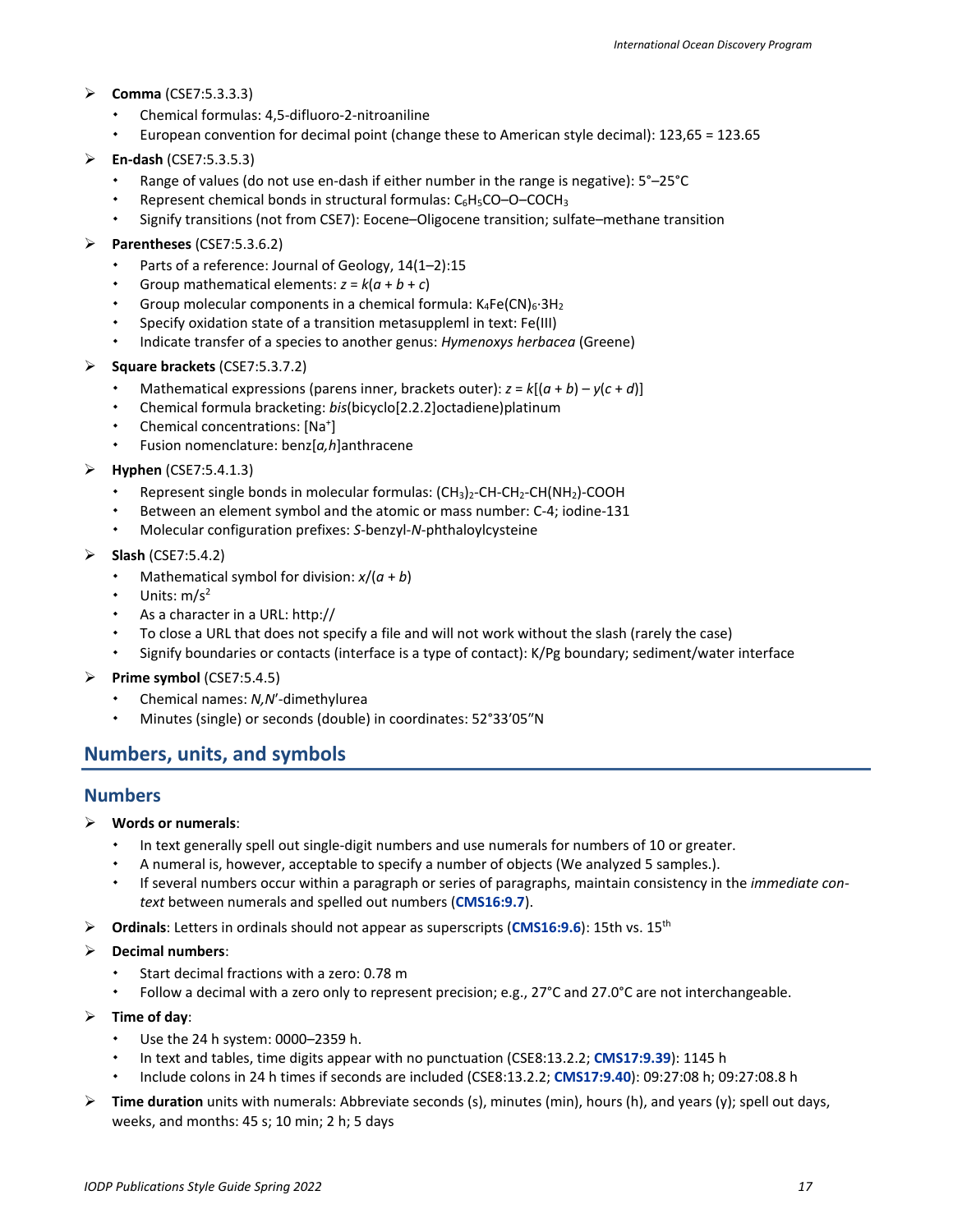- **Comma** (CSE7:5.3.3.3)
  - Chemical formulas: 4,5-difluoro-2-nitroaniline
  - European convention for decimal point (change these to American style decimal): 123,65 = 123.65
- **En-dash** (CSE7:5.3.5.3)
  - Range of values (do not use en-dash if either number in the range is negative): 5°–25°C
  - Represent chemical bonds in structural formulas: $C_6H_5CO–O–COCH_3$
  - Signify transitions (not from CSE7): Eocene–Oligocene transition; sulfate–methane transition
- **Parentheses** (CSE7:5.3.6.2)
  - Parts of a reference: Journal of Geology, 14(1–2):15
  - Group mathematical elements: $z = k(a + b + c)$
  - Group molecular components in a chemical formula: $K_4Fe(CN)_6{\cdot}3H_2$
  - Specify oxidation state of a transition metasuppleml in text: Fe(III)
  - Indicate transfer of a species to another genus: *Hymenoxys herbacea* (Greene)
- **Square brackets** (CSE7:5.3.7.2)
  - Mathematical expressions (parens inner, brackets outer): $z = k[(a + b) – y(c + d)]$
  - Chemical formula bracketing: *bis*(bicyclo[2.2.2]octadiene)platinum
  - Chemical concentrations: $[Na^+]$
  - Fusion nomenclature: benz[*a,h*]anthracene
- **Hyphen** (CSE7:5.4.1.3)
  - Represent single bonds in molecular formulas: $(CH_3)_2$-CH-$CH_2$-CH($NH_2$)-COOH
  - Between an element symbol and the atomic or mass number: C-4; iodine-131
  - Molecular configuration prefixes: *S*-benzyl-*N*-phthaloylcysteine
- **Slash** (CSE7:5.4.2)
  - Mathematical symbol for division: $x/(a + b)$
  - Units: $m/s^2$
  - As a character in a URL: http://
  - To close a URL that does not specify a file and will not work without the slash (rarely the case)
  - Signify boundaries or contacts (interface is a type of contact): K/Pg boundary; sediment/water interface
- **Prime symbol** (CSE7:5.4.5)
  - Chemical names: *N,N*′-dimethylurea
  - Minutes (single) or seconds (double) in coordinates: 52°33′05″N

## Numbers, units, and symbols

### Numbers

- **Words or numerals**:
  - In text generally spell out single-digit numbers and use numerals for numbers of 10 or greater.
  - A numeral is, however, acceptable to specify a number of objects (We analyzed 5 samples.).
  - If several numbers occur within a paragraph or series of paragraphs, maintain consistency in the *immediate context* between numerals and spelled out numbers (**CMS16:9.7**).
- **Ordinals**: Letters in ordinals should not appear as superscripts (**CMS16:9.6**): 15th vs. $15^{th}$
- **Decimal numbers**:
  - Start decimal fractions with a zero: 0.78 m
  - Follow a decimal with a zero only to represent precision; e.g., 27°C and 27.0°C are not interchangeable.
- **Time of day**:
  - Use the 24 h system: 0000–2359 h.
  - In text and tables, time digits appear with no punctuation (CSE8:13.2.2; **CMS17:9.39**): 1145 h
  - Include colons in 24 h times if seconds are included (CSE8:13.2.2; **CMS17:9.40**): 09:27:08 h; 09:27:08.8 h
- **Time duration** units with numerals: Abbreviate seconds (s), minutes (min), hours (h), and years (y); spell out days, weeks, and months: 45 s; 10 min; 2 h; 5 days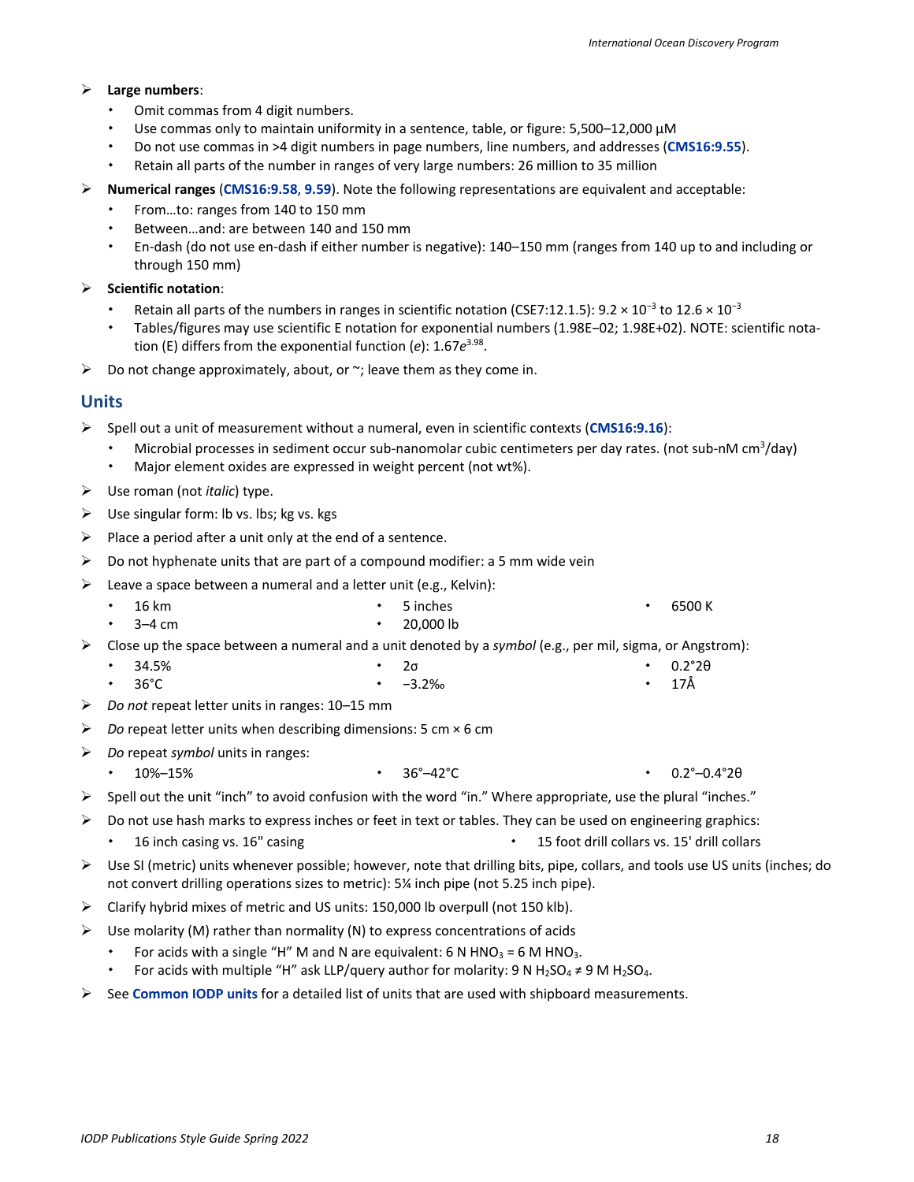- **Large numbers**:
  - Omit commas from 4 digit numbers.
  - Use commas only to maintain uniformity in a sentence, table, or figure: 5,500–12,000 µM
  - Do not use commas in >4 digit numbers in page numbers, line numbers, and addresses (**CMS16:9.55**).
  - Retain all parts of the number in ranges of very large numbers: 26 million to 35 million
- **Numerical ranges** (**CMS16:9.58**, **9.59**). Note the following representations are equivalent and acceptable:
  - From…to: ranges from 140 to 150 mm
  - Between…and: are between 140 and 150 mm
  - En-dash (do not use en-dash if either number is negative): 140–150 mm (ranges from 140 up to and including or through 150 mm)
- **Scientific notation**:
  - Retain all parts of the numbers in ranges in scientific notation (CSE7:12.1.5): $9.2 \times 10^{-3}$ to $12.6 \times 10^{-3}$
  - Tables/figures may use scientific E notation for exponential numbers (1.98E−02; 1.98E+02). NOTE: scientific notation (E) differs from the exponential function (*e*): $1.67e^{3.98}$.
- Do not change approximately, about, or ~; leave them as they come in.

## Units

- Spell out a unit of measurement without a numeral, even in scientific contexts (**CMS16:9.16**):
  - Microbial processes in sediment occur sub-nanomolar cubic centimeters per day rates. (not sub-nM $cm^3$/day)
  - Major element oxides are expressed in weight percent (not wt%).
- Use roman (not *italic*) type.
- Use singular form: lb vs. lbs; kg vs. kgs
- Place a period after a unit only at the end of a sentence.
- Do not hyphenate units that are part of a compound modifier: a 5 mm wide vein
- Leave a space between a numeral and a letter unit (e.g., Kelvin):
  - 16 km
  - 3–4 cm
  - 5 inches
  - 20,000 lb
  - 6500 K
- Close up the space between a numeral and a unit denoted by a *symbol* (e.g., per mil, sigma, or Angstrom):
  - 34.5%
  - 36°C
  - 2σ
  - −3.2‰
  - 0.2°2θ
  - 17Å
- *Do not* repeat letter units in ranges: 10–15 mm
- *Do* repeat letter units when describing dimensions: 5 cm × 6 cm
- *Do* repeat *symbol* units in ranges:
  - 10%–15%
  - 36°–42°C
  - 0.2°–0.4°2θ
- Spell out the unit "inch" to avoid confusion with the word "in." Where appropriate, use the plural "inches."
- Do not use hash marks to express inches or feet in text or tables. They can be used on engineering graphics:
  - 16 inch casing vs. 16" casing
  - 15 foot drill collars vs. 15' drill collars
- Use SI (metric) units whenever possible; however, note that drilling bits, pipe, collars, and tools use US units (inches; do not convert drilling operations sizes to metric): 5¼ inch pipe (not 5.25 inch pipe).
- Clarify hybrid mixes of metric and US units: 150,000 lb overpull (not 150 klb).
- Use molarity (M) rather than normality (N) to express concentrations of acids
  - For acids with a single "H" M and N are equivalent: 6 N $HNO_3$ = 6 M $HNO_3$.
  - For acids with multiple "H" ask LLP/query author for molarity: 9 N $H_2SO_4$ ≠ 9 M $H_2SO_4$.
- See **Common IODP units** for a detailed list of units that are used with shipboard measurements.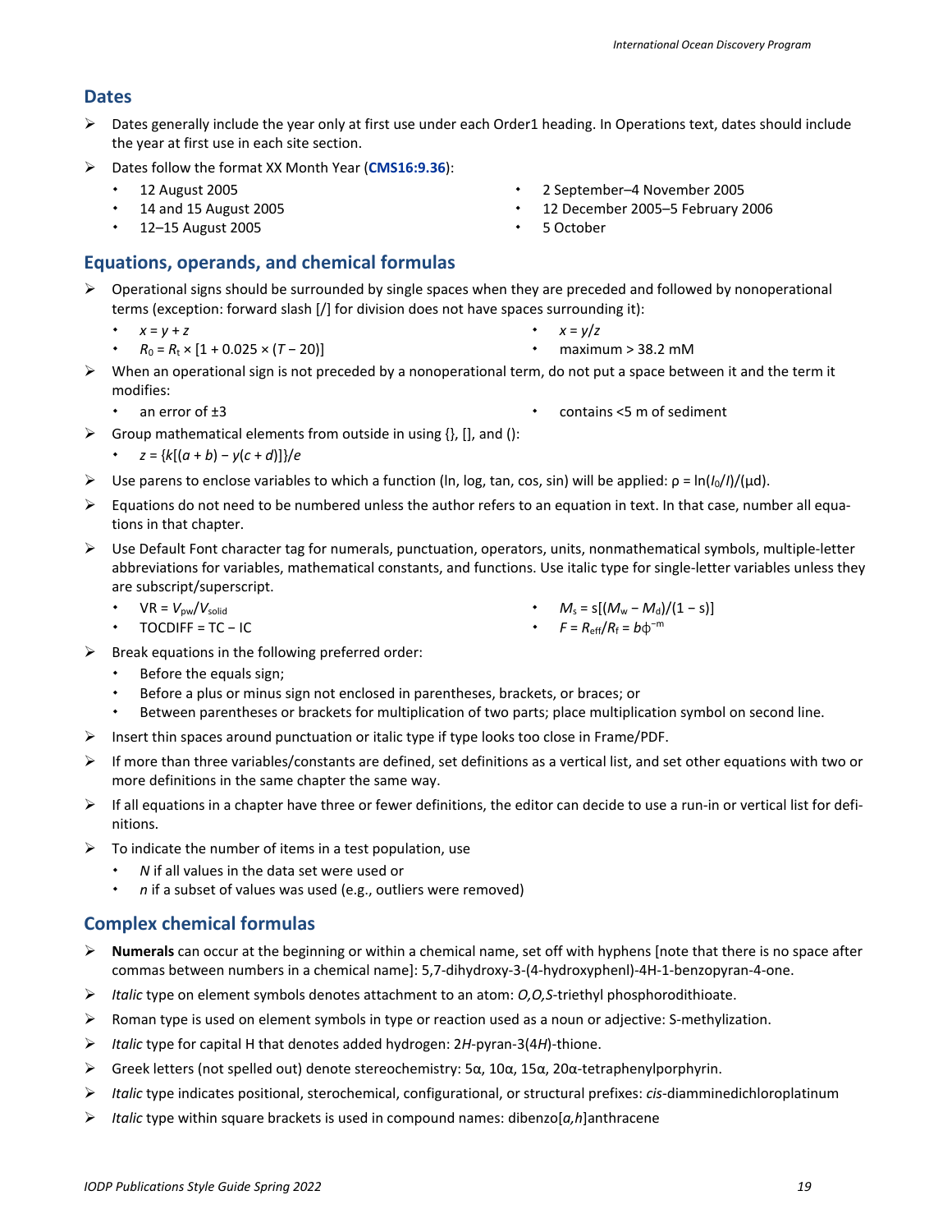## Dates

- Dates generally include the year only at first use under each Order1 heading. In Operations text, dates should include the year at first use in each site section.
- Dates follow the format XX Month Year (**CMS16:9.36**):
  - 12 August 2005
  - 14 and 15 August 2005
  - 12–15 August 2005
  - 2 September–4 November 2005
  - 12 December 2005–5 February 2006
  - 5 October

## Equations, operands, and chemical formulas

- Operational signs should be surrounded by single spaces when they are preceded and followed by nonoperational terms (exception: forward slash [/] for division does not have spaces surrounding it):
  - $x = y + z$
  - $R_0 = R_t \times [1 + 0.025 \times (T - 20)]$
  - $x = y/z$
  - maximum > 38.2 mM
- When an operational sign is not preceded by a nonoperational term, do not put a space between it and the term it modifies:
  - an error of ±3
  - contains <5 m of sediment
- Group mathematical elements from outside in using {}, [], and ():
  - $z = \{k[(a + b) - y(c + d)]\}/e$
- Use parens to enclose variables to which a function (ln, log, tan, cos, sin) will be applied: $\rho = \ln(I_0/I)/(\mu d)$.
- Equations do not need to be numbered unless the author refers to an equation in text. In that case, number all equations in that chapter.
- Use Default Font character tag for numerals, punctuation, operators, units, nonmathematical symbols, multiple-letter abbreviations for variables, mathematical constants, and functions. Use italic type for single-letter variables unless they are subscript/superscript.
  - $\mathrm{VR} = V_{\mathrm{pw}}/V_{\mathrm{solid}}$
  - TOCDIFF = TC − IC
  - $M_\mathrm{s} = \mathrm{s}[(M_\mathrm{w} - M_\mathrm{d})/(1 - \mathrm{s})]$
  - $F = R_{\mathrm{eff}}/R_\mathrm{f} = b\phi^{-\mathrm{m}}$
- Break equations in the following preferred order:
  - Before the equals sign;
  - Before a plus or minus sign not enclosed in parentheses, brackets, or braces; or
  - Between parentheses or brackets for multiplication of two parts; place multiplication symbol on second line.
- Insert thin spaces around punctuation or italic type if type looks too close in Frame/PDF.
- If more than three variables/constants are defined, set definitions as a vertical list, and set other equations with two or more definitions in the same chapter the same way.
- If all equations in a chapter have three or fewer definitions, the editor can decide to use a run-in or vertical list for definitions.
- To indicate the number of items in a test population, use
  - *N* if all values in the data set were used or
  - *n* if a subset of values was used (e.g., outliers were removed)

## Complex chemical formulas

- **Numerals** can occur at the beginning or within a chemical name, set off with hyphens [note that there is no space after commas between numbers in a chemical name]: 5,7-dihydroxy-3-(4-hydroxyphenl)-4H-1-benzopyran-4-one.
- *Italic* type on element symbols denotes attachment to an atom: *O,O,S*-triethyl phosphorodithioate.
- Roman type is used on element symbols in type or reaction used as a noun or adjective: S-methylization.
- *Italic* type for capital H that denotes added hydrogen: 2*H*-pyran-3(4*H*)-thione.
- Greek letters (not spelled out) denote stereochemistry: 5α, 10α, 15α, 20α-tetraphenylporphyrin.
- *Italic* type indicates positional, sterochemical, configurational, or structural prefixes: *cis*-diamminedichloroplatinum
- *Italic* type within square brackets is used in compound names: dibenzo[*a,h*]anthracene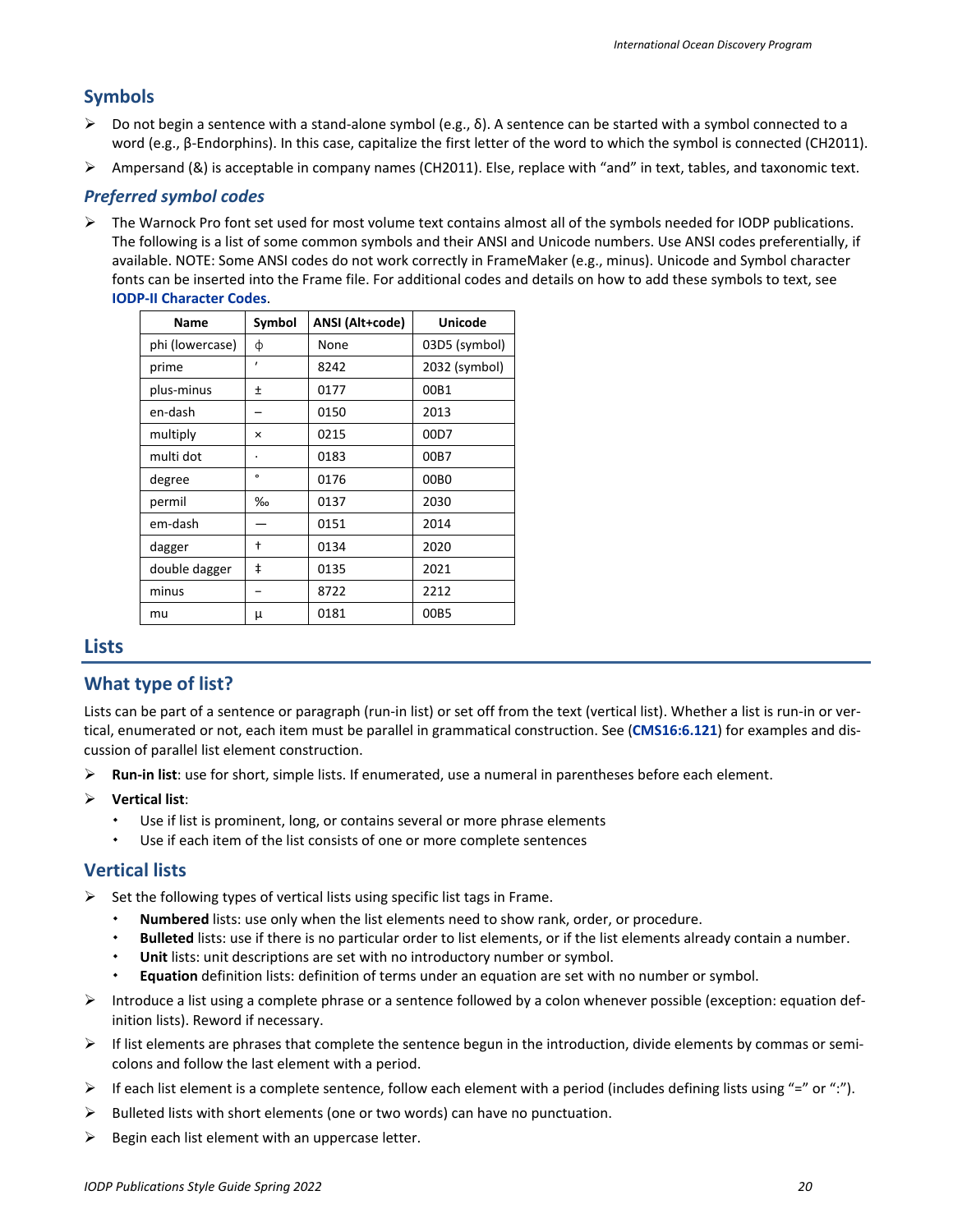## Symbols

- Do not begin a sentence with a stand-alone symbol (e.g., δ). A sentence can be started with a symbol connected to a word (e.g., β-Endorphins). In this case, capitalize the first letter of the word to which the symbol is connected (CH2011).
- Ampersand (&) is acceptable in company names (CH2011). Else, replace with "and" in text, tables, and taxonomic text.

### *Preferred symbol codes*

- The Warnock Pro font set used for most volume text contains almost all of the symbols needed for IODP publications. The following is a list of some common symbols and their ANSI and Unicode numbers. Use ANSI codes preferentially, if available. NOTE: Some ANSI codes do not work correctly in FrameMaker (e.g., minus). Unicode and Symbol character fonts can be inserted into the Frame file. For additional codes and details on how to add these symbols to text, see **IODP-II Character Codes**.

| Name | Symbol | ANSI (Alt+code) | Unicode |
|---|---|---|---|
| phi (lowercase) | ϕ | None | 03D5 (symbol) |
| prime | ′ | 8242 | 2032 (symbol) |
| plus-minus | ± | 0177 | 00B1 |
| en-dash | – | 0150 | 2013 |
| multiply | × | 0215 | 00D7 |
| multi dot | · | 0183 | 00B7 |
| degree | ° | 0176 | 00B0 |
| permil | ‰ | 0137 | 2030 |
| em-dash | — | 0151 | 2014 |
| dagger | † | 0134 | 2020 |
| double dagger | ‡ | 0135 | 2021 |
| minus | − | 8722 | 2212 |
| mu | µ | 0181 | 00B5 |

# Lists

## What type of list?

Lists can be part of a sentence or paragraph (run-in list) or set off from the text (vertical list). Whether a list is run-in or vertical, enumerated or not, each item must be parallel in grammatical construction. See (**CMS16:6.121**) for examples and discussion of parallel list element construction.

- **Run-in list**: use for short, simple lists. If enumerated, use a numeral in parentheses before each element.
- **Vertical list**:
  - Use if list is prominent, long, or contains several or more phrase elements
  - Use if each item of the list consists of one or more complete sentences

## Vertical lists

- Set the following types of vertical lists using specific list tags in Frame.
  - **Numbered** lists: use only when the list elements need to show rank, order, or procedure.
  - **Bulleted** lists: use if there is no particular order to list elements, or if the list elements already contain a number.
  - **Unit** lists: unit descriptions are set with no introductory number or symbol.
  - **Equation** definition lists: definition of terms under an equation are set with no number or symbol.
- Introduce a list using a complete phrase or a sentence followed by a colon whenever possible (exception: equation definition lists). Reword if necessary.
- If list elements are phrases that complete the sentence begun in the introduction, divide elements by commas or semicolons and follow the last element with a period.
- If each list element is a complete sentence, follow each element with a period (includes defining lists using "=" or ":").
- Bulleted lists with short elements (one or two words) can have no punctuation.
- Begin each list element with an uppercase letter.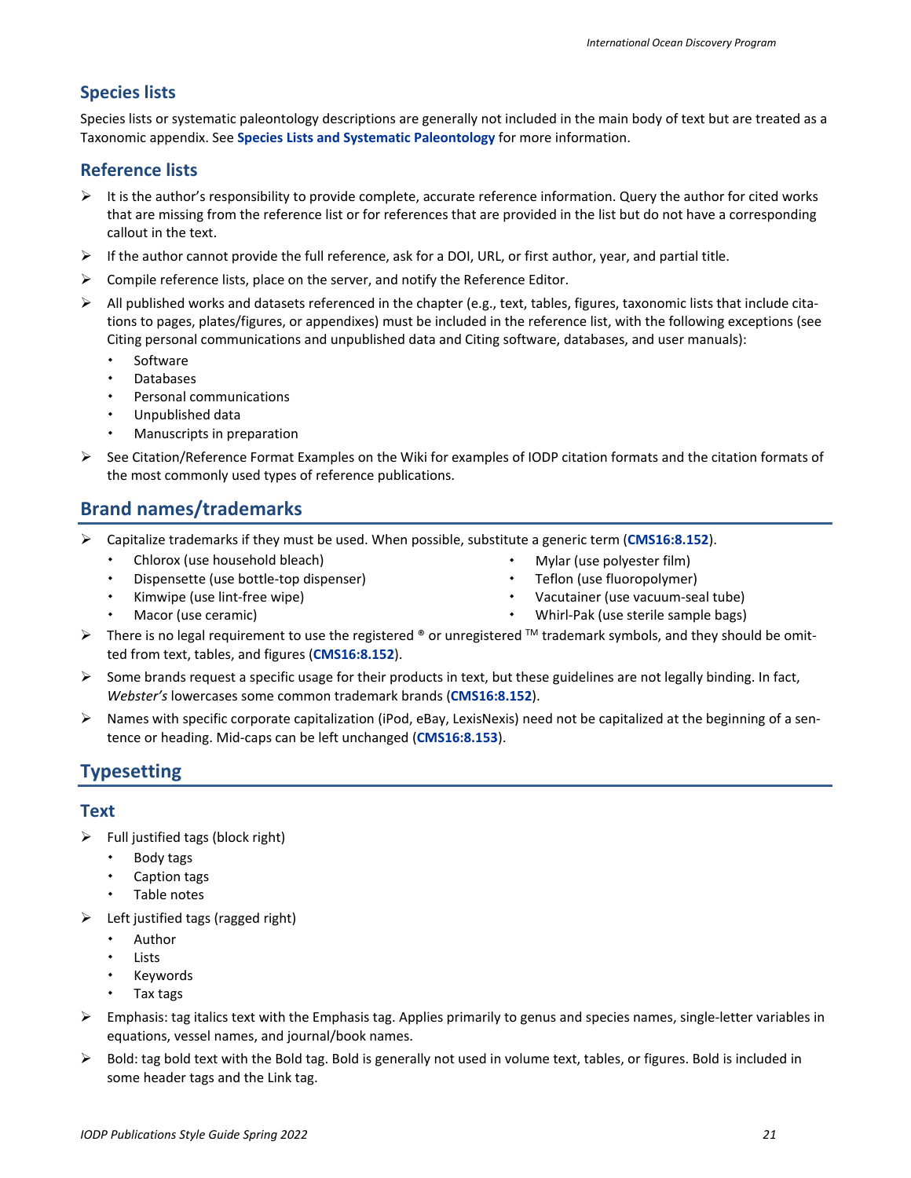### Species lists

Species lists or systematic paleontology descriptions are generally not included in the main body of text but are treated as a Taxonomic appendix. See **Species Lists and Systematic Paleontology** for more information.

### Reference lists

- It is the author's responsibility to provide complete, accurate reference information. Query the author for cited works that are missing from the reference list or for references that are provided in the list but do not have a corresponding callout in the text.
- If the author cannot provide the full reference, ask for a DOI, URL, or first author, year, and partial title.
- Compile reference lists, place on the server, and notify the Reference Editor.
- All published works and datasets referenced in the chapter (e.g., text, tables, figures, taxonomic lists that include citations to pages, plates/figures, or appendixes) must be included in the reference list, with the following exceptions (see Citing personal communications and unpublished data and Citing software, databases, and user manuals):
  - Software
  - Databases
  - Personal communications
  - Unpublished data
  - Manuscripts in preparation
- See Citation/Reference Format Examples on the Wiki for examples of IODP citation formats and the citation formats of the most commonly used types of reference publications.

## Brand names/trademarks

- Capitalize trademarks if they must be used. When possible, substitute a generic term (**CMS16:8.152**).
  - Chlorox (use household bleach)
  - Dispensette (use bottle-top dispenser)
  - Kimwipe (use lint-free wipe)
  - Macor (use ceramic)
  - Mylar (use polyester film)
  - Teflon (use fluoropolymer)
  - Vacutainer (use vacuum-seal tube)
  - Whirl-Pak (use sterile sample bags)
- There is no legal requirement to use the registered ® or unregistered ™ trademark symbols, and they should be omitted from text, tables, and figures (**CMS16:8.152**).
- Some brands request a specific usage for their products in text, but these guidelines are not legally binding. In fact, *Webster's* lowercases some common trademark brands (**CMS16:8.152**).
- Names with specific corporate capitalization (iPod, eBay, LexisNexis) need not be capitalized at the beginning of a sentence or heading. Mid-caps can be left unchanged (**CMS16:8.153**).

## Typesetting

### Text

- Full justified tags (block right)
  - Body tags
  - Caption tags
  - Table notes
- Left justified tags (ragged right)
  - Author
  - Lists
  - Keywords
  - Tax tags
- Emphasis: tag italics text with the Emphasis tag. Applies primarily to genus and species names, single-letter variables in equations, vessel names, and journal/book names.
- Bold: tag bold text with the Bold tag. Bold is generally not used in volume text, tables, or figures. Bold is included in some header tags and the Link tag.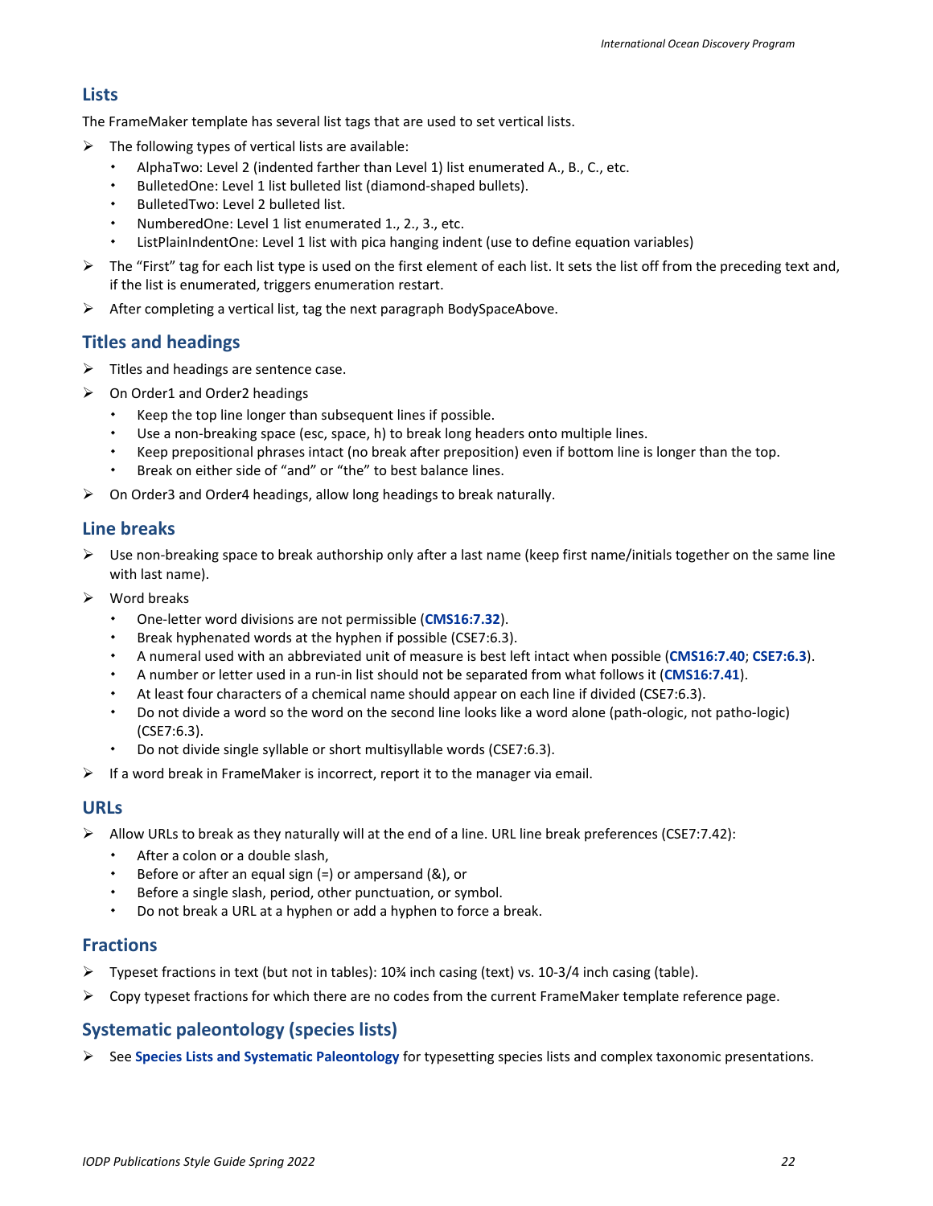## Lists

The FrameMaker template has several list tags that are used to set vertical lists.

- The following types of vertical lists are available:
  - AlphaTwo: Level 2 (indented farther than Level 1) list enumerated A., B., C., etc.
  - BulletedOne: Level 1 list bulleted list (diamond-shaped bullets).
  - BulletedTwo: Level 2 bulleted list.
  - NumberedOne: Level 1 list enumerated 1., 2., 3., etc.
  - ListPlainIndentOne: Level 1 list with pica hanging indent (use to define equation variables)
- The "First" tag for each list type is used on the first element of each list. It sets the list off from the preceding text and, if the list is enumerated, triggers enumeration restart.
- After completing a vertical list, tag the next paragraph BodySpaceAbove.

## Titles and headings

- Titles and headings are sentence case.
- On Order1 and Order2 headings
  - Keep the top line longer than subsequent lines if possible.
  - Use a non-breaking space (esc, space, h) to break long headers onto multiple lines.
  - Keep prepositional phrases intact (no break after preposition) even if bottom line is longer than the top.
  - Break on either side of "and" or "the" to best balance lines.
- On Order3 and Order4 headings, allow long headings to break naturally.

## Line breaks

- Use non-breaking space to break authorship only after a last name (keep first name/initials together on the same line with last name).
- Word breaks
  - One-letter word divisions are not permissible (**CMS16:7.32**).
  - Break hyphenated words at the hyphen if possible (CSE7:6.3).
  - A numeral used with an abbreviated unit of measure is best left intact when possible (**CMS16:7.40**; **CSE7:6.3**).
  - A number or letter used in a run-in list should not be separated from what follows it (**CMS16:7.41**).
  - At least four characters of a chemical name should appear on each line if divided (CSE7:6.3).
  - Do not divide a word so the word on the second line looks like a word alone (path-ologic, not patho-logic) (CSE7:6.3).
  - Do not divide single syllable or short multisyllable words (CSE7:6.3).
- If a word break in FrameMaker is incorrect, report it to the manager via email.

## URLs

- Allow URLs to break as they naturally will at the end of a line. URL line break preferences (CSE7:7.42):
  - After a colon or a double slash,
  - Before or after an equal sign (=) or ampersand (&), or
  - Before a single slash, period, other punctuation, or symbol.
  - Do not break a URL at a hyphen or add a hyphen to force a break.

## Fractions

- Typeset fractions in text (but not in tables): 10¾ inch casing (text) vs. 10-3/4 inch casing (table).
- Copy typeset fractions for which there are no codes from the current FrameMaker template reference page.

## Systematic paleontology (species lists)

- See **Species Lists and Systematic Paleontology** for typesetting species lists and complex taxonomic presentations.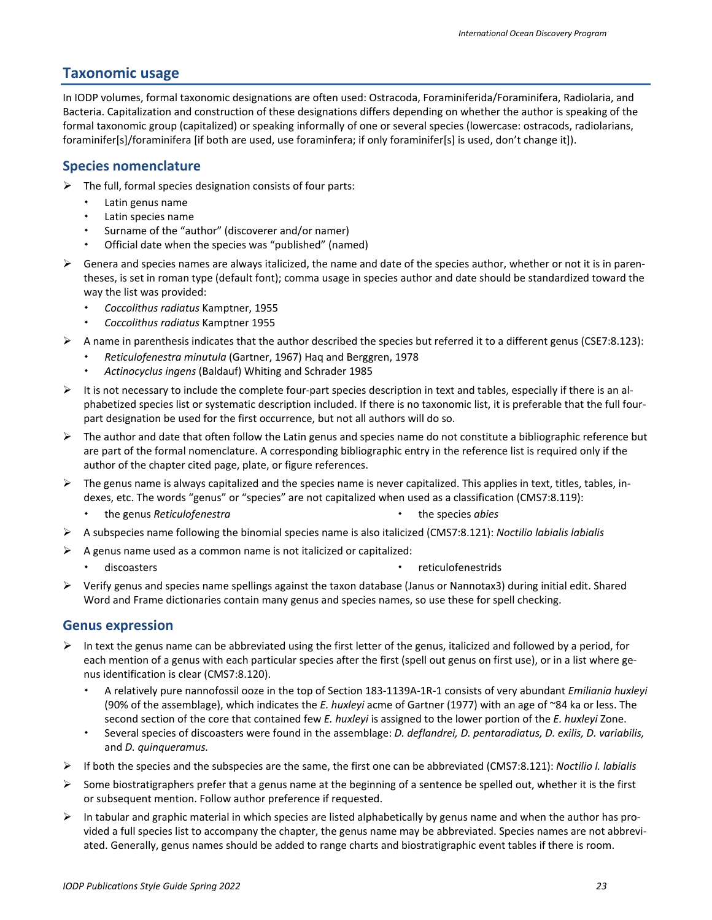## Taxonomic usage

In IODP volumes, formal taxonomic designations are often used: Ostracoda, Foraminiferida/Foraminifera, Radiolaria, and Bacteria. Capitalization and construction of these designations differs depending on whether the author is speaking of the formal taxonomic group (capitalized) or speaking informally of one or several species (lowercase: ostracods, radiolarians, foraminifer[s]/foraminifera [if both are used, use foraminfera; if only foraminifer[s] is used, don't change it]).

### Species nomenclature

- The full, formal species designation consists of four parts:
  - Latin genus name
  - Latin species name
  - Surname of the "author" (discoverer and/or namer)
  - Official date when the species was "published" (named)
- Genera and species names are always italicized, the name and date of the species author, whether or not it is in parentheses, is set in roman type (default font); comma usage in species author and date should be standardized toward the way the list was provided:
  - *Coccolithus radiatus* Kamptner, 1955
  - *Coccolithus radiatus* Kamptner 1955
- A name in parenthesis indicates that the author described the species but referred it to a different genus (CSE7:8.123):
  - *Reticulofenestra minutula* (Gartner, 1967) Haq and Berggren, 1978
  - *Actinocyclus ingens* (Baldauf) Whiting and Schrader 1985
- It is not necessary to include the complete four-part species description in text and tables, especially if there is an alphabetized species list or systematic description included. If there is no taxonomic list, it is preferable that the full four-part designation be used for the first occurrence, but not all authors will do so.
- The author and date that often follow the Latin genus and species name do not constitute a bibliographic reference but are part of the formal nomenclature. A corresponding bibliographic entry in the reference list is required only if the author of the chapter cited page, plate, or figure references.
- The genus name is always capitalized and the species name is never capitalized. This applies in text, titles, tables, indexes, etc. The words "genus" or "species" are not capitalized when used as a classification (CMS7:8.119):
  - the genus *Reticulofenestra*
  - the species *abies*
- A subspecies name following the binomial species name is also italicized (CMS7:8.121): *Noctilio labialis labialis*
- A genus name used as a common name is not italicized or capitalized:
  - discoasters
  - reticulofenestrids
- Verify genus and species name spellings against the taxon database (Janus or Nannotax3) during initial edit. Shared Word and Frame dictionaries contain many genus and species names, so use these for spell checking.

### Genus expression

- In text the genus name can be abbreviated using the first letter of the genus, italicized and followed by a period, for each mention of a genus with each particular species after the first (spell out genus on first use), or in a list where genus identification is clear (CMS7:8.120).
  - A relatively pure nannofossil ooze in the top of Section 183-1139A-1R-1 consists of very abundant *Emiliania huxleyi* (90% of the assemblage), which indicates the *E. huxleyi* acme of Gartner (1977) with an age of ~84 ka or less. The second section of the core that contained few *E. huxleyi* is assigned to the lower portion of the *E. huxleyi* Zone.
  - Several species of discoasters were found in the assemblage: *D. deflandrei, D. pentaradiatus, D. exilis, D. variabilis,* and *D. quinqueramus.*
- If both the species and the subspecies are the same, the first one can be abbreviated (CMS7:8.121): *Noctilio l. labialis*
- Some biostratigraphers prefer that a genus name at the beginning of a sentence be spelled out, whether it is the first or subsequent mention. Follow author preference if requested.
- In tabular and graphic material in which species are listed alphabetically by genus name and when the author has provided a full species list to accompany the chapter, the genus name may be abbreviated. Species names are not abbreviated. Generally, genus names should be added to range charts and biostratigraphic event tables if there is room.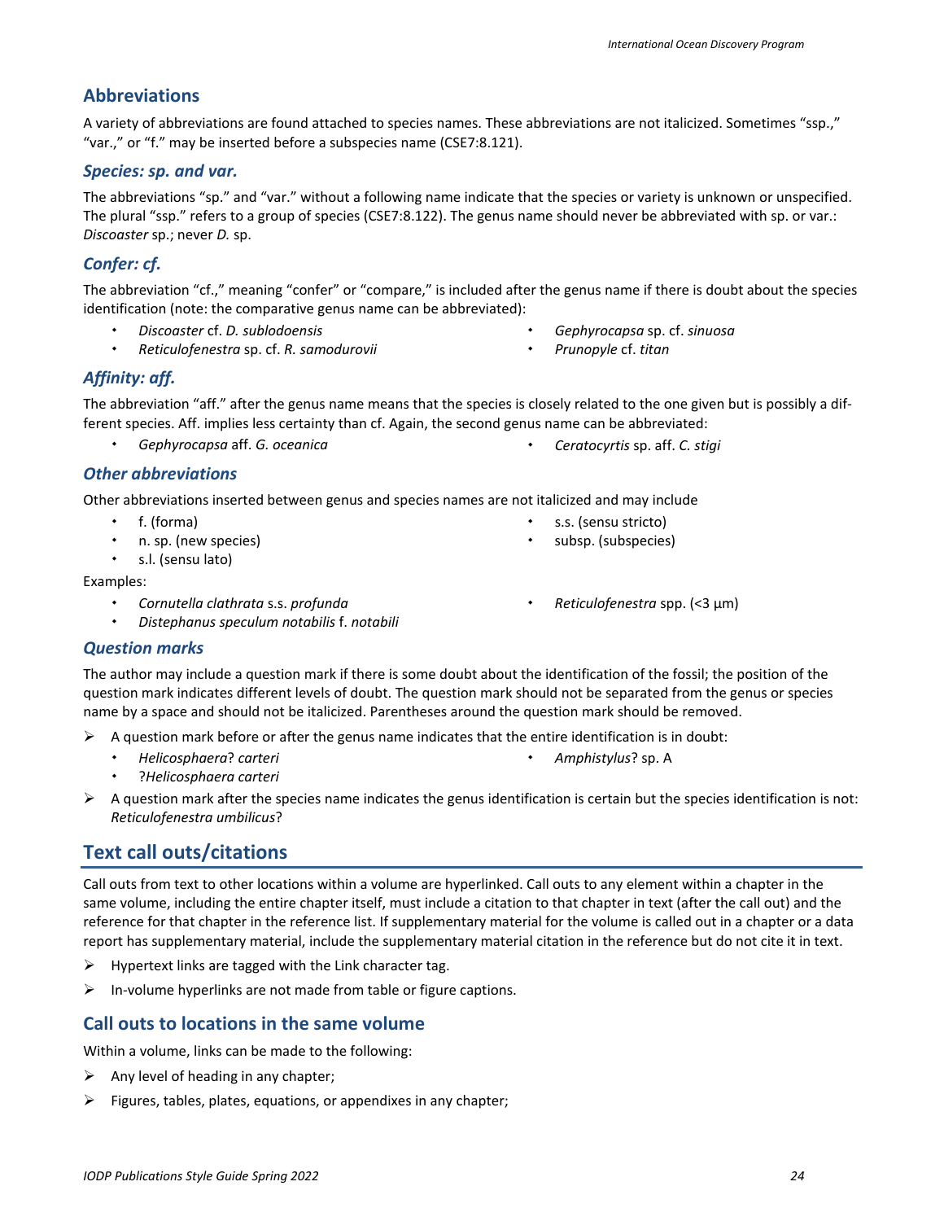## Abbreviations

A variety of abbreviations are found attached to species names. These abbreviations are not italicized. Sometimes "ssp.," "var.," or "f." may be inserted before a subspecies name (CSE7:8.121).

### *Species: sp. and var.*

The abbreviations "sp." and "var." without a following name indicate that the species or variety is unknown or unspecified. The plural "ssp." refers to a group of species (CSE7:8.122). The genus name should never be abbreviated with sp. or var.: *Discoaster* sp.; never *D.* sp.

### *Confer: cf.*

The abbreviation "cf.," meaning "confer" or "compare," is included after the genus name if there is doubt about the species identification (note: the comparative genus name can be abbreviated):

- *Discoaster* cf. *D. sublodoensis*
- *Reticulofenestra* sp. cf. *R. samodurovii*
- *Gephyrocapsa* sp. cf. *sinuosa*
- *Prunopyle* cf. *titan*

### *Affinity: aff.*

The abbreviation "aff." after the genus name means that the species is closely related to the one given but is possibly a different species. Aff. implies less certainty than cf. Again, the second genus name can be abbreviated:

- *Gephyrocapsa* aff. *G. oceanica*
- *Ceratocyrtis* sp. aff. *C. stigi*

### *Other abbreviations*

Other abbreviations inserted between genus and species names are not italicized and may include

- f. (forma)
- n. sp. (new species)
- s.l. (sensu lato)
- s.s. (sensu stricto)
- subsp. (subspecies)

Examples:

- *Cornutella clathrata* s.s. *profunda*
- *Distephanus speculum notabilis* f. *notabili*
- *Reticulofenestra* spp. (<3 µm)

### *Question marks*

The author may include a question mark if there is some doubt about the identification of the fossil; the position of the question mark indicates different levels of doubt. The question mark should not be separated from the genus or species name by a space and should not be italicized. Parentheses around the question mark should be removed.

- A question mark before or after the genus name indicates that the entire identification is in doubt:
  - *Helicosphaera*? *carteri*
  - ?*Helicosphaera carteri*
  - *Amphistylus*? sp. A
- A question mark after the species name indicates the genus identification is certain but the species identification is not: *Reticulofenestra umbilicus*?

## Text call outs/citations

Call outs from text to other locations within a volume are hyperlinked. Call outs to any element within a chapter in the same volume, including the entire chapter itself, must include a citation to that chapter in text (after the call out) and the reference for that chapter in the reference list. If supplementary material for the volume is called out in a chapter or a data report has supplementary material, include the supplementary material citation in the reference but do not cite it in text.

- Hypertext links are tagged with the Link character tag.
- In-volume hyperlinks are not made from table or figure captions.

### Call outs to locations in the same volume

Within a volume, links can be made to the following:

- Any level of heading in any chapter;
- Figures, tables, plates, equations, or appendixes in any chapter;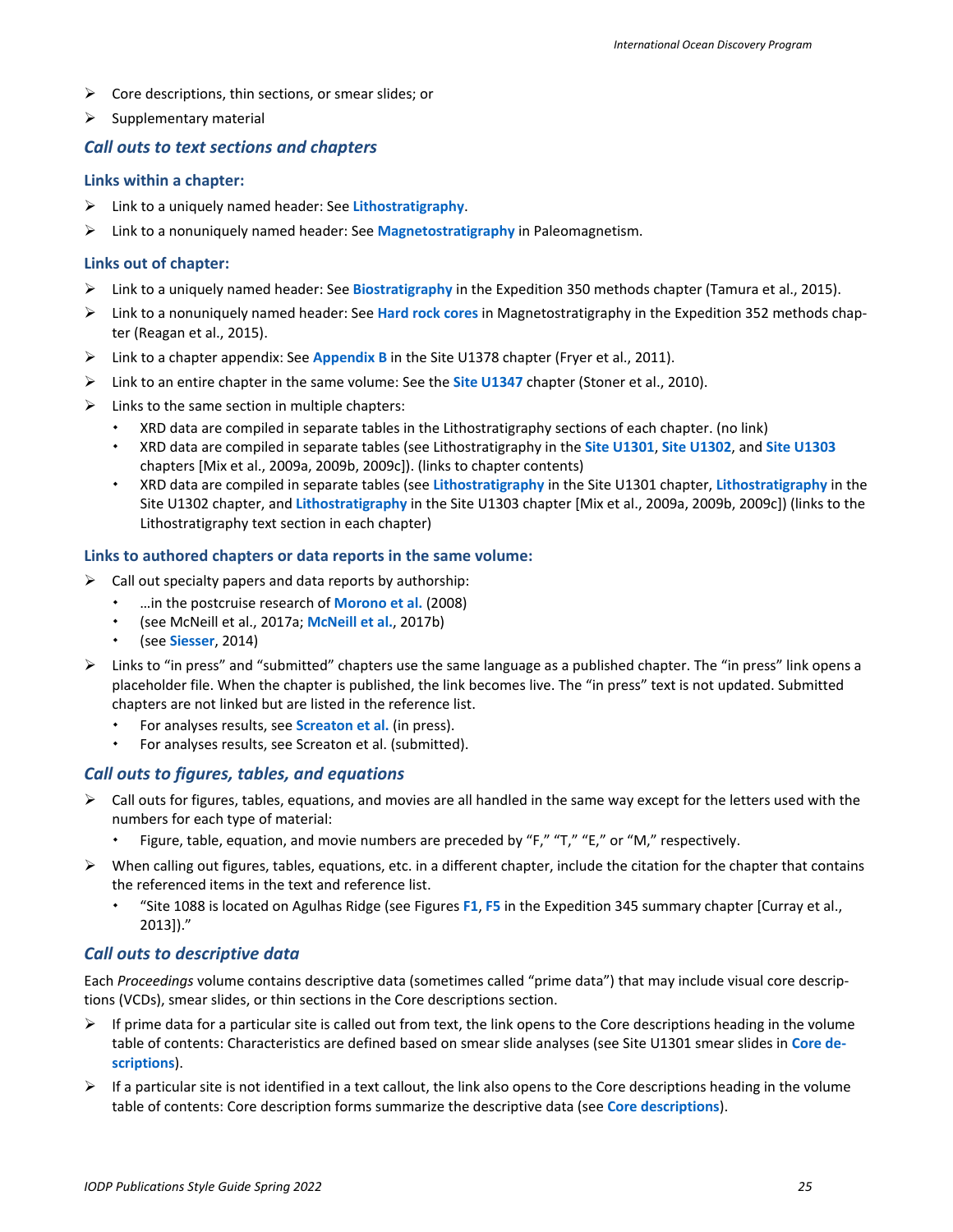- Core descriptions, thin sections, or smear slides; or
- Supplementary material

### *Call outs to text sections and chapters*

#### Links within a chapter:

- Link to a uniquely named header: See **Lithostratigraphy**.
- Link to a nonuniquely named header: See **Magnetostratigraphy** in Paleomagnetism.

#### Links out of chapter:

- Link to a uniquely named header: See **Biostratigraphy** in the Expedition 350 methods chapter (Tamura et al., 2015).
- Link to a nonuniquely named header: See **Hard rock cores** in Magnetostratigraphy in the Expedition 352 methods chapter (Reagan et al., 2015).
- Link to a chapter appendix: See **Appendix B** in the Site U1378 chapter (Fryer et al., 2011).
- Link to an entire chapter in the same volume: See the **Site U1347** chapter (Stoner et al., 2010).
- Links to the same section in multiple chapters:
  - XRD data are compiled in separate tables in the Lithostratigraphy sections of each chapter. (no link)
  - XRD data are compiled in separate tables (see Lithostratigraphy in the **Site U1301**, **Site U1302**, and **Site U1303** chapters [Mix et al., 2009a, 2009b, 2009c]). (links to chapter contents)
  - XRD data are compiled in separate tables (see **Lithostratigraphy** in the Site U1301 chapter, **Lithostratigraphy** in the Site U1302 chapter, and **Lithostratigraphy** in the Site U1303 chapter [Mix et al., 2009a, 2009b, 2009c]) (links to the Lithostratigraphy text section in each chapter)

#### Links to authored chapters or data reports in the same volume:

- Call out specialty papers and data reports by authorship:
  - …in the postcruise research of **Morono et al.** (2008)
  - (see McNeill et al., 2017a; **McNeill et al.**, 2017b)
  - (see **Siesser**, 2014)
- Links to "in press" and "submitted" chapters use the same language as a published chapter. The "in press" link opens a placeholder file. When the chapter is published, the link becomes live. The "in press" text is not updated. Submitted chapters are not linked but are listed in the reference list.
  - For analyses results, see **Screaton et al.** (in press).
  - For analyses results, see Screaton et al. (submitted).

### *Call outs to figures, tables, and equations*

- Call outs for figures, tables, equations, and movies are all handled in the same way except for the letters used with the numbers for each type of material:
  - Figure, table, equation, and movie numbers are preceded by "F," "T," "E," or "M," respectively.
- When calling out figures, tables, equations, etc. in a different chapter, include the citation for the chapter that contains the referenced items in the text and reference list.
  - "Site 1088 is located on Agulhas Ridge (see Figures **F1**, **F5** in the Expedition 345 summary chapter [Curray et al., 2013])."

### *Call outs to descriptive data*

Each *Proceedings* volume contains descriptive data (sometimes called "prime data") that may include visual core descriptions (VCDs), smear slides, or thin sections in the Core descriptions section.

- If prime data for a particular site is called out from text, the link opens to the Core descriptions heading in the volume table of contents: Characteristics are defined based on smear slide analyses (see Site U1301 smear slides in **Core descriptions**).
- If a particular site is not identified in a text callout, the link also opens to the Core descriptions heading in the volume table of contents: Core description forms summarize the descriptive data (see **Core descriptions**).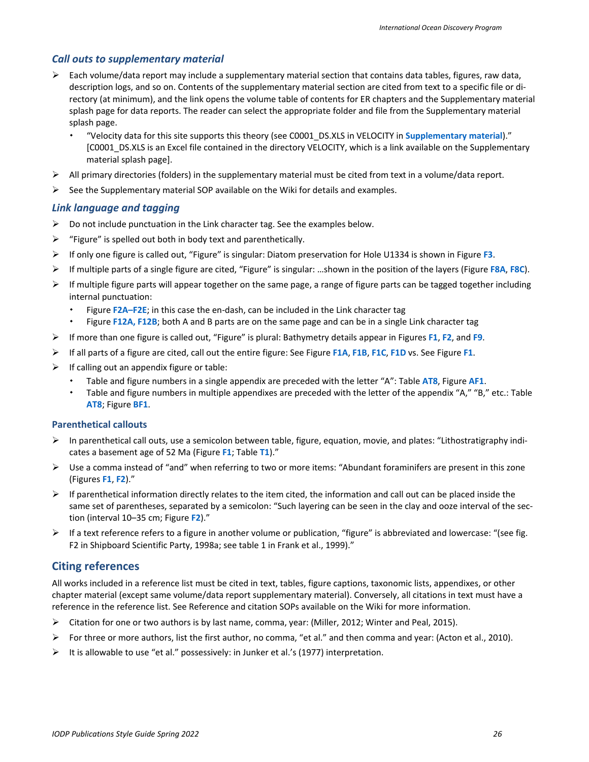### *Call outs to supplementary material*

- Each volume/data report may include a supplementary material section that contains data tables, figures, raw data, description logs, and so on. Contents of the supplementary material section are cited from text to a specific file or directory (at minimum), and the link opens the volume table of contents for ER chapters and the Supplementary material splash page for data reports. The reader can select the appropriate folder and file from the Supplementary material splash page.
  - "Velocity data for this site supports this theory (see C0001_DS.XLS in VELOCITY in **Supplementary material**)." [C0001_DS.XLS is an Excel file contained in the directory VELOCITY, which is a link available on the Supplementary material splash page].
- All primary directories (folders) in the supplementary material must be cited from text in a volume/data report.
- See the Supplementary material SOP available on the Wiki for details and examples.

### *Link language and tagging*

- Do not include punctuation in the Link character tag. See the examples below.
- "Figure" is spelled out both in body text and parenthetically.
- If only one figure is called out, "Figure" is singular: Diatom preservation for Hole U1334 is shown in Figure **F3**.
- If multiple parts of a single figure are cited, "Figure" is singular: …shown in the position of the layers (Figure **F8A**, **F8C**).
- If multiple figure parts will appear together on the same page, a range of figure parts can be tagged together including internal punctuation:
  - Figure **F2A–F2E**; in this case the en-dash, can be included in the Link character tag
  - Figure **F12A, F12B**; both A and B parts are on the same page and can be in a single Link character tag
- If more than one figure is called out, "Figure" is plural: Bathymetry details appear in Figures **F1**, **F2**, and **F9**.
- If all parts of a figure are cited, call out the entire figure: See Figure **F1A**, **F1B**, **F1C**, **F1D** vs. See Figure **F1**.
- If calling out an appendix figure or table:
  - Table and figure numbers in a single appendix are preceded with the letter "A": Table **AT8**, Figure **AF1**.
  - Table and figure numbers in multiple appendixes are preceded with the letter of the appendix "A," "B," etc.: Table **AT8**; Figure **BF1**.

#### Parenthetical callouts

- In parenthetical call outs, use a semicolon between table, figure, equation, movie, and plates: "Lithostratigraphy indicates a basement age of 52 Ma (Figure **F1**; Table **T1**)."
- Use a comma instead of "and" when referring to two or more items: "Abundant foraminifers are present in this zone (Figures **F1**, **F2**)."
- If parenthetical information directly relates to the item cited, the information and call out can be placed inside the same set of parentheses, separated by a semicolon: "Such layering can be seen in the clay and ooze interval of the section (interval 10–35 cm; Figure **F2**)."
- If a text reference refers to a figure in another volume or publication, "figure" is abbreviated and lowercase: "(see fig. F2 in Shipboard Scientific Party, 1998a; see table 1 in Frank et al., 1999)."

## Citing references

All works included in a reference list must be cited in text, tables, figure captions, taxonomic lists, appendixes, or other chapter material (except same volume/data report supplementary material). Conversely, all citations in text must have a reference in the reference list. See Reference and citation SOPs available on the Wiki for more information.

- Citation for one or two authors is by last name, comma, year: (Miller, 2012; Winter and Peal, 2015).
- For three or more authors, list the first author, no comma, "et al." and then comma and year: (Acton et al., 2010).
- It is allowable to use "et al." possessively: in Junker et al.'s (1977) interpretation.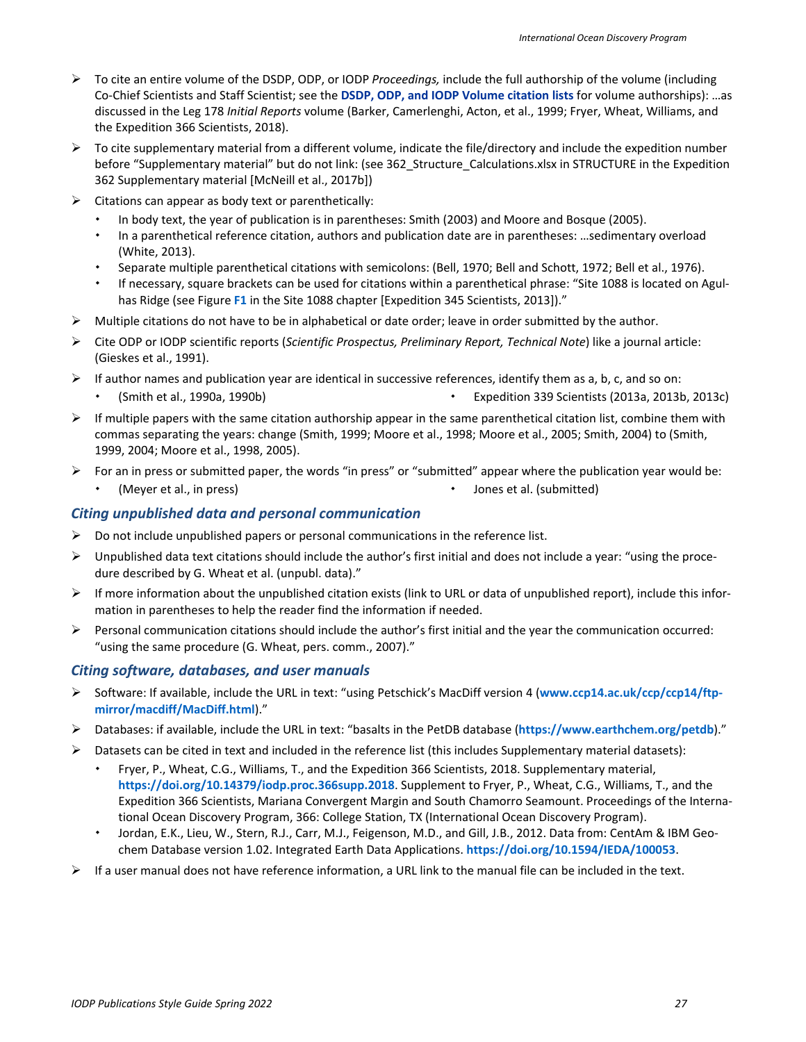- To cite an entire volume of the DSDP, ODP, or IODP *Proceedings,* include the full authorship of the volume (including Co-Chief Scientists and Staff Scientist; see the **DSDP, ODP, and IODP Volume citation lists** for volume authorships): …as discussed in the Leg 178 *Initial Reports* volume (Barker, Camerlenghi, Acton, et al., 1999; Fryer, Wheat, Williams, and the Expedition 366 Scientists, 2018).
- To cite supplementary material from a different volume, indicate the file/directory and include the expedition number before "Supplementary material" but do not link: (see 362_Structure_Calculations.xlsx in STRUCTURE in the Expedition 362 Supplementary material [McNeill et al., 2017b])
- Citations can appear as body text or parenthetically:
  - In body text, the year of publication is in parentheses: Smith (2003) and Moore and Bosque (2005).
  - In a parenthetical reference citation, authors and publication date are in parentheses: …sedimentary overload (White, 2013).
  - Separate multiple parenthetical citations with semicolons: (Bell, 1970; Bell and Schott, 1972; Bell et al., 1976).
  - If necessary, square brackets can be used for citations within a parenthetical phrase: "Site 1088 is located on Agulhas Ridge (see Figure **F1** in the Site 1088 chapter [Expedition 345 Scientists, 2013])."
- Multiple citations do not have to be in alphabetical or date order; leave in order submitted by the author.
- Cite ODP or IODP scientific reports (*Scientific Prospectus, Preliminary Report, Technical Note*) like a journal article: (Gieskes et al., 1991).
- If author names and publication year are identical in successive references, identify them as a, b, c, and so on:
  - (Smith et al., 1990a, 1990b)
  - Expedition 339 Scientists (2013a, 2013b, 2013c)
- If multiple papers with the same citation authorship appear in the same parenthetical citation list, combine them with commas separating the years: change (Smith, 1999; Moore et al., 1998; Moore et al., 2005; Smith, 2004) to (Smith, 1999, 2004; Moore et al., 1998, 2005).
- For an in press or submitted paper, the words "in press" or "submitted" appear where the publication year would be:
  - (Meyer et al., in press)
  - Jones et al. (submitted)

### *Citing unpublished data and personal communication*

- Do not include unpublished papers or personal communications in the reference list.
- Unpublished data text citations should include the author's first initial and does not include a year: "using the procedure described by G. Wheat et al. (unpubl. data)."
- If more information about the unpublished citation exists (link to URL or data of unpublished report), include this information in parentheses to help the reader find the information if needed.
- Personal communication citations should include the author's first initial and the year the communication occurred: "using the same procedure (G. Wheat, pers. comm., 2007)."

### *Citing software, databases, and user manuals*

- Software: If available, include the URL in text: "using Petschick's MacDiff version 4 (**www.ccp14.ac.uk/ccp/ccp14/ftp-mirror/macdiff/MacDiff.html**)."
- Databases: if available, include the URL in text: "basalts in the PetDB database (**https://www.earthchem.org/petdb**)."
- Datasets can be cited in text and included in the reference list (this includes Supplementary material datasets):
  - Fryer, P., Wheat, C.G., Williams, T., and the Expedition 366 Scientists, 2018. Supplementary material, **https://doi.org/10.14379/iodp.proc.366supp.2018**. Supplement to Fryer, P., Wheat, C.G., Williams, T., and the Expedition 366 Scientists, Mariana Convergent Margin and South Chamorro Seamount. Proceedings of the International Ocean Discovery Program, 366: College Station, TX (International Ocean Discovery Program).
  - Jordan, E.K., Lieu, W., Stern, R.J., Carr, M.J., Feigenson, M.D., and Gill, J.B., 2012. Data from: CentAm & IBM Geochem Database version 1.02. Integrated Earth Data Applications. **https://doi.org/10.1594/IEDA/100053**.
- If a user manual does not have reference information, a URL link to the manual file can be included in the text.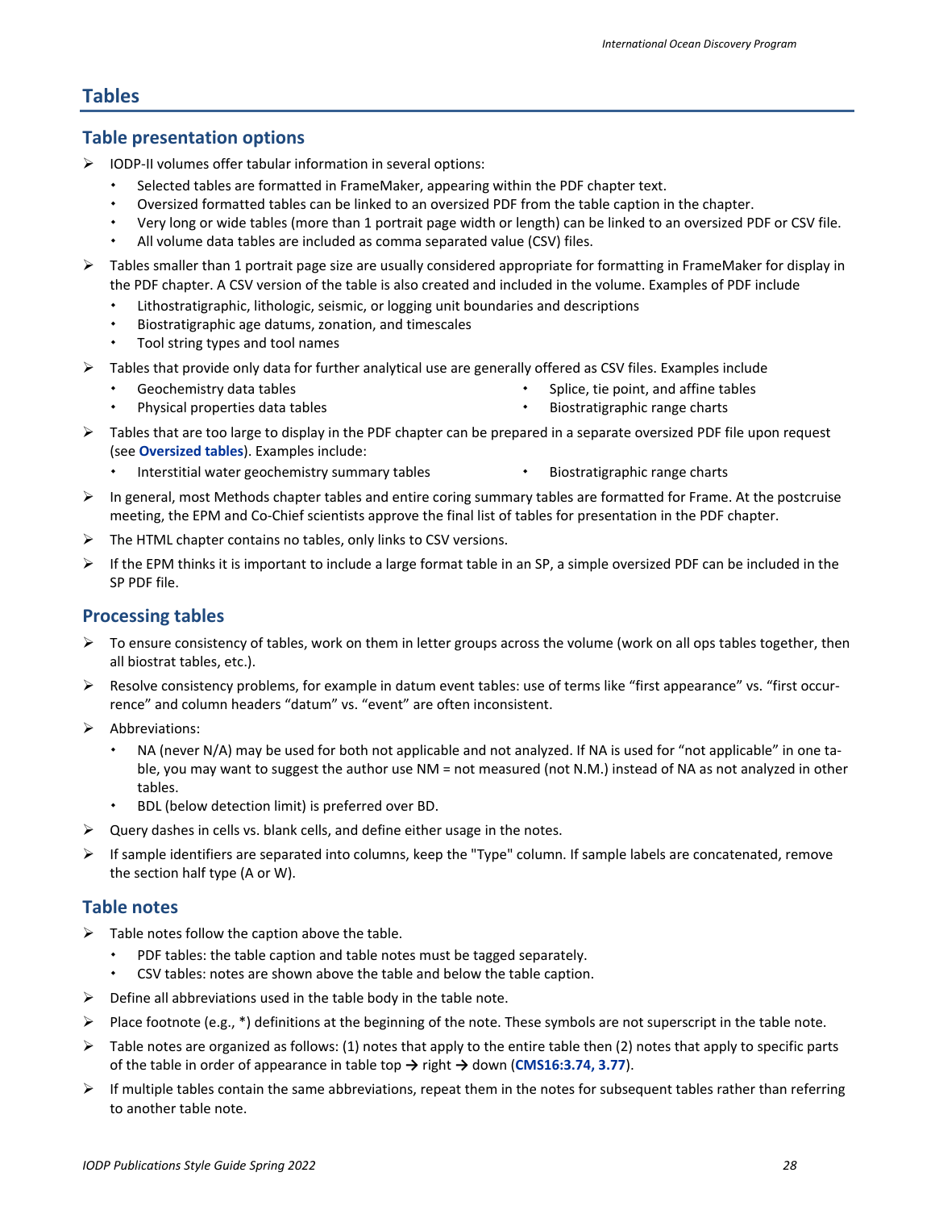# Tables

## Table presentation options

- IODP-II volumes offer tabular information in several options:
  - Selected tables are formatted in FrameMaker, appearing within the PDF chapter text.
  - Oversized formatted tables can be linked to an oversized PDF from the table caption in the chapter.
  - Very long or wide tables (more than 1 portrait page width or length) can be linked to an oversized PDF or CSV file.
  - All volume data tables are included as comma separated value (CSV) files.
- Tables smaller than 1 portrait page size are usually considered appropriate for formatting in FrameMaker for display in the PDF chapter. A CSV version of the table is also created and included in the volume. Examples of PDF include
  - Lithostratigraphic, lithologic, seismic, or logging unit boundaries and descriptions
  - Biostratigraphic age datums, zonation, and timescales
  - Tool string types and tool names
- Tables that provide only data for further analytical use are generally offered as CSV files. Examples include
  - Geochemistry data tables
  - Physical properties data tables
  - Splice, tie point, and affine tables
  - Biostratigraphic range charts
- Tables that are too large to display in the PDF chapter can be prepared in a separate oversized PDF file upon request (see **Oversized tables**). Examples include:
  - Interstitial water geochemistry summary tables
  - Biostratigraphic range charts
- In general, most Methods chapter tables and entire coring summary tables are formatted for Frame. At the postcruise meeting, the EPM and Co-Chief scientists approve the final list of tables for presentation in the PDF chapter.
- The HTML chapter contains no tables, only links to CSV versions.
- If the EPM thinks it is important to include a large format table in an SP, a simple oversized PDF can be included in the SP PDF file.

## Processing tables

- To ensure consistency of tables, work on them in letter groups across the volume (work on all ops tables together, then all biostrat tables, etc.).
- Resolve consistency problems, for example in datum event tables: use of terms like "first appearance" vs. "first occurrence" and column headers "datum" vs. "event" are often inconsistent.
- Abbreviations:
  - NA (never N/A) may be used for both not applicable and not analyzed. If NA is used for "not applicable" in one table, you may want to suggest the author use NM = not measured (not N.M.) instead of NA as not analyzed in other tables.
  - BDL (below detection limit) is preferred over BD.
- Query dashes in cells vs. blank cells, and define either usage in the notes.
- If sample identifiers are separated into columns, keep the "Type" column. If sample labels are concatenated, remove the section half type (A or W).

## Table notes

- Table notes follow the caption above the table.
  - PDF tables: the table caption and table notes must be tagged separately.
  - CSV tables: notes are shown above the table and below the table caption.
- Define all abbreviations used in the table body in the table note.
- Place footnote (e.g., *) definitions at the beginning of the note. These symbols are not superscript in the table note.
- Table notes are organized as follows: (1) notes that apply to the entire table then (2) notes that apply to specific parts of the table in order of appearance in table top → right → down (**CMS16:3.74, 3.77**).
- If multiple tables contain the same abbreviations, repeat them in the notes for subsequent tables rather than referring to another table note.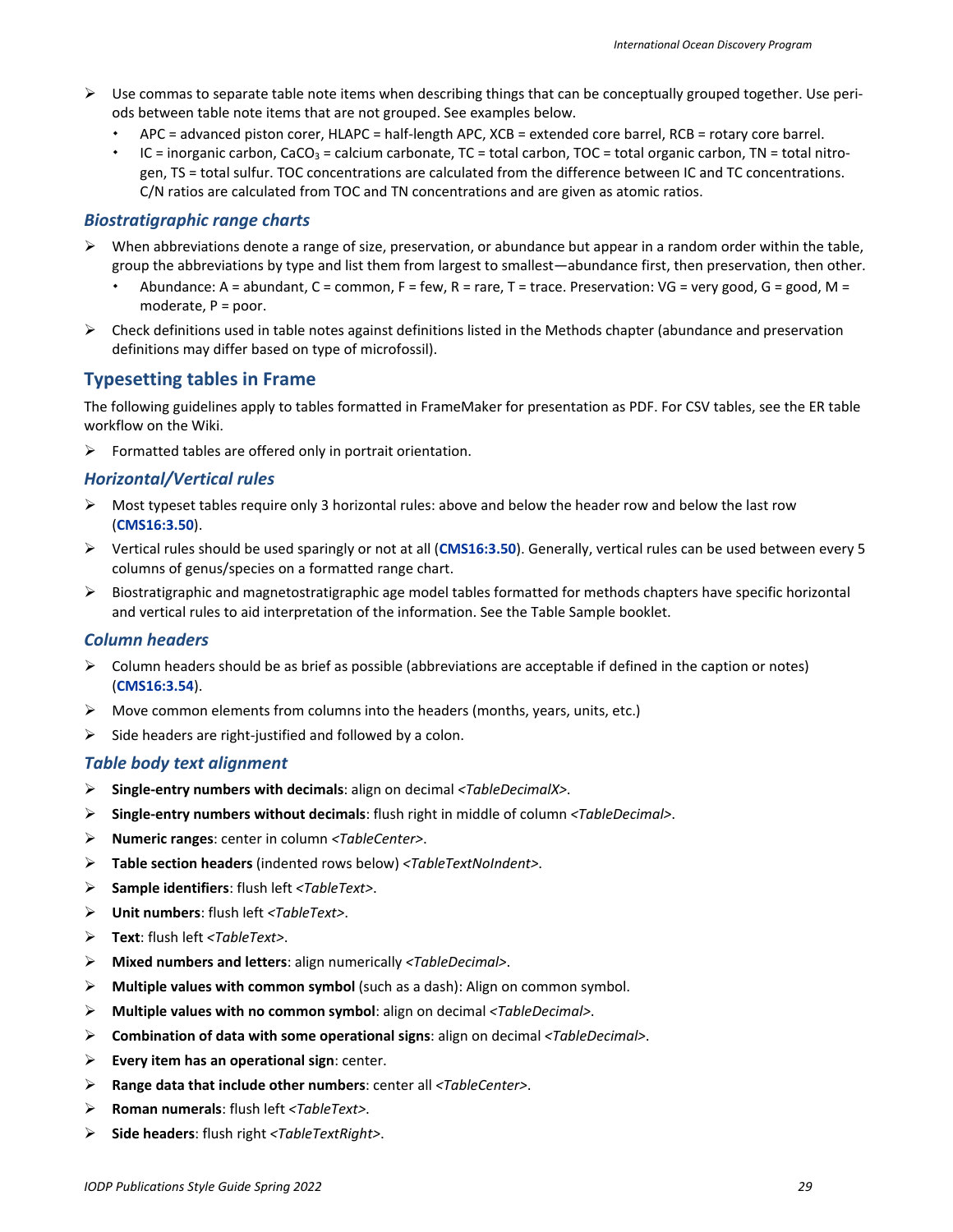- Use commas to separate table note items when describing things that can be conceptually grouped together. Use periods between table note items that are not grouped. See examples below.
  - APC = advanced piston corer, HLAPC = half-length APC, XCB = extended core barrel, RCB = rotary core barrel.
  - IC = inorganic carbon, $CaCO_3$ = calcium carbonate, TC = total carbon, TOC = total organic carbon, TN = total nitrogen, TS = total sulfur. TOC concentrations are calculated from the difference between IC and TC concentrations. C/N ratios are calculated from TOC and TN concentrations and are given as atomic ratios.

### *Biostratigraphic range charts*

- When abbreviations denote a range of size, preservation, or abundance but appear in a random order within the table, group the abbreviations by type and list them from largest to smallest—abundance first, then preservation, then other.
  - Abundance: A = abundant, C = common, F = few, R = rare, T = trace. Preservation: VG = very good, G = good, M = moderate, P = poor.
- Check definitions used in table notes against definitions listed in the Methods chapter (abundance and preservation definitions may differ based on type of microfossil).

## Typesetting tables in Frame

The following guidelines apply to tables formatted in FrameMaker for presentation as PDF. For CSV tables, see the ER table workflow on the Wiki.

- Formatted tables are offered only in portrait orientation.

### *Horizontal/Vertical rules*

- Most typeset tables require only 3 horizontal rules: above and below the header row and below the last row (**CMS16:3.50**).
- Vertical rules should be used sparingly or not at all (**CMS16:3.50**). Generally, vertical rules can be used between every 5 columns of genus/species on a formatted range chart.
- Biostratigraphic and magnetostratigraphic age model tables formatted for methods chapters have specific horizontal and vertical rules to aid interpretation of the information. See the Table Sample booklet.

### *Column headers*

- Column headers should be as brief as possible (abbreviations are acceptable if defined in the caption or notes) (**CMS16:3.54**).
- Move common elements from columns into the headers (months, years, units, etc.)
- Side headers are right-justified and followed by a colon.

### *Table body text alignment*

- **Single-entry numbers with decimals**: align on decimal *<TableDecimalX>*.
- **Single-entry numbers without decimals**: flush right in middle of column *<TableDecimal>*.
- **Numeric ranges**: center in column *<TableCenter>*.
- **Table section headers** (indented rows below) *<TableTextNoIndent>*.
- **Sample identifiers**: flush left *<TableText>*.
- **Unit numbers**: flush left *<TableText>*.
- **Text**: flush left *<TableText>*.
- **Mixed numbers and letters**: align numerically *<TableDecimal>*.
- **Multiple values with common symbol** (such as a dash): Align on common symbol.
- **Multiple values with no common symbol**: align on decimal *<TableDecimal>*.
- **Combination of data with some operational signs**: align on decimal *<TableDecimal>*.
- **Every item has an operational sign**: center.
- **Range data that include other numbers**: center all *<TableCenter>*.
- **Roman numerals**: flush left *<TableText>*.
- **Side headers**: flush right *<TableTextRight>*.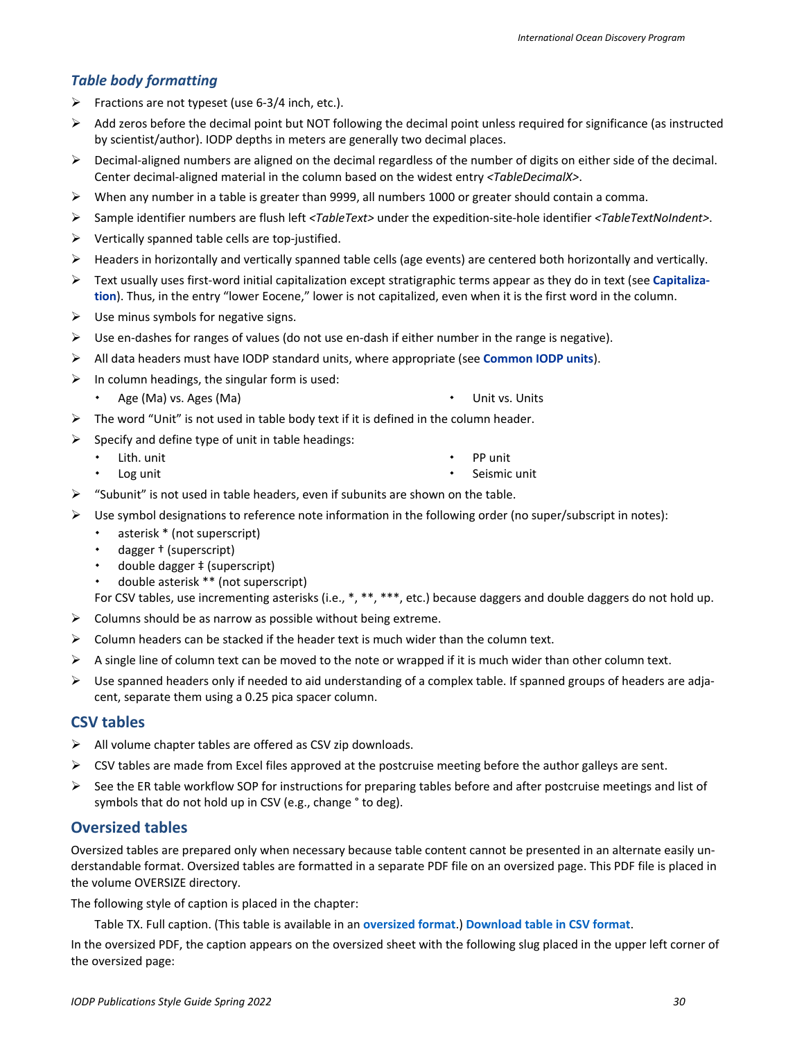### *Table body formatting*

- Fractions are not typeset (use 6-3/4 inch, etc.).
- Add zeros before the decimal point but NOT following the decimal point unless required for significance (as instructed by scientist/author). IODP depths in meters are generally two decimal places.
- Decimal-aligned numbers are aligned on the decimal regardless of the number of digits on either side of the decimal. Center decimal-aligned material in the column based on the widest entry *<TableDecimalX>*.
- When any number in a table is greater than 9999, all numbers 1000 or greater should contain a comma.
- Sample identifier numbers are flush left *<TableText>* under the expedition-site-hole identifier *<TableTextNoIndent>*.
- Vertically spanned table cells are top-justified.
- Headers in horizontally and vertically spanned table cells (age events) are centered both horizontally and vertically.
- Text usually uses first-word initial capitalization except stratigraphic terms appear as they do in text (see **Capitalization**). Thus, in the entry "lower Eocene," lower is not capitalized, even when it is the first word in the column.
- Use minus symbols for negative signs.
- Use en-dashes for ranges of values (do not use en-dash if either number in the range is negative).
- All data headers must have IODP standard units, where appropriate (see **Common IODP units**).
- In column headings, the singular form is used:
  - Age (Ma) vs. Ages (Ma)
  - Unit vs. Units
- The word "Unit" is not used in table body text if it is defined in the column header.
- Specify and define type of unit in table headings:
  - Lith. unit
  - Log unit
  - PP unit
  - Seismic unit
- "Subunit" is not used in table headers, even if subunits are shown on the table.
- Use symbol designations to reference note information in the following order (no super/subscript in notes):
  - asterisk * (not superscript)
  - dagger † (superscript)
  - double dagger ‡ (superscript)
  - double asterisk ** (not superscript)

  For CSV tables, use incrementing asterisks (i.e., *, **, ***, etc.) because daggers and double daggers do not hold up.
- Columns should be as narrow as possible without being extreme.
- Column headers can be stacked if the header text is much wider than the column text.
- A single line of column text can be moved to the note or wrapped if it is much wider than other column text.
- Use spanned headers only if needed to aid understanding of a complex table. If spanned groups of headers are adjacent, separate them using a 0.25 pica spacer column.

## CSV tables

- All volume chapter tables are offered as CSV zip downloads.
- CSV tables are made from Excel files approved at the postcruise meeting before the author galleys are sent.
- See the ER table workflow SOP for instructions for preparing tables before and after postcruise meetings and list of symbols that do not hold up in CSV (e.g., change ° to deg).

## Oversized tables

Oversized tables are prepared only when necessary because table content cannot be presented in an alternate easily understandable format. Oversized tables are formatted in a separate PDF file on an oversized page. This PDF file is placed in the volume OVERSIZE directory.

The following style of caption is placed in the chapter:

Table TX. Full caption. (This table is available in an **oversized format**.) **Download table in CSV format**.

In the oversized PDF, the caption appears on the oversized sheet with the following slug placed in the upper left corner of the oversized page: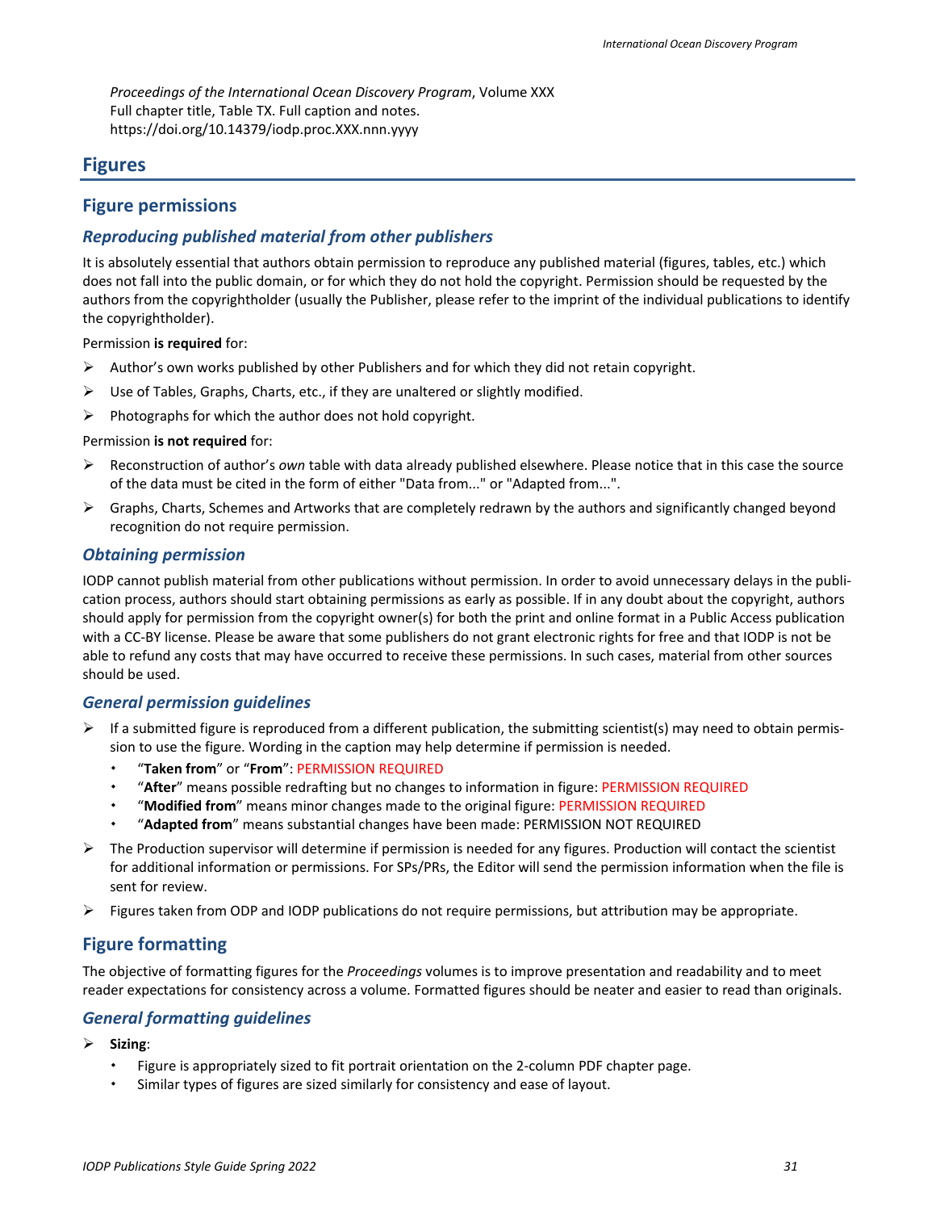*Proceedings of the International Ocean Discovery Program*, Volume XXX
Full chapter title, Table TX. Full caption and notes.
https://doi.org/10.14379/iodp.proc.XXX.nnn.yyyy

# Figures

## Figure permissions

### *Reproducing published material from other publishers*

It is absolutely essential that authors obtain permission to reproduce any published material (figures, tables, etc.) which does not fall into the public domain, or for which they do not hold the copyright. Permission should be requested by the authors from the copyrightholder (usually the Publisher, please refer to the imprint of the individual publications to identify the copyrightholder).

Permission **is required** for:

- Author's own works published by other Publishers and for which they did not retain copyright.
- Use of Tables, Graphs, Charts, etc., if they are unaltered or slightly modified.
- Photographs for which the author does not hold copyright.

Permission **is not required** for:

- Reconstruction of author's *own* table with data already published elsewhere. Please notice that in this case the source of the data must be cited in the form of either "Data from..." or "Adapted from...".
- Graphs, Charts, Schemes and Artworks that are completely redrawn by the authors and significantly changed beyond recognition do not require permission.

### *Obtaining permission*

IODP cannot publish material from other publications without permission. In order to avoid unnecessary delays in the publication process, authors should start obtaining permissions as early as possible. If in any doubt about the copyright, authors should apply for permission from the copyright owner(s) for both the print and online format in a Public Access publication with a CC-BY license. Please be aware that some publishers do not grant electronic rights for free and that IODP is not be able to refund any costs that may have occurred to receive these permissions. In such cases, material from other sources should be used.

### *General permission guidelines*

- If a submitted figure is reproduced from a different publication, the submitting scientist(s) may need to obtain permission to use the figure. Wording in the caption may help determine if permission is needed.
  - "**Taken from**" or "**From**": PERMISSION REQUIRED
  - "**After**" means possible redrafting but no changes to information in figure: PERMISSION REQUIRED
  - "**Modified from**" means minor changes made to the original figure: PERMISSION REQUIRED
  - "**Adapted from**" means substantial changes have been made: PERMISSION NOT REQUIRED
- The Production supervisor will determine if permission is needed for any figures. Production will contact the scientist for additional information or permissions. For SPs/PRs, the Editor will send the permission information when the file is sent for review.
- Figures taken from ODP and IODP publications do not require permissions, but attribution may be appropriate.

## Figure formatting

The objective of formatting figures for the *Proceedings* volumes is to improve presentation and readability and to meet reader expectations for consistency across a volume. Formatted figures should be neater and easier to read than originals.

### *General formatting guidelines*

- **Sizing**:
  - Figure is appropriately sized to fit portrait orientation on the 2-column PDF chapter page.
  - Similar types of figures are sized similarly for consistency and ease of layout.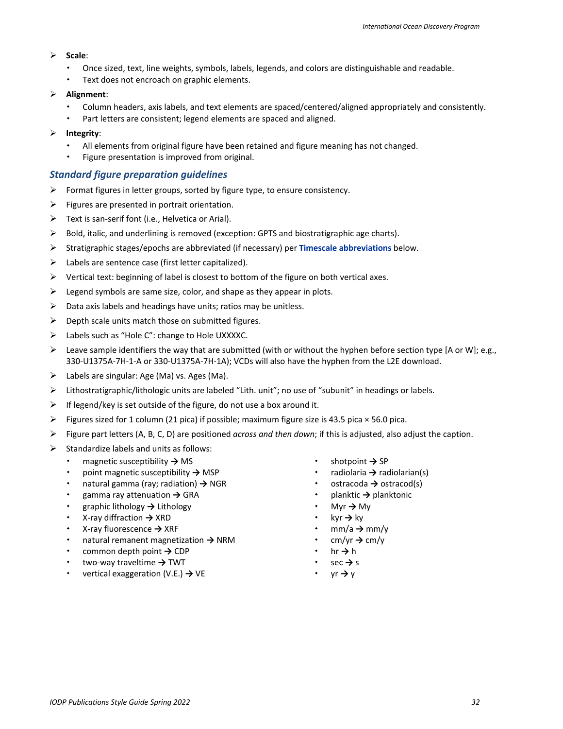- **Scale**:
  - Once sized, text, line weights, symbols, labels, legends, and colors are distinguishable and readable.
  - Text does not encroach on graphic elements.
- **Alignment**:
  - Column headers, axis labels, and text elements are spaced/centered/aligned appropriately and consistently.
  - Part letters are consistent; legend elements are spaced and aligned.
- **Integrity**:
  - All elements from original figure have been retained and figure meaning has not changed.
  - Figure presentation is improved from original.

### *Standard figure preparation guidelines*

- Format figures in letter groups, sorted by figure type, to ensure consistency.
- Figures are presented in portrait orientation.
- Text is san-serif font (i.e., Helvetica or Arial).
- Bold, italic, and underlining is removed (exception: GPTS and biostratigraphic age charts).
- Stratigraphic stages/epochs are abbreviated (if necessary) per **Timescale abbreviations** below.
- Labels are sentence case (first letter capitalized).
- Vertical text: beginning of label is closest to bottom of the figure on both vertical axes.
- Legend symbols are same size, color, and shape as they appear in plots.
- Data axis labels and headings have units; ratios may be unitless.
- Depth scale units match those on submitted figures.
- Labels such as "Hole C": change to Hole UXXXXC.
- Leave sample identifiers the way that are submitted (with or without the hyphen before section type [A or W]; e.g., 330-U1375A-7H-1-A or 330-U1375A-7H-1A); VCDs will also have the hyphen from the L2E download.
- Labels are singular: Age (Ma) vs. Ages (Ma).
- Lithostratigraphic/lithologic units are labeled "Lith. unit"; no use of "subunit" in headings or labels.
- If legend/key is set outside of the figure, do not use a box around it.
- Figures sized for 1 column (21 pica) if possible; maximum figure size is 43.5 pica × 56.0 pica.
- Figure part letters (A, B, C, D) are positioned *across and then down*; if this is adjusted, also adjust the caption.
- Standardize labels and units as follows:
  - magnetic susceptibility → MS
  - point magnetic susceptibility → MSP
  - natural gamma (ray; radiation) → NGR
  - gamma ray attenuation → GRA
  - graphic lithology → Lithology
  - X-ray diffraction → XRD
  - X-ray fluorescence → XRF
  - natural remanent magnetization → NRM
  - common depth point → CDP
  - two-way traveltime → TWT
  - vertical exaggeration (V.E.) → VE
  - shotpoint → SP
  - radiolaria → radiolarian(s)
  - ostracoda → ostracod(s)
  - planktic → planktonic
  - Myr → My
  - kyr → ky
  - mm/a → mm/y
  - cm/yr → cm/y
  - hr → h
  - sec → s
  - yr → y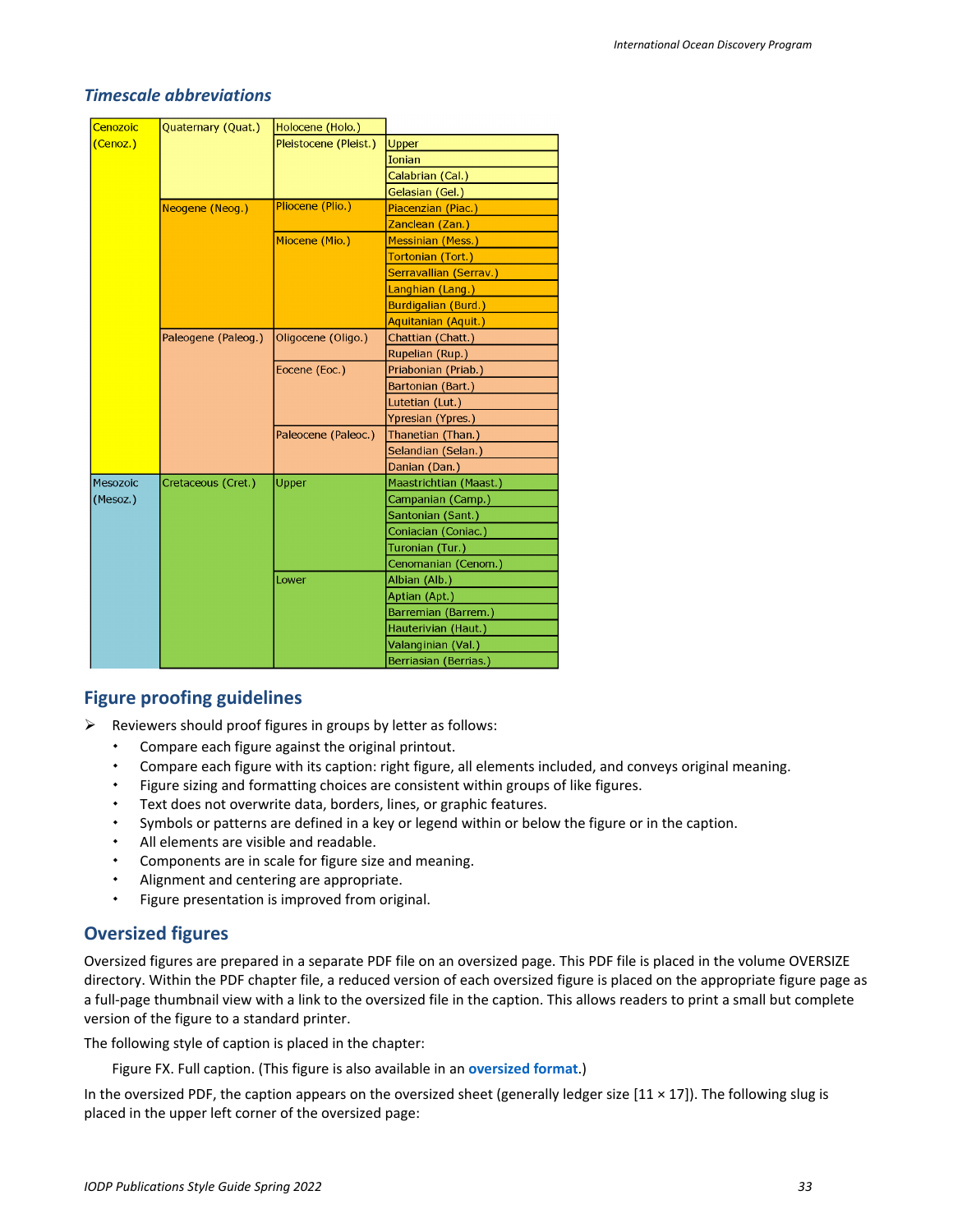### *Timescale abbreviations*

| Era | Period | Epoch | Stage |
|---|---|---|---|
| Cenozoic (Cenoz.) | Quaternary (Quat.) | Holocene (Holo.) | |
| | | Pleistocene (Pleist.) | Upper |
| | | | Ionian |
| | | | Calabrian (Cal.) |
| | | | Gelasian (Gel.) |
| | Neogene (Neog.) | Pliocene (Plio.) | Piacenzian (Piac.) |
| | | | Zanclean (Zan.) |
| | | Miocene (Mio.) | Messinian (Mess.) |
| | | | Tortonian (Tort.) |
| | | | Serravallian (Serrav.) |
| | | | Langhian (Lang.) |
| | | | Burdigalian (Burd.) |
| | | | Aquitanian (Aquit.) |
| | Paleogene (Paleog.) | Oligocene (Oligo.) | Chattian (Chatt.) |
| | | | Rupelian (Rup.) |
| | | Eocene (Eoc.) | Priabonian (Priab.) |
| | | | Bartonian (Bart.) |
| | | | Lutetian (Lut.) |
| | | | Ypresian (Ypres.) |
| | | Paleocene (Paleoc.) | Thanetian (Than.) |
| | | | Selandian (Selan.) |
| | | | Danian (Dan.) |
| Mesozoic (Mesoz.) | Cretaceous (Cret.) | Upper | Maastrichtian (Maast.) |
| | | | Campanian (Camp.) |
| | | | Santonian (Sant.) |
| | | | Coniacian (Coniac.) |
| | | | Turonian (Tur.) |
| | | | Cenomanian (Cenom.) |
| | | Lower | Albian (Alb.) |
| | | | Aptian (Apt.) |
| | | | Barremian (Barrem.) |
| | | | Hauterivian (Haut.) |
| | | | Valanginian (Val.) |
| | | | Berriasian (Berrias.) |

## Figure proofing guidelines

- Reviewers should proof figures in groups by letter as follows:
  - Compare each figure against the original printout.
  - Compare each figure with its caption: right figure, all elements included, and conveys original meaning.
  - Figure sizing and formatting choices are consistent within groups of like figures.
  - Text does not overwrite data, borders, lines, or graphic features.
  - Symbols or patterns are defined in a key or legend within or below the figure or in the caption.
  - All elements are visible and readable.
  - Components are in scale for figure size and meaning.
  - Alignment and centering are appropriate.
  - Figure presentation is improved from original.

## Oversized figures

Oversized figures are prepared in a separate PDF file on an oversized page. This PDF file is placed in the volume OVERSIZE directory. Within the PDF chapter file, a reduced version of each oversized figure is placed on the appropriate figure page as a full-page thumbnail view with a link to the oversized file in the caption. This allows readers to print a small but complete version of the figure to a standard printer.

The following style of caption is placed in the chapter:

> Figure FX. Full caption. (This figure is also available in an **oversized format**.)

In the oversized PDF, the caption appears on the oversized sheet (generally ledger size [11 × 17]). The following slug is placed in the upper left corner of the oversized page: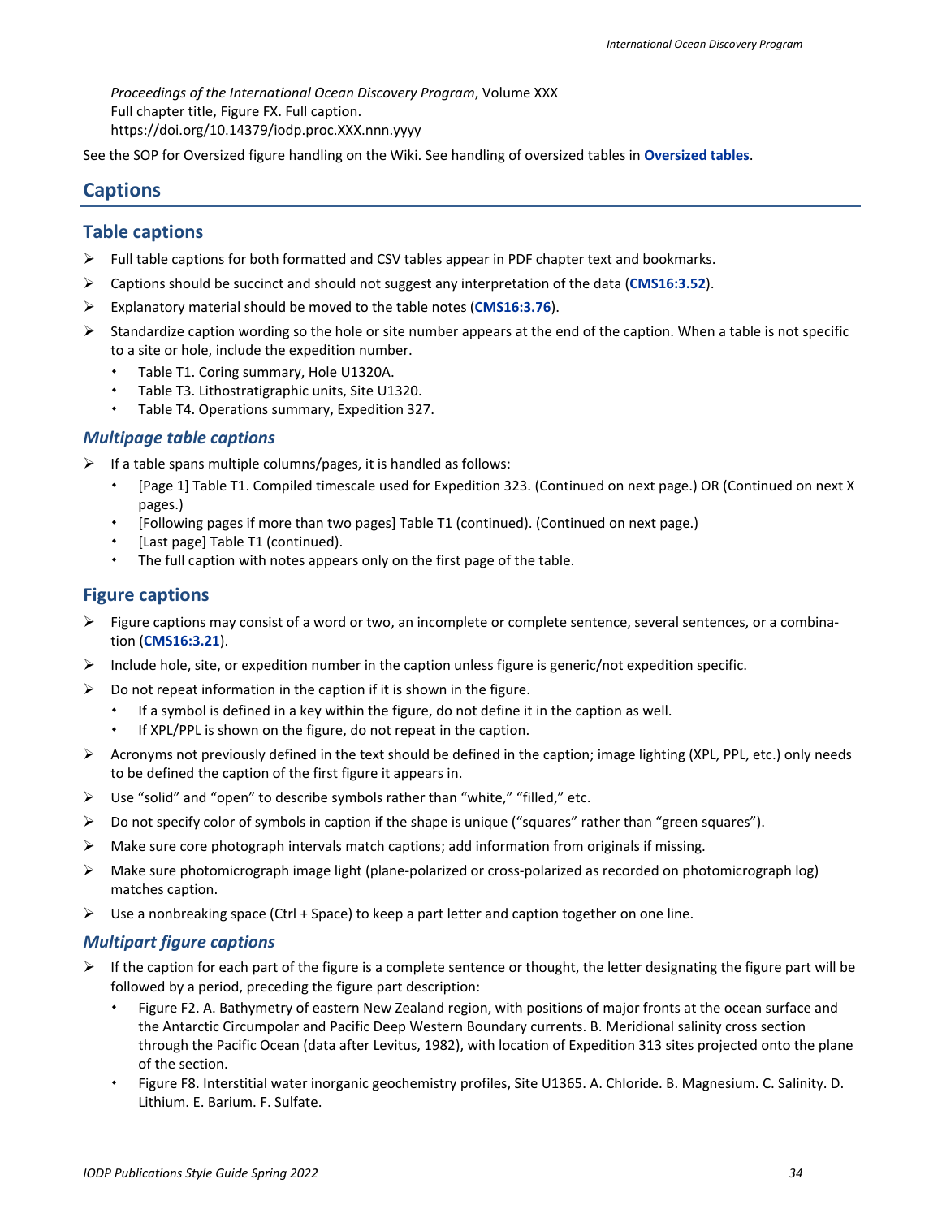*Proceedings of the International Ocean Discovery Program*, Volume XXX
Full chapter title, Figure FX. Full caption.
https://doi.org/10.14379/iodp.proc.XXX.nnn.yyyy

See the SOP for Oversized figure handling on the Wiki. See handling of oversized tables in **Oversized tables**.

## Captions

### Table captions

- Full table captions for both formatted and CSV tables appear in PDF chapter text and bookmarks.
- Captions should be succinct and should not suggest any interpretation of the data (**CMS16:3.52**).
- Explanatory material should be moved to the table notes (**CMS16:3.76**).
- Standardize caption wording so the hole or site number appears at the end of the caption. When a table is not specific to a site or hole, include the expedition number.
  - Table T1. Coring summary, Hole U1320A.
  - Table T3. Lithostratigraphic units, Site U1320.
  - Table T4. Operations summary, Expedition 327.

#### *Multipage table captions*

- If a table spans multiple columns/pages, it is handled as follows:
  - [Page 1] Table T1. Compiled timescale used for Expedition 323. (Continued on next page.) OR (Continued on next X pages.)
  - [Following pages if more than two pages] Table T1 (continued). (Continued on next page.)
  - [Last page] Table T1 (continued).
  - The full caption with notes appears only on the first page of the table.

### Figure captions

- Figure captions may consist of a word or two, an incomplete or complete sentence, several sentences, or a combination (**CMS16:3.21**).
- Include hole, site, or expedition number in the caption unless figure is generic/not expedition specific.
- Do not repeat information in the caption if it is shown in the figure.
  - If a symbol is defined in a key within the figure, do not define it in the caption as well.
  - If XPL/PPL is shown on the figure, do not repeat in the caption.
- Acronyms not previously defined in the text should be defined in the caption; image lighting (XPL, PPL, etc.) only needs to be defined the caption of the first figure it appears in.
- Use "solid" and "open" to describe symbols rather than "white," "filled," etc.
- Do not specify color of symbols in caption if the shape is unique ("squares" rather than "green squares").
- Make sure core photograph intervals match captions; add information from originals if missing.
- Make sure photomicrograph image light (plane-polarized or cross-polarized as recorded on photomicrograph log) matches caption.
- Use a nonbreaking space (Ctrl + Space) to keep a part letter and caption together on one line.

#### *Multipart figure captions*

- If the caption for each part of the figure is a complete sentence or thought, the letter designating the figure part will be followed by a period, preceding the figure part description:
  - Figure F2. A. Bathymetry of eastern New Zealand region, with positions of major fronts at the ocean surface and the Antarctic Circumpolar and Pacific Deep Western Boundary currents. B. Meridional salinity cross section through the Pacific Ocean (data after Levitus, 1982), with location of Expedition 313 sites projected onto the plane of the section.
  - Figure F8. Interstitial water inorganic geochemistry profiles, Site U1365. A. Chloride. B. Magnesium. C. Salinity. D. Lithium. E. Barium. F. Sulfate.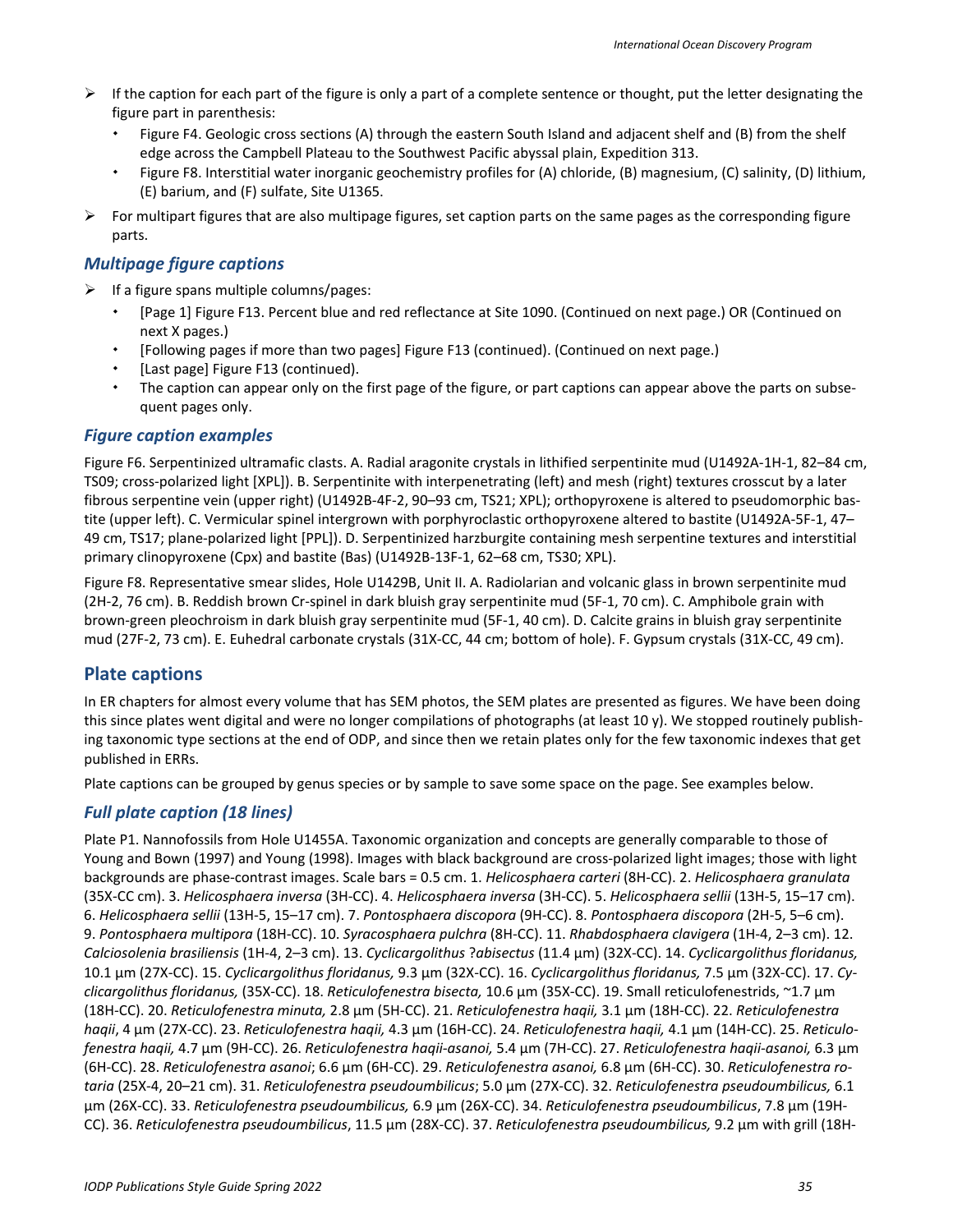- If the caption for each part of the figure is only a part of a complete sentence or thought, put the letter designating the figure part in parenthesis:
  - Figure F4. Geologic cross sections (A) through the eastern South Island and adjacent shelf and (B) from the shelf edge across the Campbell Plateau to the Southwest Pacific abyssal plain, Expedition 313.
  - Figure F8. Interstitial water inorganic geochemistry profiles for (A) chloride, (B) magnesium, (C) salinity, (D) lithium, (E) barium, and (F) sulfate, Site U1365.
- For multipart figures that are also multipage figures, set caption parts on the same pages as the corresponding figure parts.

### *Multipage figure captions*

- If a figure spans multiple columns/pages:
  - [Page 1] Figure F13. Percent blue and red reflectance at Site 1090. (Continued on next page.) OR (Continued on next X pages.)
  - [Following pages if more than two pages] Figure F13 (continued). (Continued on next page.)
  - [Last page] Figure F13 (continued).
  - The caption can appear only on the first page of the figure, or part captions can appear above the parts on subsequent pages only.

### *Figure caption examples*

Figure F6. Serpentinized ultramafic clasts. A. Radial aragonite crystals in lithified serpentinite mud (U1492A-1H-1, 82–84 cm, TS09; cross-polarized light [XPL]). B. Serpentinite with interpenetrating (left) and mesh (right) textures crosscut by a later fibrous serpentine vein (upper right) (U1492B-4F-2, 90–93 cm, TS21; XPL); orthopyroxene is altered to pseudomorphic bastite (upper left). C. Vermicular spinel intergrown with porphyroclastic orthopyroxene altered to bastite (U1492A-5F-1, 47–49 cm, TS17; plane-polarized light [PPL]). D. Serpentinized harzburgite containing mesh serpentine textures and interstitial primary clinopyroxene (Cpx) and bastite (Bas) (U1492B-13F-1, 62–68 cm, TS30; XPL).

Figure F8. Representative smear slides, Hole U1429B, Unit II. A. Radiolarian and volcanic glass in brown serpentinite mud (2H-2, 76 cm). B. Reddish brown Cr-spinel in dark bluish gray serpentinite mud (5F-1, 70 cm). C. Amphibole grain with brown-green pleochroism in dark bluish gray serpentinite mud (5F-1, 40 cm). D. Calcite grains in bluish gray serpentinite mud (27F-2, 73 cm). E. Euhedral carbonate crystals (31X-CC, 44 cm; bottom of hole). F. Gypsum crystals (31X-CC, 49 cm).

## Plate captions

In ER chapters for almost every volume that has SEM photos, the SEM plates are presented as figures. We have been doing this since plates went digital and were no longer compilations of photographs (at least 10 y). We stopped routinely publishing taxonomic type sections at the end of ODP, and since then we retain plates only for the few taxonomic indexes that get published in ERRs.

Plate captions can be grouped by genus species or by sample to save some space on the page. See examples below.

### *Full plate caption (18 lines)*

Plate P1. Nannofossils from Hole U1455A. Taxonomic organization and concepts are generally comparable to those of Young and Bown (1997) and Young (1998). Images with black background are cross-polarized light images; those with light backgrounds are phase-contrast images. Scale bars = 0.5 cm. 1. *Helicosphaera carteri* (8H-CC). 2. *Helicosphaera granulata* (35X-CC cm). 3. *Helicosphaera inversa* (3H-CC). 4. *Helicosphaera inversa* (3H-CC). 5. *Helicosphaera sellii* (13H-5, 15–17 cm). 6. *Helicosphaera sellii* (13H-5, 15–17 cm). 7. *Pontosphaera discopora* (9H-CC). 8. *Pontosphaera discopora* (2H-5, 5–6 cm). 9. *Pontosphaera multipora* (18H-CC). 10. *Syracosphaera pulchra* (8H-CC). 11. *Rhabdosphaera clavigera* (1H-4, 2–3 cm). 12. *Calciosolenia brasiliensis* (1H-4, 2–3 cm). 13. *Cyclicargolithus ?abisectus* (11.4 µm) (32X-CC). 14. *Cyclicargolithus floridanus,* 10.1 µm (27X-CC). 15. *Cyclicargolithus floridanus,* 9.3 µm (32X-CC). 16. *Cyclicargolithus floridanus,* 7.5 µm (32X-CC). 17. *Cyclicargolithus floridanus,* (35X-CC). 18. *Reticulofenestra bisecta,* 10.6 µm (35X-CC). 19. Small reticulofenestrids, ~1.7 µm (18H-CC). 20. *Reticulofenestra minuta,* 2.8 µm (5H-CC). 21. *Reticulofenestra haqii,* 3.1 µm (18H-CC). 22. *Reticulofenestra haqii*, 4 µm (27X-CC). 23. *Reticulofenestra haqii,* 4.3 µm (16H-CC). 24. *Reticulofenestra haqii,* 4.1 µm (14H-CC). 25. *Reticulofenestra haqii,* 4.7 µm (9H-CC). 26. *Reticulofenestra haqii-asanoi,* 5.4 µm (7H-CC). 27. *Reticulofenestra haqii-asanoi,* 6.3 µm (6H-CC). 28. *Reticulofenestra asanoi*; 6.6 µm (6H-CC). 29. *Reticulofenestra asanoi,* 6.8 µm (6H-CC). 30. *Reticulofenestra rotaria* (25X-4, 20–21 cm). 31. *Reticulofenestra pseudoumbilicus*; 5.0 µm (27X-CC). 32. *Reticulofenestra pseudoumbilicus,* 6.1 µm (26X-CC). 33. *Reticulofenestra pseudoumbilicus,* 6.9 µm (26X-CC). 34. *Reticulofenestra pseudoumbilicus*, 7.8 µm (19H-CC). 36. *Reticulofenestra pseudoumbilicus*, 11.5 µm (28X-CC). 37. *Reticulofenestra pseudoumbilicus,* 9.2 µm with grill (18H-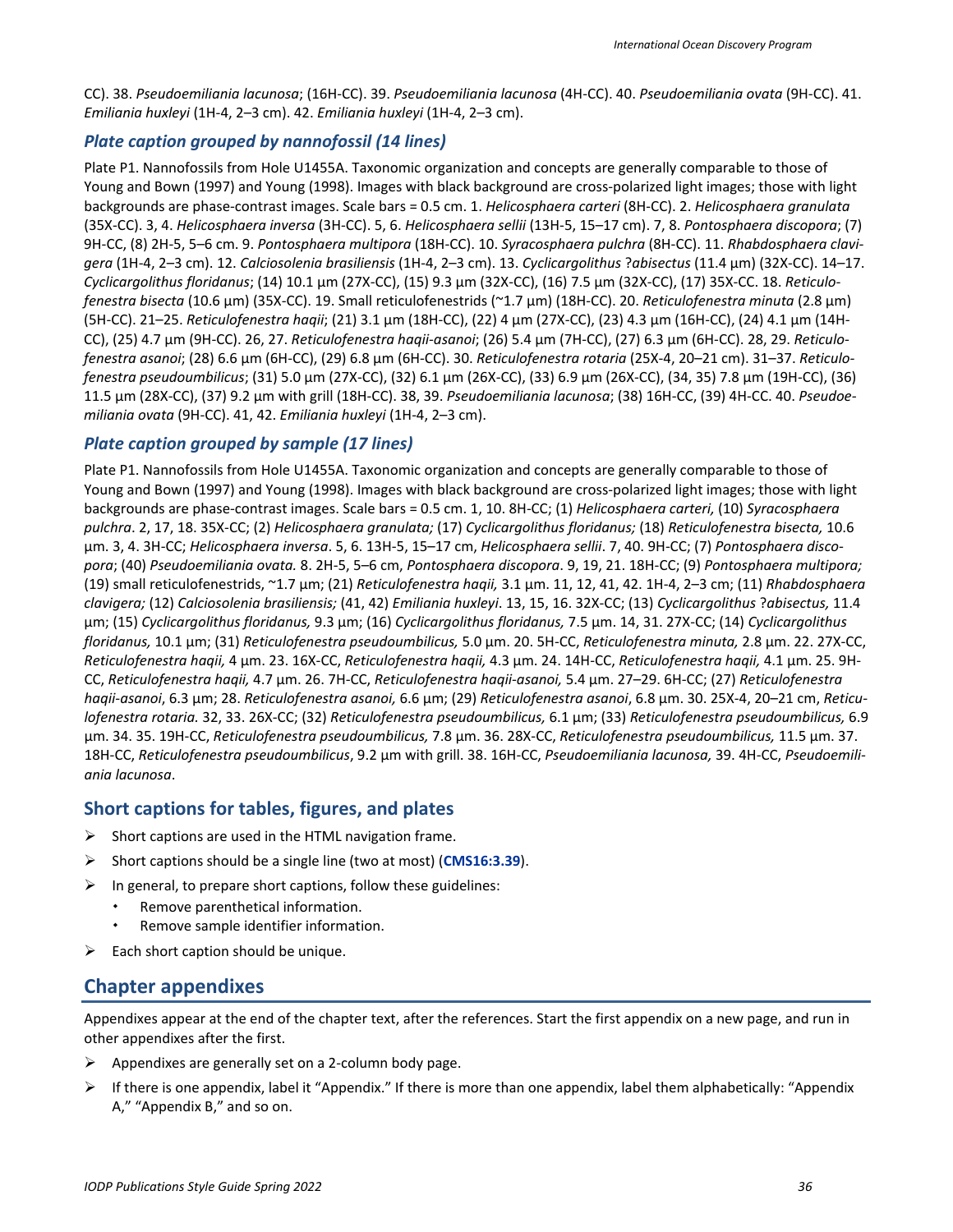CC). 38. *Pseudoemiliania lacunosa*; (16H-CC). 39. *Pseudoemiliania lacunosa* (4H-CC). 40. *Pseudoemiliania ovata* (9H-CC). 41. *Emiliania huxleyi* (1H-4, 2–3 cm). 42. *Emiliania huxleyi* (1H-4, 2–3 cm).

### *Plate caption grouped by nannofossil (14 lines)*

Plate P1. Nannofossils from Hole U1455A. Taxonomic organization and concepts are generally comparable to those of Young and Bown (1997) and Young (1998). Images with black background are cross-polarized light images; those with light backgrounds are phase-contrast images. Scale bars = 0.5 cm. 1. *Helicosphaera carteri* (8H-CC). 2. *Helicosphaera granulata* (35X-CC). 3, 4. *Helicosphaera inversa* (3H-CC). 5, 6. *Helicosphaera sellii* (13H-5, 15–17 cm). 7, 8. *Pontosphaera discopora*; (7) 9H-CC, (8) 2H-5, 5–6 cm. 9. *Pontosphaera multipora* (18H-CC). 10. *Syracosphaera pulchra* (8H-CC). 11. *Rhabdosphaera clavigera* (1H-4, 2–3 cm). 12. *Calciosolenia brasiliensis* (1H-4, 2–3 cm). 13. *Cyclicargolithus* ?*abisectus* (11.4 µm) (32X-CC). 14–17. *Cyclicargolithus floridanus*; (14) 10.1 µm (27X-CC), (15) 9.3 µm (32X-CC), (16) 7.5 µm (32X-CC), (17) 35X-CC. 18. *Reticulofenestra bisecta* (10.6 µm) (35X-CC). 19. Small reticulofenestrids (~1.7 µm) (18H-CC). 20. *Reticulofenestra minuta* (2.8 µm) (5H-CC). 21–25. *Reticulofenestra haqii*; (21) 3.1 µm (18H-CC), (22) 4 µm (27X-CC), (23) 4.3 µm (16H-CC), (24) 4.1 µm (14H-CC), (25) 4.7 µm (9H-CC). 26, 27. *Reticulofenestra haqii-asanoi*; (26) 5.4 µm (7H-CC), (27) 6.3 µm (6H-CC). 28, 29. *Reticulofenestra asanoi*; (28) 6.6 µm (6H-CC), (29) 6.8 µm (6H-CC). 30. *Reticulofenestra rotaria* (25X-4, 20–21 cm). 31–37. *Reticulofenestra pseudoumbilicus*; (31) 5.0 µm (27X-CC), (32) 6.1 µm (26X-CC), (33) 6.9 µm (26X-CC), (34, 35) 7.8 µm (19H-CC), (36) 11.5 µm (28X-CC), (37) 9.2 µm with grill (18H-CC). 38, 39. *Pseudoemiliania lacunosa*; (38) 16H-CC, (39) 4H-CC. 40. *Pseudoemiliania ovata* (9H-CC). 41, 42. *Emiliania huxleyi* (1H-4, 2–3 cm).

### *Plate caption grouped by sample (17 lines)*

Plate P1. Nannofossils from Hole U1455A. Taxonomic organization and concepts are generally comparable to those of Young and Bown (1997) and Young (1998). Images with black background are cross-polarized light images; those with light backgrounds are phase-contrast images. Scale bars = 0.5 cm. 1, 10. 8H-CC; (1) *Helicosphaera carteri,* (10) *Syracosphaera pulchra*. 2, 17, 18. 35X-CC; (2) *Helicosphaera granulata;* (17) *Cyclicargolithus floridanus;* (18) *Reticulofenestra bisecta,* 10.6 µm. 3, 4. 3H-CC; *Helicosphaera inversa*. 5, 6. 13H-5, 15–17 cm, *Helicosphaera sellii*. 7, 40. 9H-CC; (7) *Pontosphaera discopora*; (40) *Pseudoemiliania ovata.* 8. 2H-5, 5–6 cm, *Pontosphaera discopora*. 9, 19, 21. 18H-CC; (9) *Pontosphaera multipora;* (19) small reticulofenestrids, ~1.7 µm; (21) *Reticulofenestra haqii,* 3.1 µm. 11, 12, 41, 42. 1H-4, 2–3 cm; (11) *Rhabdosphaera clavigera;* (12) *Calciosolenia brasiliensis;* (41, 42) *Emiliania huxleyi*. 13, 15, 16. 32X-CC; (13) *Cyclicargolithus ?abisectus,* 11.4 µm; (15) *Cyclicargolithus floridanus,* 9.3 µm; (16) *Cyclicargolithus floridanus,* 7.5 µm. 14, 31. 27X-CC; (14) *Cyclicargolithus floridanus,* 10.1 µm; (31) *Reticulofenestra pseudoumbilicus,* 5.0 µm. 20. 5H-CC, *Reticulofenestra minuta,* 2.8 µm. 22. 27X-CC, *Reticulofenestra haqii,* 4 µm. 23. 16X-CC, *Reticulofenestra haqii,* 4.3 µm. 24. 14H-CC, *Reticulofenestra haqii,* 4.1 µm. 25. 9H-CC, *Reticulofenestra haqii,* 4.7 µm. 26. 7H-CC, *Reticulofenestra haqii-asanoi,* 5.4 µm. 27–29. 6H-CC; (27) *Reticulofenestra haqii-asanoi*, 6.3 µm; 28. *Reticulofenestra asanoi,* 6.6 µm; (29) *Reticulofenestra asanoi*, 6.8 µm. 30. 25X-4, 20–21 cm, *Reticulofenestra rotaria.* 32, 33. 26X-CC; (32) *Reticulofenestra pseudoumbilicus,* 6.1 µm; (33) *Reticulofenestra pseudoumbilicus,* 6.9 µm. 34. 35. 19H-CC, *Reticulofenestra pseudoumbilicus,* 7.8 µm. 36. 28X-CC, *Reticulofenestra pseudoumbilicus,* 11.5 µm. 37. 18H-CC, *Reticulofenestra pseudoumbilicus*, 9.2 µm with grill. 38. 16H-CC, *Pseudoemiliania lacunosa,* 39. 4H-CC, *Pseudoemiliania lacunosa*.

## Short captions for tables, figures, and plates

- Short captions are used in the HTML navigation frame.
- Short captions should be a single line (two at most) (**CMS16:3.39**).
- In general, to prepare short captions, follow these guidelines:
  - Remove parenthetical information.
  - Remove sample identifier information.
- Each short caption should be unique.

## Chapter appendixes

Appendixes appear at the end of the chapter text, after the references. Start the first appendix on a new page, and run in other appendixes after the first.

- Appendixes are generally set on a 2-column body page.
- If there is one appendix, label it "Appendix." If there is more than one appendix, label them alphabetically: "Appendix A," "Appendix B," and so on.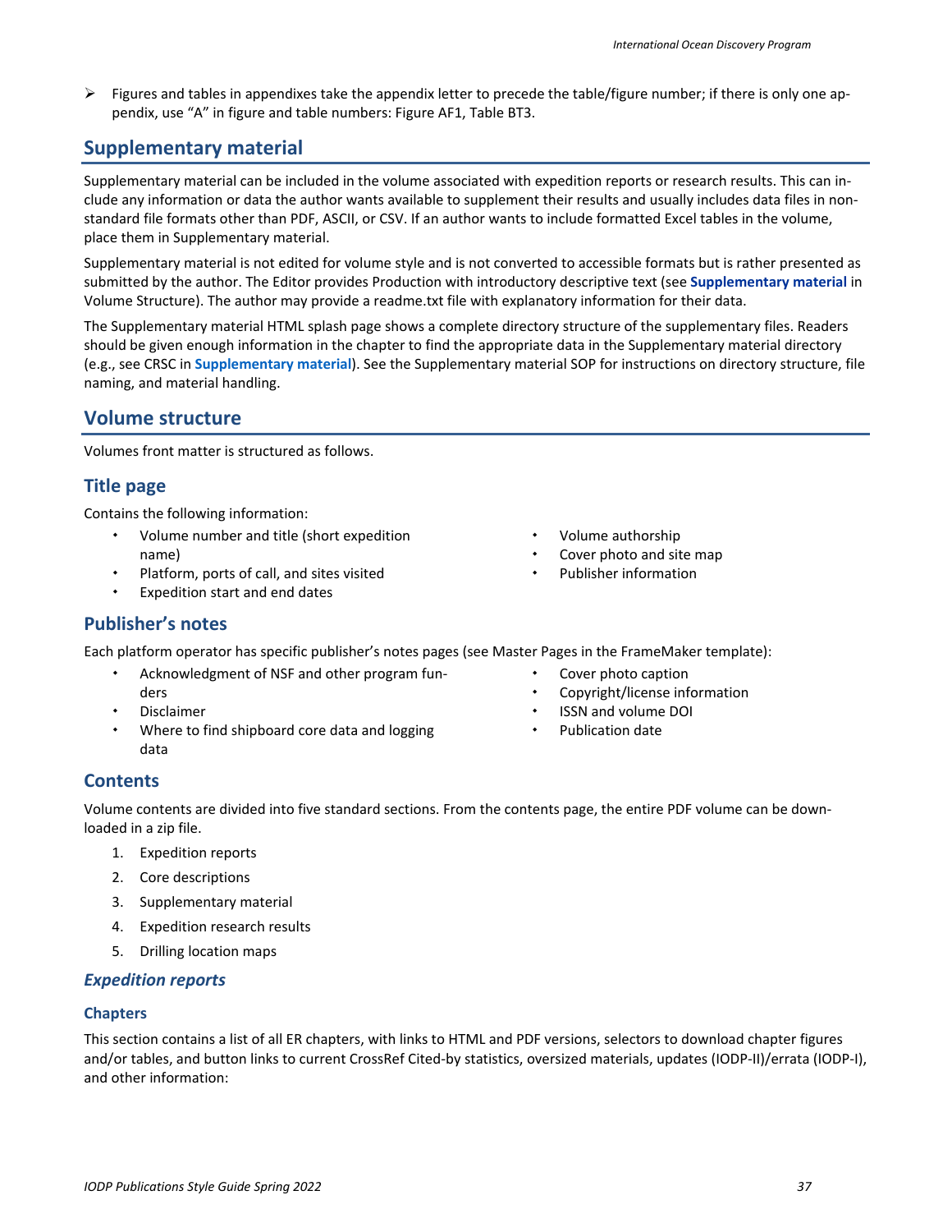- Figures and tables in appendixes take the appendix letter to precede the table/figure number; if there is only one appendix, use "A" in figure and table numbers: Figure AF1, Table BT3.

## Supplementary material

Supplementary material can be included in the volume associated with expedition reports or research results. This can include any information or data the author wants available to supplement their results and usually includes data files in nonstandard file formats other than PDF, ASCII, or CSV. If an author wants to include formatted Excel tables in the volume, place them in Supplementary material.

Supplementary material is not edited for volume style and is not converted to accessible formats but is rather presented as submitted by the author. The Editor provides Production with introductory descriptive text (see **Supplementary material** in Volume Structure). The author may provide a readme.txt file with explanatory information for their data.

The Supplementary material HTML splash page shows a complete directory structure of the supplementary files. Readers should be given enough information in the chapter to find the appropriate data in the Supplementary material directory (e.g., see CRSC in **Supplementary material**). See the Supplementary material SOP for instructions on directory structure, file naming, and material handling.

## Volume structure

Volumes front matter is structured as follows.

### Title page

Contains the following information:

- Volume number and title (short expedition name)
- Platform, ports of call, and sites visited
- Expedition start and end dates
- Volume authorship
- Cover photo and site map
- Publisher information

### Publisher's notes

Each platform operator has specific publisher's notes pages (see Master Pages in the FrameMaker template):

- Acknowledgment of NSF and other program funders
- Disclaimer
- Where to find shipboard core data and logging data
- Cover photo caption
- Copyright/license information
- ISSN and volume DOI
- Publication date

### Contents

Volume contents are divided into five standard sections. From the contents page, the entire PDF volume can be downloaded in a zip file.

1. Expedition reports
2. Core descriptions
3. Supplementary material
4. Expedition research results
5. Drilling location maps

#### *Expedition reports*

##### Chapters

This section contains a list of all ER chapters, with links to HTML and PDF versions, selectors to download chapter figures and/or tables, and button links to current CrossRef Cited-by statistics, oversized materials, updates (IODP-II)/errata (IODP-I), and other information: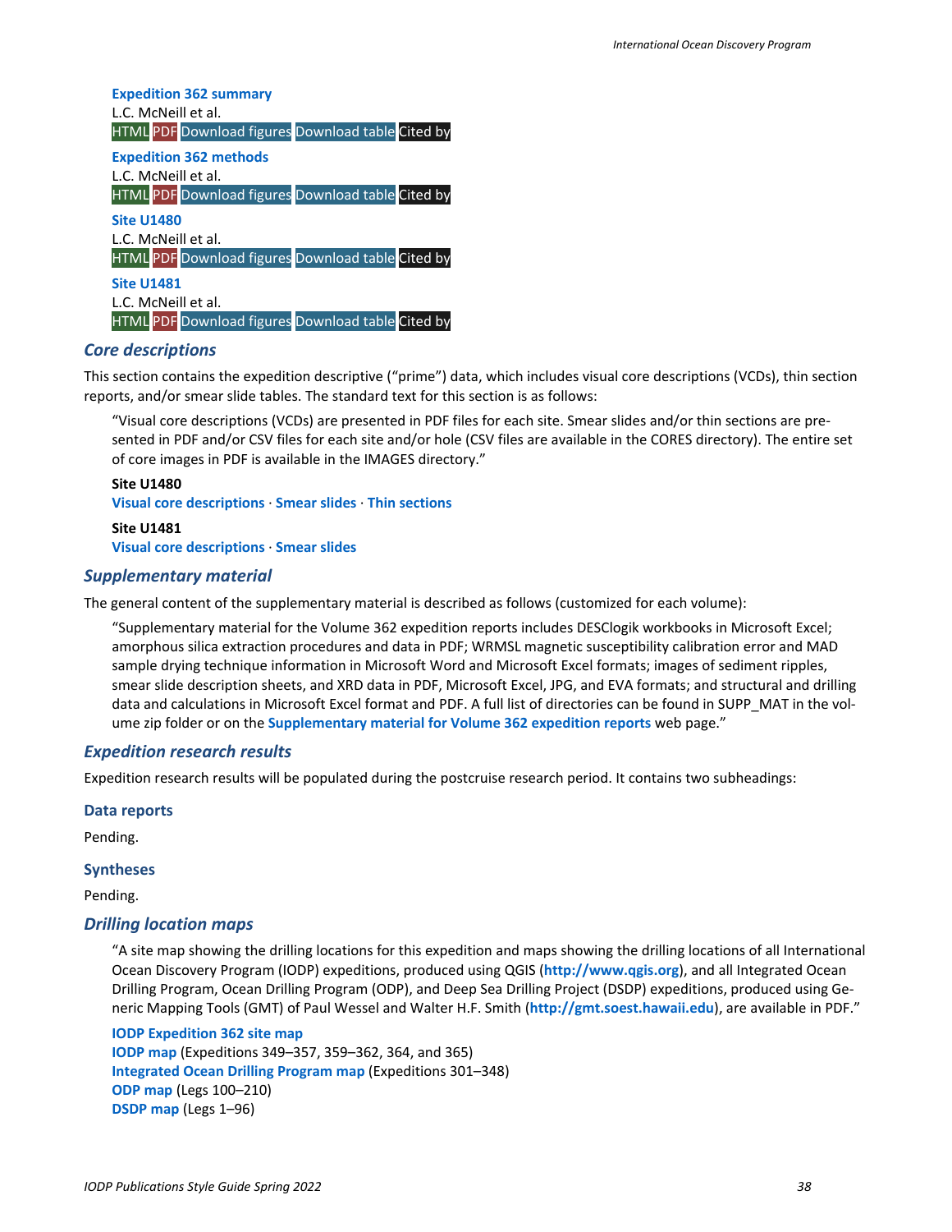**Expedition 362 summary**
L.C. McNeill et al.
HTML PDF Download figures Download table Cited by

**Expedition 362 methods**
L.C. McNeill et al.
HTML PDF Download figures Download table Cited by

**Site U1480**
L.C. McNeill et al.
HTML PDF Download figures Download table Cited by

**Site U1481**
L.C. McNeill et al.
HTML PDF Download figures Download table Cited by

### *Core descriptions*

This section contains the expedition descriptive ("prime") data, which includes visual core descriptions (VCDs), thin section reports, and/or smear slide tables. The standard text for this section is as follows:

> "Visual core descriptions (VCDs) are presented in PDF files for each site. Smear slides and/or thin sections are presented in PDF and/or CSV files for each site and/or hole (CSV files are available in the CORES directory). The entire set of core images in PDF is available in the IMAGES directory."
>
> **Site U1480**
> **Visual core descriptions** · **Smear slides** · **Thin sections**
>
> **Site U1481**
> **Visual core descriptions** · **Smear slides**

### *Supplementary material*

The general content of the supplementary material is described as follows (customized for each volume):

> "Supplementary material for the Volume 362 expedition reports includes DESClogik workbooks in Microsoft Excel; amorphous silica extraction procedures and data in PDF; WRMSL magnetic susceptibility calibration error and MAD sample drying technique information in Microsoft Word and Microsoft Excel formats; images of sediment ripples, smear slide description sheets, and XRD data in PDF, Microsoft Excel, JPG, and EVA formats; and structural and drilling data and calculations in Microsoft Excel format and PDF. A full list of directories can be found in SUPP_MAT in the volume zip folder or on the **Supplementary material for Volume 362 expedition reports** web page."

### *Expedition research results*

Expedition research results will be populated during the postcruise research period. It contains two subheadings:

#### Data reports

Pending.

#### Syntheses

Pending.

### *Drilling location maps*

> "A site map showing the drilling locations for this expedition and maps showing the drilling locations of all International Ocean Discovery Program (IODP) expeditions, produced using QGIS (**http://www.qgis.org**), and all Integrated Ocean Drilling Program, Ocean Drilling Program (ODP), and Deep Sea Drilling Project (DSDP) expeditions, produced using Generic Mapping Tools (GMT) of Paul Wessel and Walter H.F. Smith (**http://gmt.soest.hawaii.edu**), are available in PDF."
>
> **IODP Expedition 362 site map**
> **IODP map** (Expeditions 349–357, 359–362, 364, and 365)
> **Integrated Ocean Drilling Program map** (Expeditions 301–348)
> **ODP map** (Legs 100–210)
> **DSDP map** (Legs 1–96)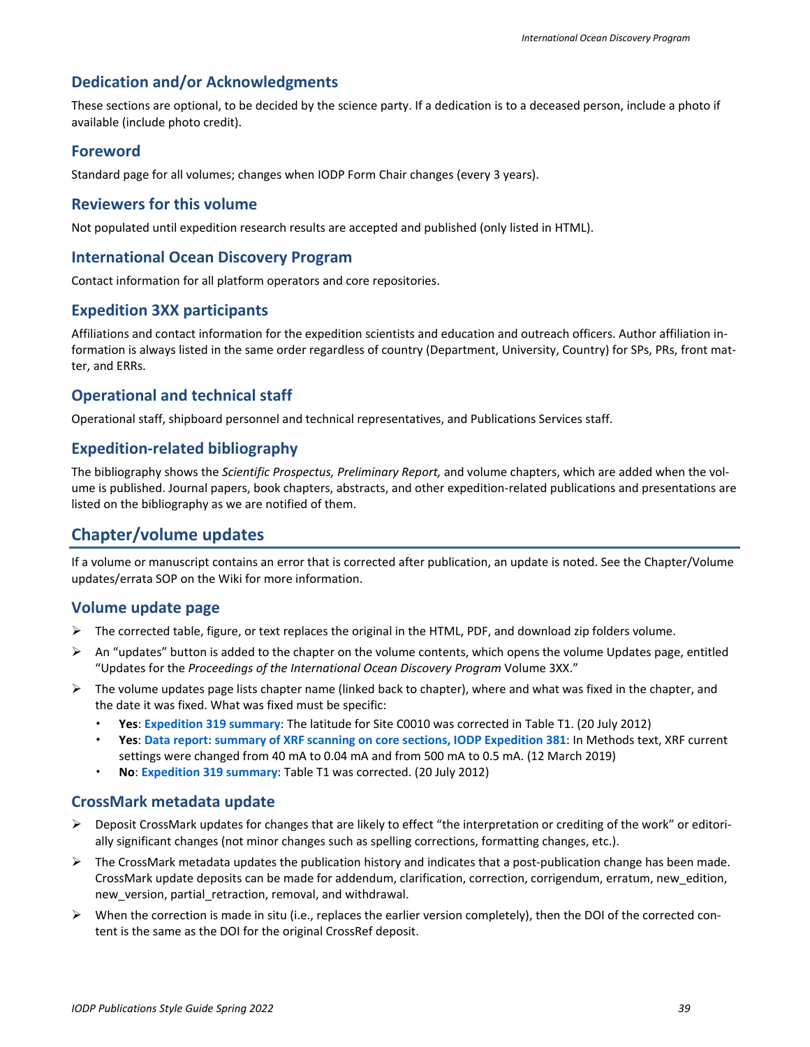### Dedication and/or Acknowledgments

These sections are optional, to be decided by the science party. If a dedication is to a deceased person, include a photo if available (include photo credit).

### Foreword

Standard page for all volumes; changes when IODP Form Chair changes (every 3 years).

### Reviewers for this volume

Not populated until expedition research results are accepted and published (only listed in HTML).

### International Ocean Discovery Program

Contact information for all platform operators and core repositories.

### Expedition 3XX participants

Affiliations and contact information for the expedition scientists and education and outreach officers. Author affiliation information is always listed in the same order regardless of country (Department, University, Country) for SPs, PRs, front matter, and ERRs.

### Operational and technical staff

Operational staff, shipboard personnel and technical representatives, and Publications Services staff.

### Expedition-related bibliography

The bibliography shows the *Scientific Prospectus, Preliminary Report,* and volume chapters, which are added when the volume is published. Journal papers, book chapters, abstracts, and other expedition-related publications and presentations are listed on the bibliography as we are notified of them.

## Chapter/volume updates

If a volume or manuscript contains an error that is corrected after publication, an update is noted. See the Chapter/Volume updates/errata SOP on the Wiki for more information.

### Volume update page

- The corrected table, figure, or text replaces the original in the HTML, PDF, and download zip folders volume.
- An "updates" button is added to the chapter on the volume contents, which opens the volume Updates page, entitled "Updates for the *Proceedings of the International Ocean Discovery Program* Volume 3XX."
- The volume updates page lists chapter name (linked back to chapter), where and what was fixed in the chapter, and the date it was fixed. What was fixed must be specific:
  - **Yes**: **Expedition 319 summary**: The latitude for Site C0010 was corrected in Table T1. (20 July 2012)
  - **Yes**: **Data report: summary of XRF scanning on core sections, IODP Expedition 381**: In Methods text, XRF current settings were changed from 40 mA to 0.04 mA and from 500 mA to 0.5 mA. (12 March 2019)
  - **No**: **Expedition 319 summary**: Table T1 was corrected. (20 July 2012)

### CrossMark metadata update

- Deposit CrossMark updates for changes that are likely to effect "the interpretation or crediting of the work" or editorially significant changes (not minor changes such as spelling corrections, formatting changes, etc.).
- The CrossMark metadata updates the publication history and indicates that a post-publication change has been made. CrossMark update deposits can be made for addendum, clarification, correction, corrigendum, erratum, new_edition, new_version, partial_retraction, removal, and withdrawal.
- When the correction is made in situ (i.e., replaces the earlier version completely), then the DOI of the corrected content is the same as the DOI for the original CrossRef deposit.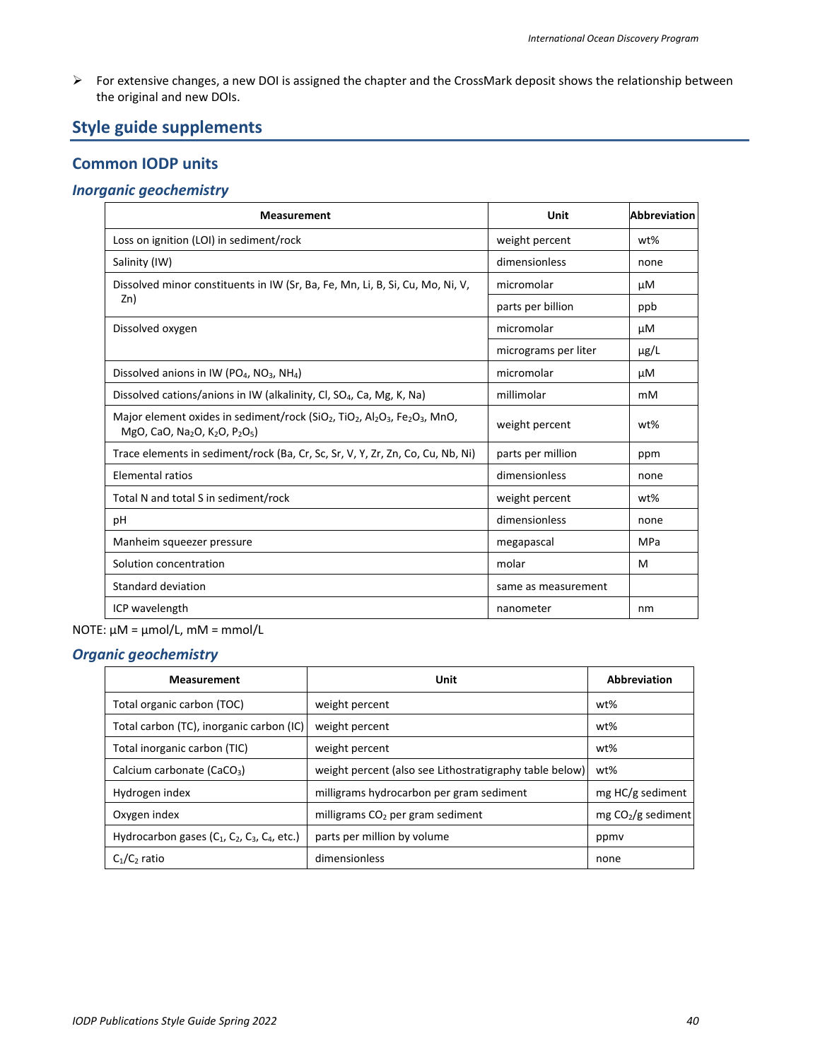- For extensive changes, a new DOI is assigned the chapter and the CrossMark deposit shows the relationship between the original and new DOIs.

## Style guide supplements

### Common IODP units

#### *Inorganic geochemistry*

| Measurement | Unit | Abbreviation |
|---|---|---|
| Loss on ignition (LOI) in sediment/rock | weight percent | wt% |
| Salinity (IW) | dimensionless | none |
| Dissolved minor constituents in IW (Sr, Ba, Fe, Mn, Li, B, Si, Cu, Mo, Ni, V, Zn) | micromolar | µM |
| | parts per billion | ppb |
| Dissolved oxygen | micromolar | µM |
| | micrograms per liter | µg/L |
| Dissolved anions in IW ($PO_4$, $NO_3$, $NH_4$) | micromolar | µM |
| Dissolved cations/anions in IW (alkalinity, Cl, $SO_4$, Ca, Mg, K, Na) | millimolar | mM |
| Major element oxides in sediment/rock ($SiO_2$, $TiO_2$, $Al_2O_3$, $Fe_2O_3$, MnO, MgO, CaO, $Na_2O$, $K_2O$, $P_2O_5$) | weight percent | wt% |
| Trace elements in sediment/rock (Ba, Cr, Sc, Sr, V, Y, Zr, Zn, Co, Cu, Nb, Ni) | parts per million | ppm |
| Elemental ratios | dimensionless | none |
| Total N and total S in sediment/rock | weight percent | wt% |
| pH | dimensionless | none |
| Manheim squeezer pressure | megapascal | MPa |
| Solution concentration | molar | M |
| Standard deviation | same as measurement | |
| ICP wavelength | nanometer | nm |

NOTE: µM = µmol/L, mM = mmol/L

#### *Organic geochemistry*

| Measurement | Unit | Abbreviation |
|---|---|---|
| Total organic carbon (TOC) | weight percent | wt% |
| Total carbon (TC), inorganic carbon (IC) | weight percent | wt% |
| Total inorganic carbon (TIC) | weight percent | wt% |
| Calcium carbonate ($CaCO_3$) | weight percent (also see Lithostratigraphy table below) | wt% |
| Hydrogen index | milligrams hydrocarbon per gram sediment | mg HC/g sediment |
| Oxygen index | milligrams $CO_2$ per gram sediment | mg $CO_2$/g sediment |
| Hydrocarbon gases ($C_1$, $C_2$, $C_3$, $C_4$, etc.) | parts per million by volume | ppmv |
| $C_1/C_2$ ratio | dimensionless | none |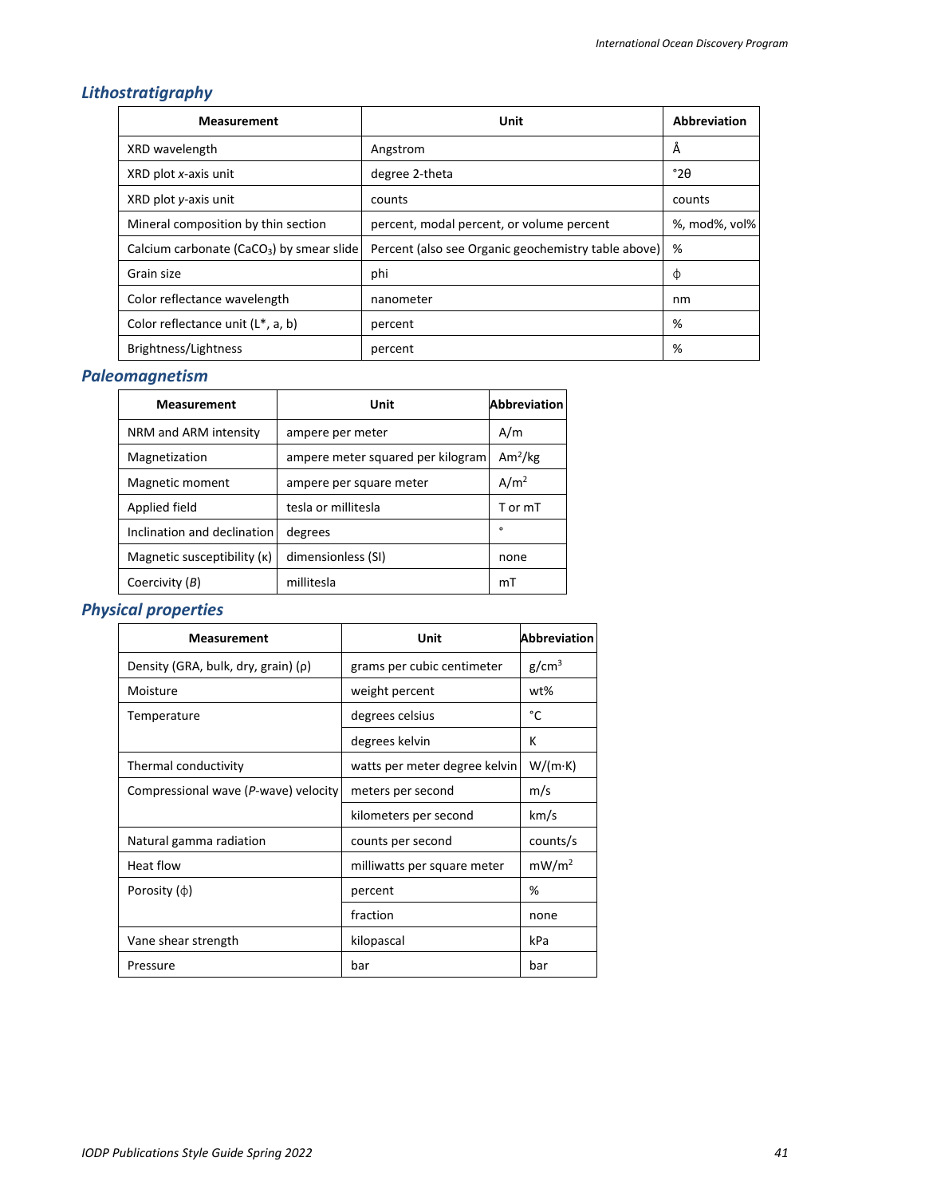## *Lithostratigraphy*

| Measurement | Unit | Abbreviation |
|---|---|---|
| XRD wavelength | Angstrom | Å |
| XRD plot *x*-axis unit | degree 2-theta | °2θ |
| XRD plot *y*-axis unit | counts | counts |
| Mineral composition by thin section | percent, modal percent, or volume percent | %, mod%, vol% |
| Calcium carbonate ($CaCO_3$) by smear slide | Percent (also see Organic geochemistry table above) | % |
| Grain size | phi | ϕ |
| Color reflectance wavelength | nanometer | nm |
| Color reflectance unit (L*, a, b) | percent | % |
| Brightness/Lightness | percent | % |

## *Paleomagnetism*

| Measurement | Unit | Abbreviation |
|---|---|---|
| NRM and ARM intensity | ampere per meter | A/m |
| Magnetization | ampere meter squared per kilogram | $Am^2/kg$ |
| Magnetic moment | ampere per square meter | $A/m^2$ |
| Applied field | tesla or millitesla | T or mT |
| Inclination and declination | degrees | ° |
| Magnetic susceptibility (κ) | dimensionless (SI) | none |
| Coercivity (*B*) | millitesla | mT |

## *Physical properties*

| Measurement | Unit | Abbreviation |
|---|---|---|
| Density (GRA, bulk, dry, grain) (ρ) | grams per cubic centimeter | $g/cm^3$ |
| Moisture | weight percent | wt% |
| Temperature | degrees celsius | °C |
| | degrees kelvin | K |
| Thermal conductivity | watts per meter degree kelvin | W/(m·K) |
| Compressional wave (*P*-wave) velocity | meters per second | m/s |
| | kilometers per second | km/s |
| Natural gamma radiation | counts per second | counts/s |
| Heat flow | milliwatts per square meter | $mW/m^2$ |
| Porosity (ϕ) | percent | % |
| | fraction | none |
| Vane shear strength | kilopascal | kPa |
| Pressure | bar | bar |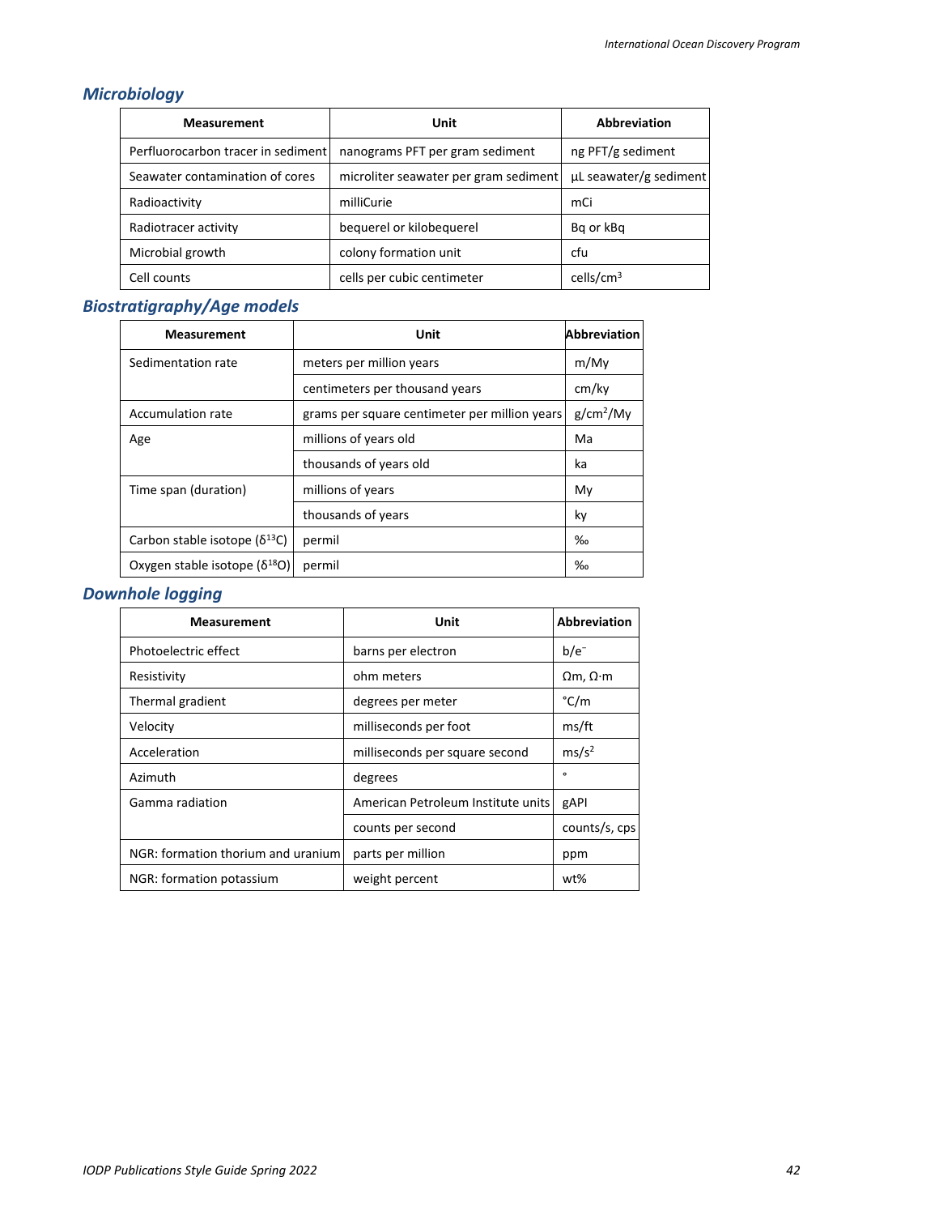### *Microbiology*

| Measurement | Unit | Abbreviation |
|---|---|---|
| Perfluorocarbon tracer in sediment | nanograms PFT per gram sediment | ng PFT/g sediment |
| Seawater contamination of cores | microliter seawater per gram sediment | µL seawater/g sediment |
| Radioactivity | milliCurie | mCi |
| Radiotracer activity | bequerel or kilobequerel | Bq or kBq |
| Microbial growth | colony formation unit | cfu |
| Cell counts | cells per cubic centimeter | cells/cm$^3$ |

### *Biostratigraphy/Age models*

| Measurement | Unit | Abbreviation |
|---|---|---|
| Sedimentation rate | meters per million years | m/My |
| | centimeters per thousand years | cm/ky |
| Accumulation rate | grams per square centimeter per million years | g/cm$^2$/My |
| Age | millions of years old | Ma |
| | thousands of years old | ka |
| Time span (duration) | millions of years | My |
| | thousands of years | ky |
| Carbon stable isotope ($\delta^{13}C$) | permil | ‰ |
| Oxygen stable isotope ($\delta^{18}O$) | permil | ‰ |

### *Downhole logging*

| Measurement | Unit | Abbreviation |
|---|---|---|
| Photoelectric effect | barns per electron | b/e$^-$ |
| Resistivity | ohm meters | Ωm, Ω·m |
| Thermal gradient | degrees per meter | °C/m |
| Velocity | milliseconds per foot | ms/ft |
| Acceleration | milliseconds per square second | ms/s$^2$ |
| Azimuth | degrees | ° |
| Gamma radiation | American Petroleum Institute units | gAPI |
| | counts per second | counts/s, cps |
| NGR: formation thorium and uranium | parts per million | ppm |
| NGR: formation potassium | weight percent | wt% |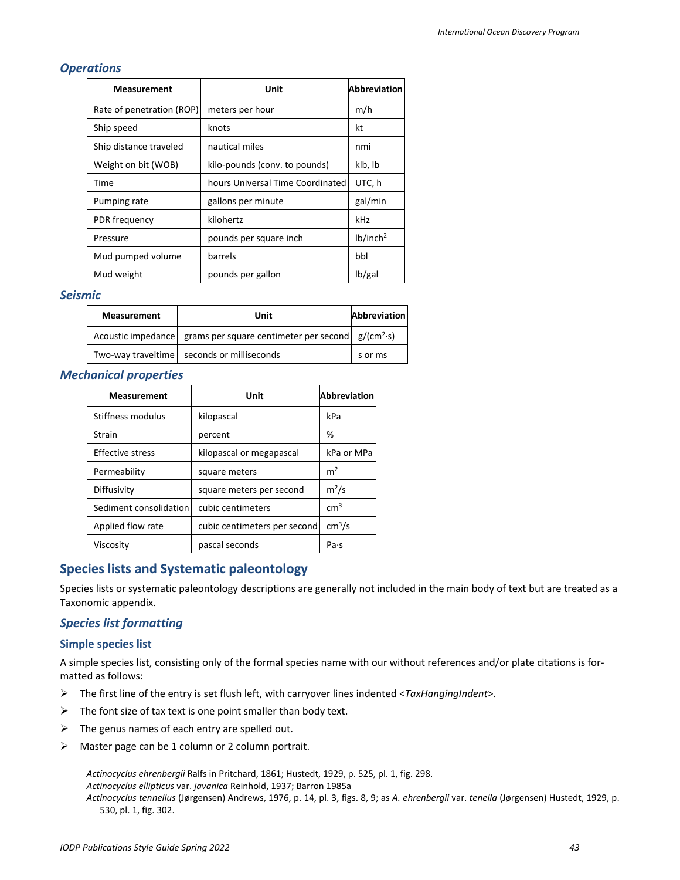### *Operations*

| Measurement | Unit | Abbreviation |
|---|---|---|
| Rate of penetration (ROP) | meters per hour | m/h |
| Ship speed | knots | kt |
| Ship distance traveled | nautical miles | nmi |
| Weight on bit (WOB) | kilo-pounds (conv. to pounds) | klb, lb |
| Time | hours Universal Time Coordinated | UTC, h |
| Pumping rate | gallons per minute | gal/min |
| PDR frequency | kilohertz | kHz |
| Pressure | pounds per square inch | lb/inch$^2$ |
| Mud pumped volume | barrels | bbl |
| Mud weight | pounds per gallon | lb/gal |

### *Seismic*

| Measurement | Unit | Abbreviation |
|---|---|---|
| Acoustic impedance | grams per square centimeter per second | g/(cm$^2$·s) |
| Two-way traveltime | seconds or milliseconds | s or ms |

### *Mechanical properties*

| Measurement | Unit | Abbreviation |
|---|---|---|
| Stiffness modulus | kilopascal | kPa |
| Strain | percent | % |
| Effective stress | kilopascal or megapascal | kPa or MPa |
| Permeability | square meters | m$^2$ |
| Diffusivity | square meters per second | m$^2$/s |
| Sediment consolidation | cubic centimeters | cm$^3$ |
| Applied flow rate | cubic centimeters per second | cm$^3$/s |
| Viscosity | pascal seconds | Pa·s |

## Species lists and Systematic paleontology

Species lists or systematic paleontology descriptions are generally not included in the main body of text but are treated as a Taxonomic appendix.

### *Species list formatting*

#### Simple species list

A simple species list, consisting only of the formal species name with our without references and/or plate citations is formatted as follows:

- The first line of the entry is set flush left, with carryover lines indented <*TaxHangingIndent*>.
- The font size of tax text is one point smaller than body text.
- The genus names of each entry are spelled out.
- Master page can be 1 column or 2 column portrait.

*Actinocyclus ehrenbergii* Ralfs in Pritchard, 1861; Hustedt, 1929, p. 525, pl. 1, fig. 298.
*Actinocyclus ellipticus* var. *javanica* Reinhold, 1937; Barron 1985a
*Actinocyclus tennellus* (Jørgensen) Andrews, 1976, p. 14, pl. 3, figs. 8, 9; as *A. ehrenbergii* var. *tenella* (Jørgensen) Hustedt, 1929, p. 530, pl. 1, fig. 302.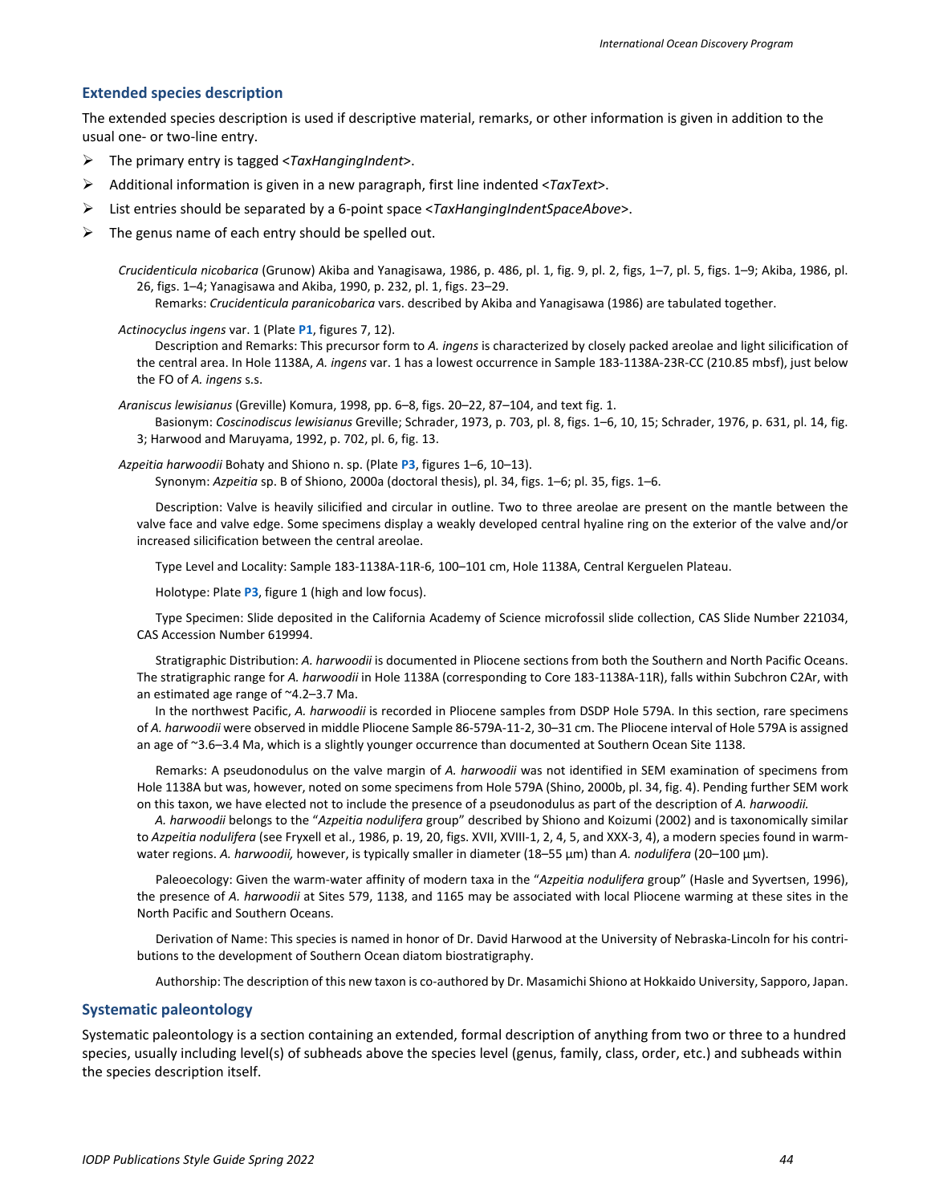## Extended species description

The extended species description is used if descriptive material, remarks, or other information is given in addition to the usual one- or two-line entry.

- The primary entry is tagged <*TaxHangingIndent*>.
- Additional information is given in a new paragraph, first line indented <*TaxText*>.
- List entries should be separated by a 6-point space <*TaxHangingIndentSpaceAbove*>.
- The genus name of each entry should be spelled out.

*Crucidenticula nicobarica* (Grunow) Akiba and Yanagisawa, 1986, p. 486, pl. 1, fig. 9, pl. 2, figs. 1–7, pl. 5, figs. 1–9; Akiba, 1986, pl. 26, figs. 1–4; Yanagisawa and Akiba, 1990, p. 232, pl. 1, figs. 23–29.

Remarks: *Crucidenticula paranicobarica* vars. described by Akiba and Yanagisawa (1986) are tabulated together.

*Actinocyclus ingens* var. 1 (Plate **P1**, figures 7, 12).

Description and Remarks: This precursor form to *A. ingens* is characterized by closely packed areolae and light silicification of the central area. In Hole 1138A, *A. ingens* var. 1 has a lowest occurrence in Sample 183-1138A-23R-CC (210.85 mbsf), just below the FO of *A. ingens* s.s.

*Araniscus lewisianus* (Greville) Komura, 1998, pp. 6–8, figs. 20–22, 87–104, and text fig. 1.

Basionym: *Coscinodiscus lewisianus* Greville; Schrader, 1973, p. 703, pl. 8, figs. 1–6, 10, 15; Schrader, 1976, p. 631, pl. 14, fig. 3; Harwood and Maruyama, 1992, p. 702, pl. 6, fig. 13.

*Azpeitia harwoodii* Bohaty and Shiono n. sp. (Plate **P3**, figures 1–6, 10–13).

Synonym: *Azpeitia* sp. B of Shiono, 2000a (doctoral thesis), pl. 34, figs. 1–6; pl. 35, figs. 1–6.

Description: Valve is heavily silicified and circular in outline. Two to three areolae are present on the mantle between the valve face and valve edge. Some specimens display a weakly developed central hyaline ring on the exterior of the valve and/or increased silicification between the central areolae.

Type Level and Locality: Sample 183-1138A-11R-6, 100–101 cm, Hole 1138A, Central Kerguelen Plateau.

Holotype: Plate **P3**, figure 1 (high and low focus).

Type Specimen: Slide deposited in the California Academy of Science microfossil slide collection, CAS Slide Number 221034, CAS Accession Number 619994.

Stratigraphic Distribution: *A. harwoodii* is documented in Pliocene sections from both the Southern and North Pacific Oceans. The stratigraphic range for *A. harwoodii* in Hole 1138A (corresponding to Core 183-1138A-11R), falls within Subchron C2Ar, with an estimated age range of ~4.2–3.7 Ma.

In the northwest Pacific, *A. harwoodii* is recorded in Pliocene samples from DSDP Hole 579A. In this section, rare specimens of *A. harwoodii* were observed in middle Pliocene Sample 86-579A-11-2, 30–31 cm. The Pliocene interval of Hole 579A is assigned an age of ~3.6–3.4 Ma, which is a slightly younger occurrence than documented at Southern Ocean Site 1138.

Remarks: A pseudonodulus on the valve margin of *A. harwoodii* was not identified in SEM examination of specimens from Hole 1138A but was, however, noted on some specimens from Hole 579A (Shino, 2000b, pl. 34, fig. 4). Pending further SEM work on this taxon, we have elected not to include the presence of a pseudonodulus as part of the description of *A. harwoodii.*

*A. harwoodii* belongs to the "*Azpeitia nodulifera* group" described by Shiono and Koizumi (2002) and is taxonomically similar to *Azpeitia nodulifera* (see Fryxell et al., 1986, p. 19, 20, figs. XVII, XVIII-1, 2, 4, 5, and XXX-3, 4), a modern species found in warm-water regions. *A. harwoodii,* however, is typically smaller in diameter (18–55 µm) than *A. nodulifera* (20–100 µm).

Paleoecology: Given the warm-water affinity of modern taxa in the "*Azpeitia nodulifera* group" (Hasle and Syvertsen, 1996), the presence of *A. harwoodii* at Sites 579, 1138, and 1165 may be associated with local Pliocene warming at these sites in the North Pacific and Southern Oceans.

Derivation of Name: This species is named in honor of Dr. David Harwood at the University of Nebraska-Lincoln for his contributions to the development of Southern Ocean diatom biostratigraphy.

Authorship: The description of this new taxon is co-authored by Dr. Masamichi Shiono at Hokkaido University, Sapporo, Japan.

## Systematic paleontology

Systematic paleontology is a section containing an extended, formal description of anything from two or three to a hundred species, usually including level(s) of subheads above the species level (genus, family, class, order, etc.) and subheads within the species description itself.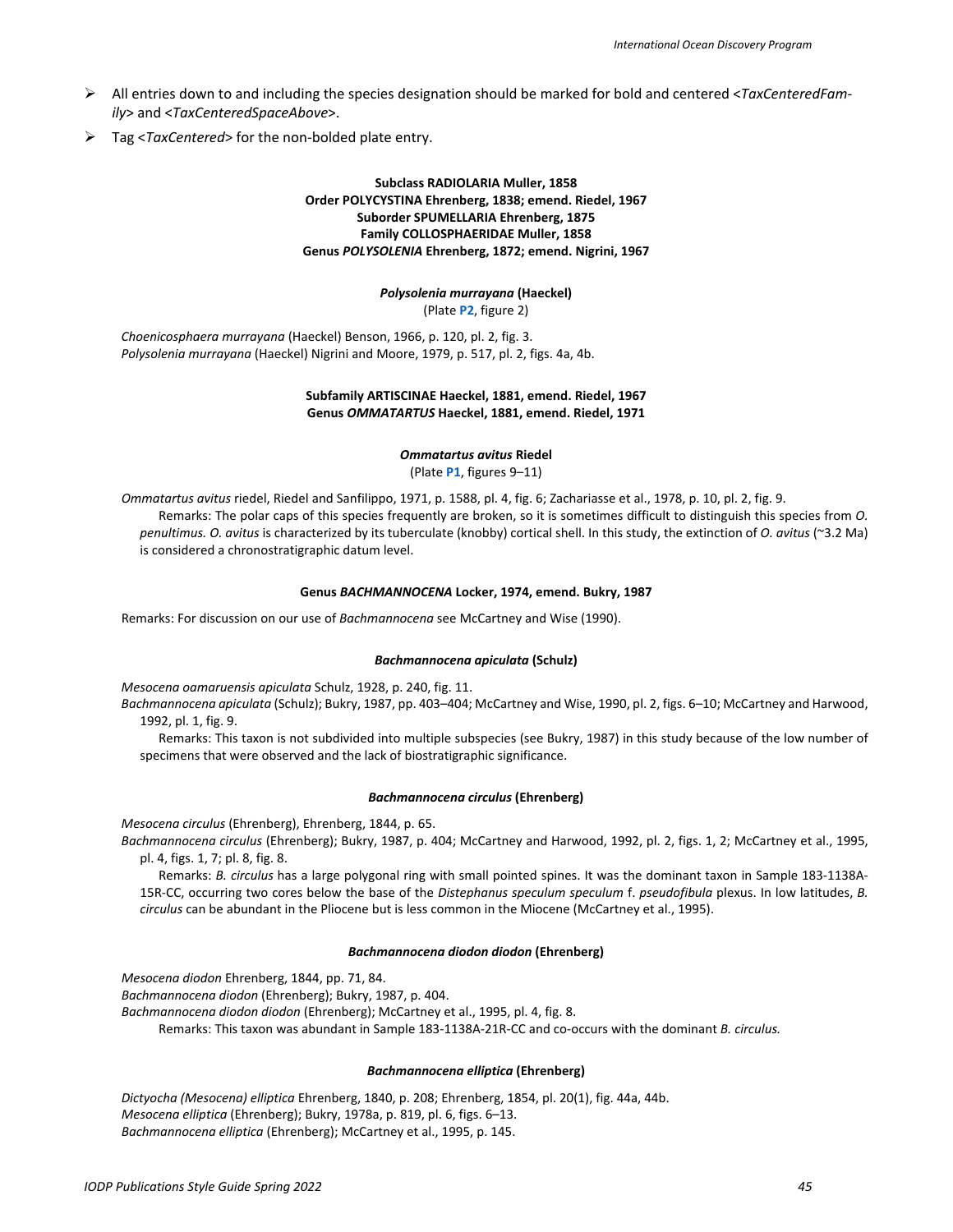- All entries down to and including the species designation should be marked for bold and centered <*TaxCenteredFamily*> and <*TaxCenteredSpaceAbove*>.
- Tag <*TaxCentered*> for the non-bolded plate entry.

**Subclass RADIOLARIA Muller, 1858**
**Order POLYCYSTINA Ehrenberg, 1838; emend. Riedel, 1967**
**Suborder SPUMELLARIA Ehrenberg, 1875**
**Family COLLOSPHAERIDAE Muller, 1858**
**Genus *POLYSOLENIA* Ehrenberg, 1872; emend. Nigrini, 1967**

***Polysolenia murrayana* (Haeckel)**
(Plate **P2**, figure 2)

*Choenicosphaera murrayana* (Haeckel) Benson, 1966, p. 120, pl. 2, fig. 3.
*Polysolenia murrayana* (Haeckel) Nigrini and Moore, 1979, p. 517, pl. 2, figs. 4a, 4b.

**Subfamily ARTISCINAE Haeckel, 1881, emend. Riedel, 1967**
**Genus *OMMATARTUS* Haeckel, 1881, emend. Riedel, 1971**

***Ommatartus avitus* Riedel**
(Plate **P1**, figures 9–11)

*Ommatartus avitus* riedel, Riedel and Sanfilippo, 1971, p. 1588, pl. 4, fig. 6; Zachariasse et al., 1978, p. 10, pl. 2, fig. 9.
Remarks: The polar caps of this species frequently are broken, so it is sometimes difficult to distinguish this species from *O. penultimus. O. avitus* is characterized by its tuberculate (knobby) cortical shell. In this study, the extinction of *O. avitus* (~3.2 Ma) is considered a chronostratigraphic datum level.

**Genus *BACHMANNOCENA* Locker, 1974, emend. Bukry, 1987**

Remarks: For discussion on our use of *Bachmannocena* see McCartney and Wise (1990).

***Bachmannocena apiculata* (Schulz)**

*Mesocena oamaruensis apiculata* Schulz, 1928, p. 240, fig. 11.
*Bachmannocena apiculata* (Schulz); Bukry, 1987, pp. 403–404; McCartney and Wise, 1990, pl. 2, figs. 6–10; McCartney and Harwood, 1992, pl. 1, fig. 9.
Remarks: This taxon is not subdivided into multiple subspecies (see Bukry, 1987) in this study because of the low number of specimens that were observed and the lack of biostratigraphic significance.

***Bachmannocena circulus* (Ehrenberg)**

*Mesocena circulus* (Ehrenberg), Ehrenberg, 1844, p. 65.
*Bachmannocena circulus* (Ehrenberg); Bukry, 1987, p. 404; McCartney and Harwood, 1992, pl. 2, figs. 1, 2; McCartney et al., 1995, pl. 4, figs. 1, 7; pl. 8, fig. 8.
Remarks: *B. circulus* has a large polygonal ring with small pointed spines. It was the dominant taxon in Sample 183-1138A-15R-CC, occurring two cores below the base of the *Distephanus speculum speculum* f. *pseudofibula* plexus. In low latitudes, *B. circulus* can be abundant in the Pliocene but is less common in the Miocene (McCartney et al., 1995).

***Bachmannocena diodon diodon* (Ehrenberg)**

*Mesocena diodon* Ehrenberg, 1844, pp. 71, 84.
*Bachmannocena diodon* (Ehrenberg); Bukry, 1987, p. 404.
*Bachmannocena diodon diodon* (Ehrenberg); McCartney et al., 1995, pl. 4, fig. 8.
Remarks: This taxon was abundant in Sample 183-1138A-21R-CC and co-occurs with the dominant *B. circulus.*

***Bachmannocena elliptica* (Ehrenberg)**

*Dictyocha (Mesocena) elliptica* Ehrenberg, 1840, p. 208; Ehrenberg, 1854, pl. 20(1), fig. 44a, 44b.
*Mesocena elliptica* (Ehrenberg); Bukry, 1978a, p. 819, pl. 6, figs. 6–13.
*Bachmannocena elliptica* (Ehrenberg); McCartney et al., 1995, p. 145.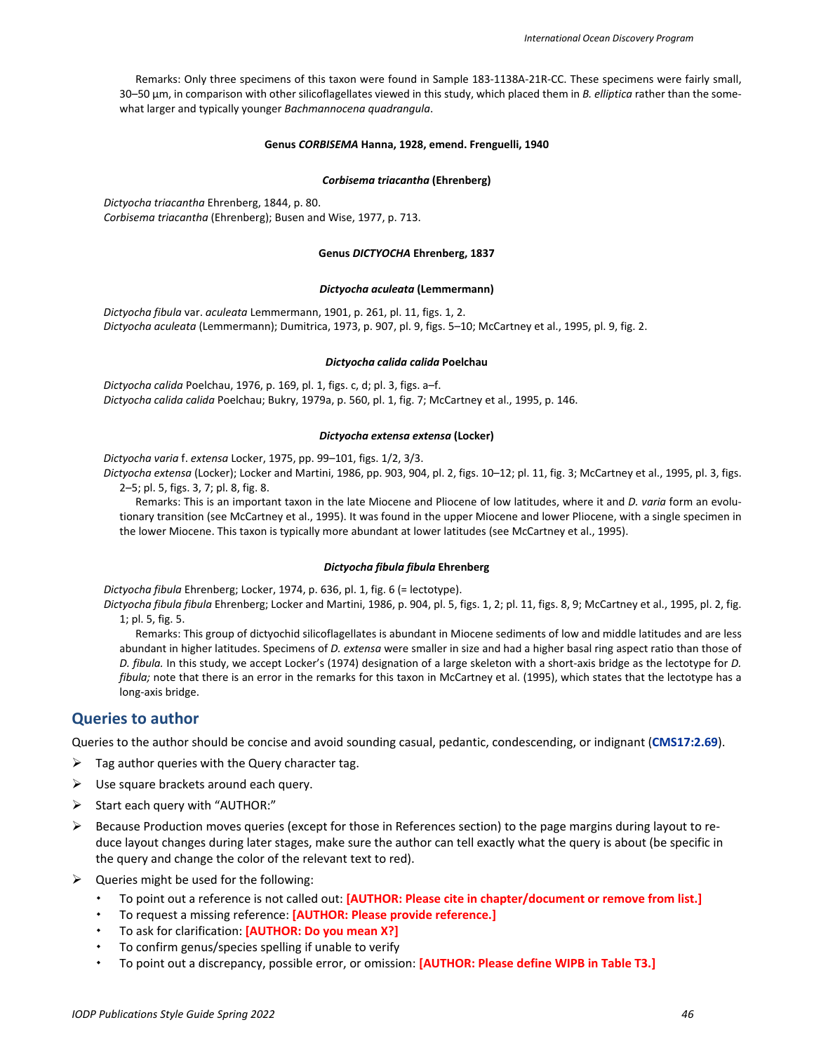Remarks: Only three specimens of this taxon were found in Sample 183-1138A-21R-CC. These specimens were fairly small, 30–50 µm, in comparison with other silicoflagellates viewed in this study, which placed them in *B. elliptica* rather than the somewhat larger and typically younger *Bachmannocena quadrangula*.

**Genus *CORBISEMA* Hanna, 1928, emend. Frenguelli, 1940**

***Corbisema triacantha* (Ehrenberg)**

*Dictyocha triacantha* Ehrenberg, 1844, p. 80.
*Corbisema triacantha* (Ehrenberg); Busen and Wise, 1977, p. 713.

**Genus *DICTYOCHA* Ehrenberg, 1837**

***Dictyocha aculeata* (Lemmermann)**

*Dictyocha fibula* var. *aculeata* Lemmermann, 1901, p. 261, pl. 11, figs. 1, 2.
*Dictyocha aculeata* (Lemmermann); Dumitrica, 1973, p. 907, pl. 9, figs. 5–10; McCartney et al., 1995, pl. 9, fig. 2.

***Dictyocha calida calida* Poelchau**

*Dictyocha calida* Poelchau, 1976, p. 169, pl. 1, figs. c, d; pl. 3, figs. a–f.
*Dictyocha calida calida* Poelchau; Bukry, 1979a, p. 560, pl. 1, fig. 7; McCartney et al., 1995, p. 146.

***Dictyocha extensa extensa* (Locker)**

*Dictyocha varia* f. *extensa* Locker, 1975, pp. 99–101, figs. 1/2, 3/3.
*Dictyocha extensa* (Locker); Locker and Martini, 1986, pp. 903, 904, pl. 2, figs. 10–12; pl. 11, fig. 3; McCartney et al., 1995, pl. 3, figs. 2–5; pl. 5, figs. 3, 7; pl. 8, fig. 8.

Remarks: This is an important taxon in the late Miocene and Pliocene of low latitudes, where it and *D. varia* form an evolutionary transition (see McCartney et al., 1995). It was found in the upper Miocene and lower Pliocene, with a single specimen in the lower Miocene. This taxon is typically more abundant at lower latitudes (see McCartney et al., 1995).

***Dictyocha fibula fibula* Ehrenberg**

*Dictyocha fibula* Ehrenberg; Locker, 1974, p. 636, pl. 1, fig. 6 (= lectotype).
*Dictyocha fibula fibula* Ehrenberg; Locker and Martini, 1986, p. 904, pl. 5, figs. 1, 2; pl. 11, figs. 8, 9; McCartney et al., 1995, pl. 2, fig. 1; pl. 5, fig. 5.

Remarks: This group of dictyochid silicoflagellates is abundant in Miocene sediments of low and middle latitudes and are less abundant in higher latitudes. Specimens of *D. extensa* were smaller in size and had a higher basal ring aspect ratio than those of *D. fibula.* In this study, we accept Locker's (1974) designation of a large skeleton with a short-axis bridge as the lectotype for *D. fibula;* note that there is an error in the remarks for this taxon in McCartney et al. (1995), which states that the lectotype has a long-axis bridge.

## Queries to author

Queries to the author should be concise and avoid sounding casual, pedantic, condescending, or indignant (**CMS17:2.69**).

- Tag author queries with the Query character tag.
- Use square brackets around each query.
- Start each query with "AUTHOR:"
- Because Production moves queries (except for those in References section) to the page margins during layout to reduce layout changes during later stages, make sure the author can tell exactly what the query is about (be specific in the query and change the color of the relevant text to red).
- Queries might be used for the following:
  - To point out a reference is not called out: **[AUTHOR: Please cite in chapter/document or remove from list.]**
  - To request a missing reference: **[AUTHOR: Please provide reference.]**
  - To ask for clarification: **[AUTHOR: Do you mean X?]**
  - To confirm genus/species spelling if unable to verify
  - To point out a discrepancy, possible error, or omission: **[AUTHOR: Please define WIPB in Table T3.]**